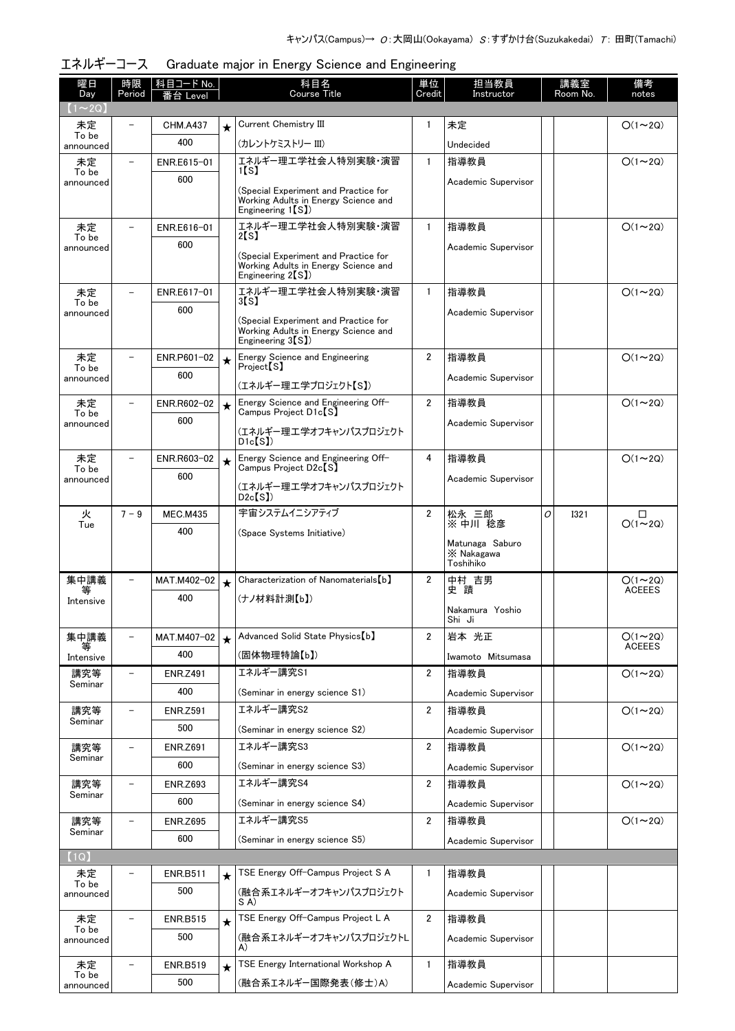キャンパス(Campus)→ O：大岡山(Ookayama) S：すずかけ台(Suzukakedai) T：田町(Tamachi)

## エネルギーコース　Graduate major in Energy Science and Engineering

| 曜日 Day | 時限 Period | 科目コード No. 番台 Level | | 科目名 Course Title | 単位 Credit | 担当教員 Instructor | 講義室 Room No. | | 備考 notes |
|---|---|---|---|---|---|---|---|---|---|
| 【1～2Q】 | | | | | | | | | |
| 未定 To be announced | – | CHM.A437 400 | ★ | Current Chemistry III (カレントケミストリー III) | 1 | 未定 Undecided | | | O(1～2Q) |
| 未定 To be announced | – | ENR.E615-01 600 | | エネルギー理工学社会人特別実験・演習1【S】 (Special Experiment and Practice for Working Adults in Energy Science and Engineering 1【S】) | 1 | 指導教員 Academic Supervisor | | | O(1～2Q) |
| 未定 To be announced | – | ENR.E616-01 600 | | エネルギー理工学社会人特別実験・演習2【S】 (Special Experiment and Practice for Working Adults in Energy Science and Engineering 2【S】) | 1 | 指導教員 Academic Supervisor | | | O(1～2Q) |
| 未定 To be announced | – | ENR.E617-01 600 | | エネルギー理工学社会人特別実験・演習3【S】 (Special Experiment and Practice for Working Adults in Energy Science and Engineering 3【S】) | 1 | 指導教員 Academic Supervisor | | | O(1～2Q) |
| 未定 To be announced | – | ENR.P601-02 600 | ★ | Energy Science and Engineering Project【S】 (エネルギー理工学プロジェクト【S】) | 2 | 指導教員 Academic Supervisor | | | O(1～2Q) |
| 未定 To be announced | – | ENR.R602-02 600 | ★ | Energy Science and Engineering Off-Campus Project D1c【S】 (エネルギー理工学オフキャンパスプロジェクトD1c【S】) | 2 | 指導教員 Academic Supervisor | | | O(1～2Q) |
| 未定 To be announced | – | ENR.R603-02 600 | ★ | Energy Science and Engineering Off-Campus Project D2c【S】 (エネルギー理工学オフキャンパスプロジェクトD2c【S】) | 4 | 指導教員 Academic Supervisor | | | O(1～2Q) |
| 火 Tue | 7－9 | MEC.M435 400 | | 宇宙システムイニシアティブ (Space Systems Initiative) | 2 | 松永 三郎 ※ 中川 稔彦 Matunaga Saburo ※ Nakagawa Toshihiko | O | I321 | □ O(1～2Q) |
| 集中講義等 Intensive | – | MAT.M402-02 400 | ★ | Characterization of Nanomaterials【b】 (ナノ材料計測【b】) | 2 | 中村 吉男 史 蹟 Nakamura Yoshio Shi Ji | | | O(1～2Q) ACEEES |
| 集中講義等 Intensive | – | MAT.M407-02 400 | ★ | Advanced Solid State Physics【b】 (固体物理特論【b】) | 2 | 岩本 光正 Iwamoto Mitsumasa | | | O(1～2Q) ACEEES |
| 講究等 Seminar | – | ENR.Z491 400 | | エネルギー講究S1 (Seminar in energy science S1) | 2 | 指導教員 Academic Supervisor | | | O(1～2Q) |
| 講究等 Seminar | – | ENR.Z591 500 | | エネルギー講究S2 (Seminar in energy science S2) | 2 | 指導教員 Academic Supervisor | | | O(1～2Q) |
| 講究等 Seminar | – | ENR.Z691 600 | | エネルギー講究S3 (Seminar in energy science S3) | 2 | 指導教員 Academic Supervisor | | | O(1～2Q) |
| 講究等 Seminar | – | ENR.Z693 600 | | エネルギー講究S4 (Seminar in energy science S4) | 2 | 指導教員 Academic Supervisor | | | O(1～2Q) |
| 講究等 Seminar | – | ENR.Z695 600 | | エネルギー講究S5 (Seminar in energy science S5) | 2 | 指導教員 Academic Supervisor | | | O(1～2Q) |
| 【1Q】 | | | | | | | | | |
| 未定 To be announced | – | ENR.B511 500 | ★ | TSE Energy Off-Campus Project S A (融合系エネルギーオフキャンパスプロジェクトS A) | 1 | 指導教員 Academic Supervisor | | | |
| 未定 To be announced | – | ENR.B515 500 | ★ | TSE Energy Off-Campus Project L A (融合系エネルギーオフキャンパスプロジェクトL A) | 2 | 指導教員 Academic Supervisor | | | |
| 未定 To be announced | – | ENR.B519 500 | ★ | TSE Energy International Workshop A (融合系エネルギー国際発表(修士)A) | 1 | 指導教員 Academic Supervisor | | | |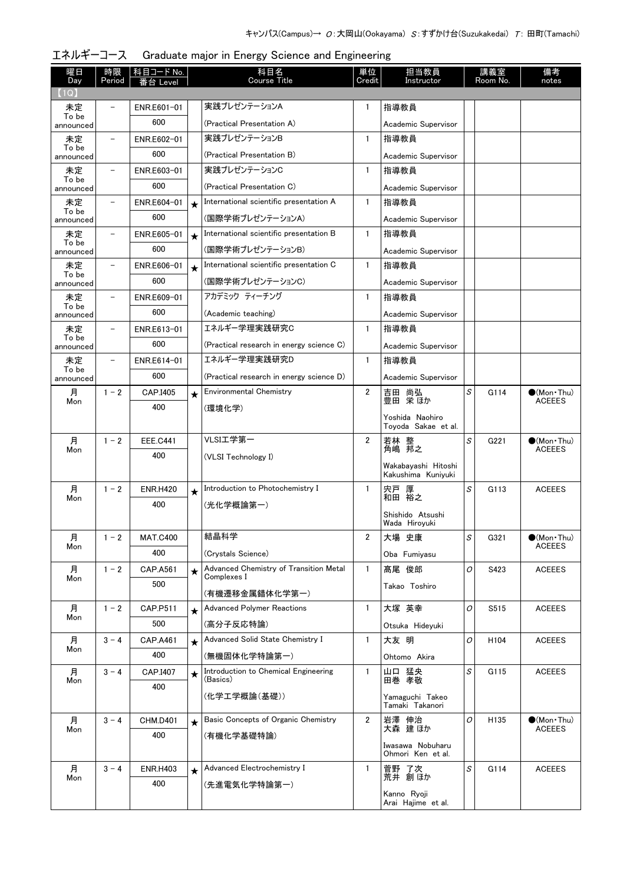キャンパス(Campus)→ O：大岡山(Ookayama) S：すずかけ台(Suzukakedai) T：田町(Tamachi)

## エネルギーコース　Graduate major in Energy Science and Engineering

| 曜日 Day | 時限 Period | 科目コード No. 番台 Level | | 科目名 Course Title | 単位 Credit | 担当教員 Instructor | 講義室 Room No. | | 備考 notes |
|---|---|---|---|---|---|---|---|---|---|
| 【1Q】 | | | | | | | | | |
| 未定 To be announced | – | ENR.E601-01 600 | | 実践プレゼンテーションA (Practical Presentation A) | 1 | 指導教員 Academic Supervisor | | | |
| 未定 To be announced | – | ENR.E602-01 600 | | 実践プレゼンテーションB (Practical Presentation B) | 1 | 指導教員 Academic Supervisor | | | |
| 未定 To be announced | – | ENR.E603-01 600 | | 実践プレゼンテーションC (Practical Presentation C) | 1 | 指導教員 Academic Supervisor | | | |
| 未定 To be announced | – | ENR.E604-01 600 | ★ | International scientific presentation A (国際学術プレゼンテーションA) | 1 | 指導教員 Academic Supervisor | | | |
| 未定 To be announced | – | ENR.E605-01 600 | ★ | International scientific presentation B (国際学術プレゼンテーションB) | 1 | 指導教員 Academic Supervisor | | | |
| 未定 To be announced | – | ENR.E606-01 600 | ★ | International scientific presentation C (国際学術プレゼンテーションC) | 1 | 指導教員 Academic Supervisor | | | |
| 未定 To be announced | – | ENR.E609-01 600 | | アカデミック ティーチング (Academic teaching) | 1 | 指導教員 Academic Supervisor | | | |
| 未定 To be announced | – | ENR.E613-01 600 | | エネルギー学理実践研究C (Practical research in energy science C) | 1 | 指導教員 Academic Supervisor | | | |
| 未定 To be announced | – | ENR.E614-01 600 | | エネルギー学理実践研究D (Practical research in energy science D) | 1 | 指導教員 Academic Supervisor | | | |
| 月 Mon | 1－2 | CAP.I405 400 | ★ | Environmental Chemistry (環境化学) | 2 | 吉田 尚弘 豊田 栄 ほか Yoshida Naohiro Toyoda Sakae et al. | S | G114 | ●(Mon・Thu) ACEEES |
| 月 Mon | 1－2 | EEE.C441 400 | | VLSI工学第一 (VLSI Technology I) | 2 | 若林 整 角嶋 邦之 Wakabayashi Hitoshi Kakushima Kuniyuki | S | G221 | ●(Mon・Thu) ACEEES |
| 月 Mon | 1－2 | ENR.H420 400 | ★ | Introduction to Photochemistry I (光化学概論第一) | 1 | 宍戸 厚 和田 裕之 Shishido Atsushi Wada Hiroyuki | S | G113 | ACEEES |
| 月 Mon | 1－2 | MAT.C400 400 | | 結晶科学 (Crystals Science) | 2 | 大場 史康 Oba Fumiyasu | S | G321 | ●(Mon・Thu) ACEEES |
| 月 Mon | 1－2 | CAP.A561 500 | ★ | Advanced Chemistry of Transition Metal Complexes I (有機遷移金属錯体化学第一) | 1 | 髙尾 俊郎 Takao Toshiro | O | S423 | ACEEES |
| 月 Mon | 1－2 | CAP.P511 500 | ★ | Advanced Polymer Reactions (高分子反応特論) | 1 | 大塚 英幸 Otsuka Hideyuki | O | S515 | ACEEES |
| 月 Mon | 3－4 | CAP.A461 400 | ★ | Advanced Solid State Chemistry I (無機固体化学特論第一) | 1 | 大友 明 Ohtomo Akira | O | H104 | ACEEES |
| 月 Mon | 3－4 | CAP.I407 400 | ★ | Introduction to Chemical Engineering (Basics) (化学工学概論(基礎)) | 1 | 山口 猛央 田巻 孝敬 Yamaguchi Takeo Tamaki Takanori | S | G115 | ACEEES |
| 月 Mon | 3－4 | CHM.D401 400 | ★ | Basic Concepts of Organic Chemistry (有機化学基礎特論) | 2 | 岩澤 伸治 大森 建 ほか Iwasawa Nobuharu Ohmori Ken et al. | O | H135 | ●(Mon・Thu) ACEEES |
| 月 Mon | 3－4 | ENR.H403 400 | ★ | Advanced Electrochemistry I (先進電気化学特論第一) | 1 | 菅野 了次 荒井 創 ほか Kanno Ryoji Arai Hajime et al. | S | G114 | ACEEES |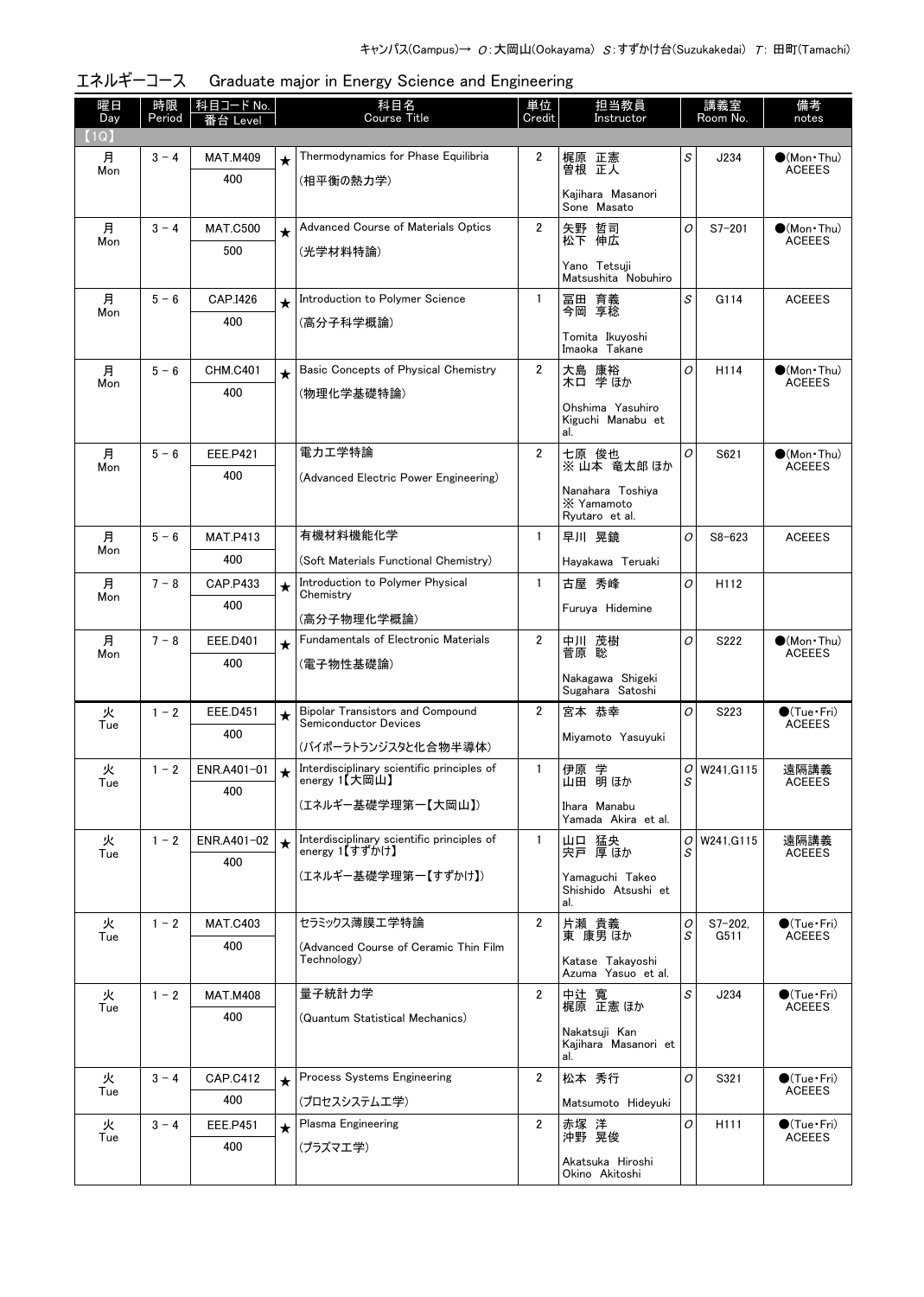キャンパス(Campus)→ O：大岡山(Ookayama) S：すずかけ台(Suzukakedai) T：田町(Tamachi)

## エネルギーコース　Graduate major in Energy Science and Engineering

| 曜日 Day | 時限 Period | 科目コード No. 番台 Level | | 科目名 Course Title | 単位 Credit | 担当教員 Instructor | | 講義室 Room No. | 備考 notes |
|---|---|---|---|---|---|---|---|---|---|
| 【1Q】 | | | | | | | | | |
| 月 Mon | 3 - 4 | MAT.M409 400 | ★ | Thermodynamics for Phase Equilibria (相平衡の熱力学) | 2 | 梶原 正憲 曽根 正人 Kajihara Masanori Sone Masato | S | J234 | ●(Mon・Thu) ACEEES |
| 月 Mon | 3 - 4 | MAT.C500 500 | ★ | Advanced Course of Materials Optics (光学材料特論) | 2 | 矢野 哲司 松下 伸広 Yano Tetsuji Matsushita Nobuhiro | O | S7-201 | ●(Mon・Thu) ACEEES |
| 月 Mon | 5 - 6 | CAP.I426 400 | ★ | Introduction to Polymer Science (高分子科学概論) | 1 | 冨田 育義 今岡 享稔 Tomita Ikuyoshi Imaoka Takane | S | G114 | ACEEES |
| 月 Mon | 5 - 6 | CHM.C401 400 | ★ | Basic Concepts of Physical Chemistry (物理化学基礎特論) | 2 | 大島 康裕 木口 学 ほか Ohshima Yasuhiro Kiguchi Manabu et al. | O | H114 | ●(Mon・Thu) ACEEES |
| 月 Mon | 5 - 6 | EEE.P421 400 | | 電力工学特論 (Advanced Electric Power Engineering) | 2 | 七原 俊也 ※ 山本 竜太郎 ほか Nanahara Toshiya ※ Yamamoto Ryutaro et al. | O | S621 | ●(Mon・Thu) ACEEES |
| 月 Mon | 5 - 6 | MAT.P413 400 | | 有機材料機能化学 (Soft Materials Functional Chemistry) | 1 | 早川 晃鏡 Hayakawa Teruaki | O | S8-623 | ACEEES |
| 月 Mon | 7 - 8 | CAP.P433 400 | ★ | Introduction to Polymer Physical Chemistry (高分子物理化学概論) | 1 | 古屋 秀峰 Furuya Hidemine | O | H112 | |
| 月 Mon | 7 - 8 | EEE.D401 400 | ★ | Fundamentals of Electronic Materials (電子物性基礎論) | 2 | 中川 茂樹 菅原 聡 Nakagawa Shigeki Sugahara Satoshi | O | S222 | ●(Mon・Thu) ACEEES |
| 火 Tue | 1 - 2 | EEE.D451 400 | ★ | Bipolar Transistors and Compound Semiconductor Devices (バイポーラトランジスタと化合物半導体) | 2 | 宮本 恭幸 Miyamoto Yasuyuki | O | S223 | ●(Tue・Fri) ACEEES |
| 火 Tue | 1 - 2 | ENR.A401-01 400 | ★ | Interdisciplinary scientific principles of energy 1【大岡山】 (エネルギー基礎学理第一【大岡山】) | 1 | 伊原 学 山田 明 ほか Ihara Manabu Yamada Akira et al. | O S | W241,G115 | 遠隔講義 ACEEES |
| 火 Tue | 1 - 2 | ENR.A401-02 400 | ★ | Interdisciplinary scientific principles of energy 1【すずかけ】 (エネルギー基礎学理第一【すずかけ】) | 1 | 山口 猛央 宍戸 厚 ほか Yamaguchi Takeo Shishido Atsushi et al. | O S | W241,G115 | 遠隔講義 ACEEES |
| 火 Tue | 1 - 2 | MAT.C403 400 | | セラミックス薄膜工学特論 (Advanced Course of Ceramic Thin Film Technology) | 2 | 片瀬 貴義 東 康男 ほか Katase Takayoshi Azuma Yasuo et al. | O S | S7-202, G511 | ●(Tue・Fri) ACEEES |
| 火 Tue | 1 - 2 | MAT.M408 400 | | 量子統計力学 (Quantum Statistical Mechanics) | 2 | 中辻 寛 梶原 正憲 ほか Nakatsuji Kan Kajihara Masanori et al. | S | J234 | ●(Tue・Fri) ACEEES |
| 火 Tue | 3 - 4 | CAP.C412 400 | ★ | Process Systems Engineering (プロセスシステム工学) | 2 | 松本 秀行 Matsumoto Hideyuki | O | S321 | ●(Tue・Fri) ACEEES |
| 火 Tue | 3 - 4 | EEE.P451 400 | ★ | Plasma Engineering (プラズマ工学) | 2 | 赤塚 洋 沖野 晃俊 Akatsuka Hiroshi Okino Akitoshi | O | H111 | ●(Tue・Fri) ACEEES |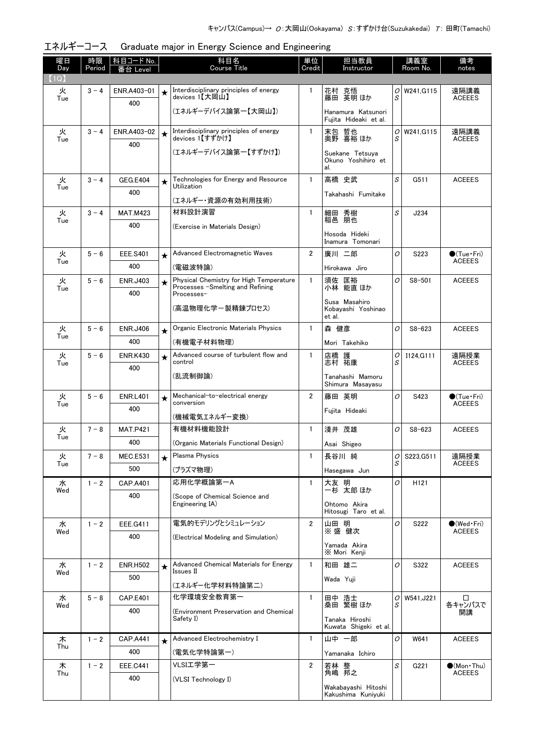キャンパス(Campus)→ O：大岡山(Ookayama) S：すずかけ台(Suzukakedai) T：田町(Tamachi)

# エネルギーコース　Graduate major in Energy Science and Engineering

| 曜日 Day | 時限 Period | 科目コード No. 番台 Level | | 科目名 Course Title | 単位 Credit | 担当教員 Instructor | | 講義室 Room No. | 備考 notes |
|---|---|---|---|---|---|---|---|---|---|
| 【1Q】 | | | | | | | | | |
| 火 Tue | 3－4 | ENR.A403-01 400 | ★ | Interdisciplinary principles of energy devices 1【大岡山】 (エネルギーデバイス論第一【大岡山】) | 1 | 花村 克悟 藤田 英明 ほか Hanamura Katsunori Fujita Hideaki et al. | O S | W241,G115 | 遠隔講義 ACEEES |
| 火 Tue | 3－4 | ENR.A403-02 400 | ★ | Interdisciplinary principles of energy devices 1【すずかけ】 (エネルギーデバイス論第一【すずかけ】) | 1 | 末包 哲也 奥野 喜裕 ほか Suekane Tetsuya Okuno Yoshihiro et al. | O S | W241,G115 | 遠隔講義 ACEEES |
| 火 Tue | 3－4 | GEG.E404 400 | ★ | Technologies for Energy and Resource Utilization (エネルギー・資源の有効利用技術) | 1 | 髙橋 史武 Takahashi Fumitake | S | G511 | ACEEES |
| 火 Tue | 3－4 | MAT.M423 400 | | 材料設計演習 (Exercise in Materials Design) | 1 | 細田 秀樹 稲邑 朋也 Hosoda Hideki Inamura Tomonari | S | J234 | |
| 火 Tue | 5－6 | EEE.S401 400 | ★ | Advanced Electromagnetic Waves (電磁波特論) | 2 | 廣川 二郎 Hirokawa Jiro | O | S223 | ●(Tue・Fri) ACEEES |
| 火 Tue | 5－6 | ENR.J403 400 | ★ | Physical Chemistry for High Temperature Processes -Smelting and Refining Processes- (高温物理化学－製精錬プロセス) | 1 | 須佐 匡裕 小林 能直 ほか Susa Masahiro Kobayashi Yoshinao et al. | O | S8-501 | ACEEES |
| 火 Tue | 5－6 | ENR.J406 400 | ★ | Organic Electronic Materials Physics (有機電子材料物理) | 1 | 森 健彦 Mori Takehiko | O | S8-623 | ACEEES |
| 火 Tue | 5－6 | ENR.K430 400 | ★ | Advanced course of turbulent flow and control (乱流制御論) | 1 | 店橋 護 志村 祐康 Tanahashi Mamoru Shimura Masayasu | O S | I124,G111 | 遠隔授業 ACEEES |
| 火 Tue | 5－6 | ENR.L401 400 | ★ | Mechanical-to-electrical energy conversion (機械電気エネルギー変換) | 2 | 藤田 英明 Fujita Hideaki | O | S423 | ●(Tue・Fri) ACEEES |
| 火 Tue | 7－8 | MAT.P421 400 | | 有機材料機能設計 (Organic Materials Functional Design) | 1 | 淺井 茂雄 Asai Shigeo | O | S8-623 | ACEEES |
| 火 Tue | 7－8 | MEC.E531 500 | ★ | Plasma Physics (プラズマ物理) | 1 | 長谷川 純 Hasegawa Jun | O S | S223,G511 | 遠隔授業 ACEEES |
| 水 Wed | 1－2 | CAP.A401 400 | | 応用化学概論第一A (Scope of Chemical Science and Engineering IA) | 1 | 大友 明 一杉 太郎 ほか Ohtomo Akira Hitosugi Taro et al. | O | H121 | |
| 水 Wed | 1－2 | EEE.G411 400 | | 電気的モデリングとシミュレーション (Electrical Modeling and Simulation) | 2 | 山田 明 ※ 盛 健次 Yamada Akira ※ Mori Kenji | O | S222 | ●(Wed・Fri) ACEEES |
| 水 Wed | 1－2 | ENR.H502 500 | ★ | Advanced Chemical Materials for Energy Issues II (エネルギー化学材料特論第二) | 1 | 和田 雄二 Wada Yuji | O | S322 | ACEEES |
| 水 Wed | 5－8 | CAP.E401 400 | | 化学環境安全教育第一 (Environment Preservation and Chemical Safety I) | 1 | 田中 浩士 桑田 繁樹 ほか Tanaka Hiroshi Kuwata Shigeki et al. | O S | W541,J221 | □ 各キャンパスで開講 |
| 木 Thu | 1－2 | CAP.A441 400 | ★ | Advanced Electrochemistry I (電気化学特論第一) | 1 | 山中 一郎 Yamanaka Ichiro | O | W641 | ACEEES |
| 木 Thu | 1－2 | EEE.C441 400 | | VLSI工学第一 (VLSI Technology I) | 2 | 若林 整 角嶋 邦之 Wakabayashi Hitoshi Kakushima Kuniyuki | S | G221 | ●(Mon・Thu) ACEEES |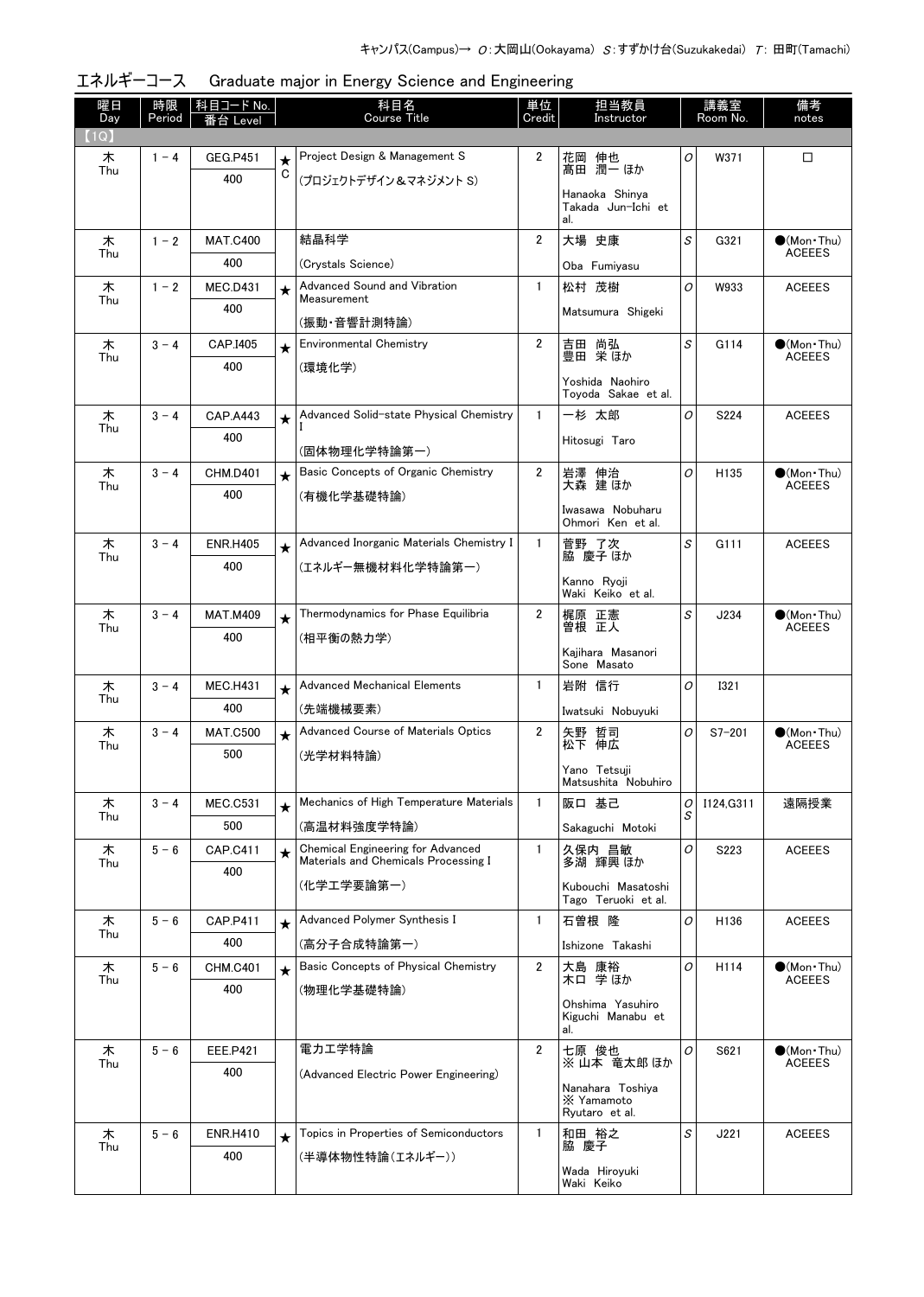キャンパス(Campus)→ O:大岡山(Ookayama) S:すずかけ台(Suzukakedai) T: 田町(Tamachi)

## エネルギーコース　Graduate major in Energy Science and Engineering

| 曜日 Day | 時限 Period | 科目コード No. 番台 Level | | 科目名 Course Title | 単位 Credit | 担当教員 Instructor | 講義室 Room No. | | 備考 notes |
|---|---|---|---|---|---|---|---|---|---|
| 【1Q】 | | | | | | | | | |
| 木 Thu | 1－4 | GEG.P451 400 | ★ C | Project Design & Management S (プロジェクトデザイン＆マネジメント S) | 2 | 花岡 伸也 髙田 潤一 ほか Hanaoka Shinya Takada Jun-Ichi et al. | O | W371 | □ |
| 木 Thu | 1－2 | MAT.C400 400 | | 結晶科学 (Crystals Science) | 2 | 大場 史康 Oba Fumiyasu | S | G321 | ●(Mon・Thu) ACEEES |
| 木 Thu | 1－2 | MEC.D431 400 | ★ | Advanced Sound and Vibration Measurement (振動・音響計測特論) | 1 | 松村 茂樹 Matsumura Shigeki | O | W933 | ACEEES |
| 木 Thu | 3－4 | CAP.I405 400 | ★ | Environmental Chemistry (環境化学) | 2 | 吉田 尚弘 豊田 栄 ほか Yoshida Naohiro Toyoda Sakae et al. | S | G114 | ●(Mon・Thu) ACEEES |
| 木 Thu | 3－4 | CAP.A443 400 | ★ | Advanced Solid-state Physical Chemistry I (固体物理化学特論第一) | 1 | 一杉 太郎 Hitosugi Taro | O | S224 | ACEEES |
| 木 Thu | 3－4 | CHM.D401 400 | ★ | Basic Concepts of Organic Chemistry (有機化学基礎特論) | 2 | 岩澤 伸治 大森 建 ほか Iwasawa Nobuharu Ohmori Ken et al. | O | H135 | ●(Mon・Thu) ACEEES |
| 木 Thu | 3－4 | ENR.H405 400 | ★ | Advanced Inorganic Materials Chemistry I (エネルギー無機材料化学特論第一) | 1 | 菅野 了次 脇 慶子 ほか Kanno Ryoji Waki Keiko et al. | S | G111 | ACEEES |
| 木 Thu | 3－4 | MAT.M409 400 | ★ | Thermodynamics for Phase Equilibria (相平衡の熱力学) | 2 | 梶原 正憲 曽根 正人 Kajihara Masanori Sone Masato | S | J234 | ●(Mon・Thu) ACEEES |
| 木 Thu | 3－4 | MEC.H431 400 | ★ | Advanced Mechanical Elements (先端機械要素) | 1 | 岩附 信行 Iwatsuki Nobuyuki | O | I321 | |
| 木 Thu | 3－4 | MAT.C500 500 | ★ | Advanced Course of Materials Optics (光学材料特論) | 2 | 矢野 哲司 松下 伸広 Yano Tetsuji Matsushita Nobuhiro | O | S7-201 | ●(Mon・Thu) ACEEES |
| 木 Thu | 3－4 | MEC.C531 500 | ★ | Mechanics of High Temperature Materials (高温材料強度学特論) | 1 | 阪口 基己 Sakaguchi Motoki | O S | I124,G311 | 遠隔授業 |
| 木 Thu | 5－6 | CAP.C411 400 | ★ | Chemical Engineering for Advanced Materials and Chemicals Processing I (化学工学要論第一) | 1 | 久保内 昌敏 多湖 輝興 ほか Kubouchi Masatoshi Tago Teruoki et al. | O | S223 | ACEEES |
| 木 Thu | 5－6 | CAP.P411 400 | ★ | Advanced Polymer Synthesis I (高分子合成特論第一) | 1 | 石曽根 隆 Ishizone Takashi | O | H136 | ACEEES |
| 木 Thu | 5－6 | CHM.C401 400 | ★ | Basic Concepts of Physical Chemistry (物理化学基礎特論) | 2 | 大島 康裕 木口 学 ほか Ohshima Yasuhiro Kiguchi Manabu et al. | O | H114 | ●(Mon・Thu) ACEEES |
| 木 Thu | 5－6 | EEE.P421 400 | | 電力工学特論 (Advanced Electric Power Engineering) | 2 | 七原 俊也 ※ 山本 竜太郎 ほか Nanahara Toshiya ※ Yamamoto Ryutaro et al. | O | S621 | ●(Mon・Thu) ACEEES |
| 木 Thu | 5－6 | ENR.H410 400 | ★ | Topics in Properties of Semiconductors (半導体物性特論(エネルギー)) | 1 | 和田 裕之 脇 慶子 Wada Hiroyuki Waki Keiko | S | J221 | ACEEES |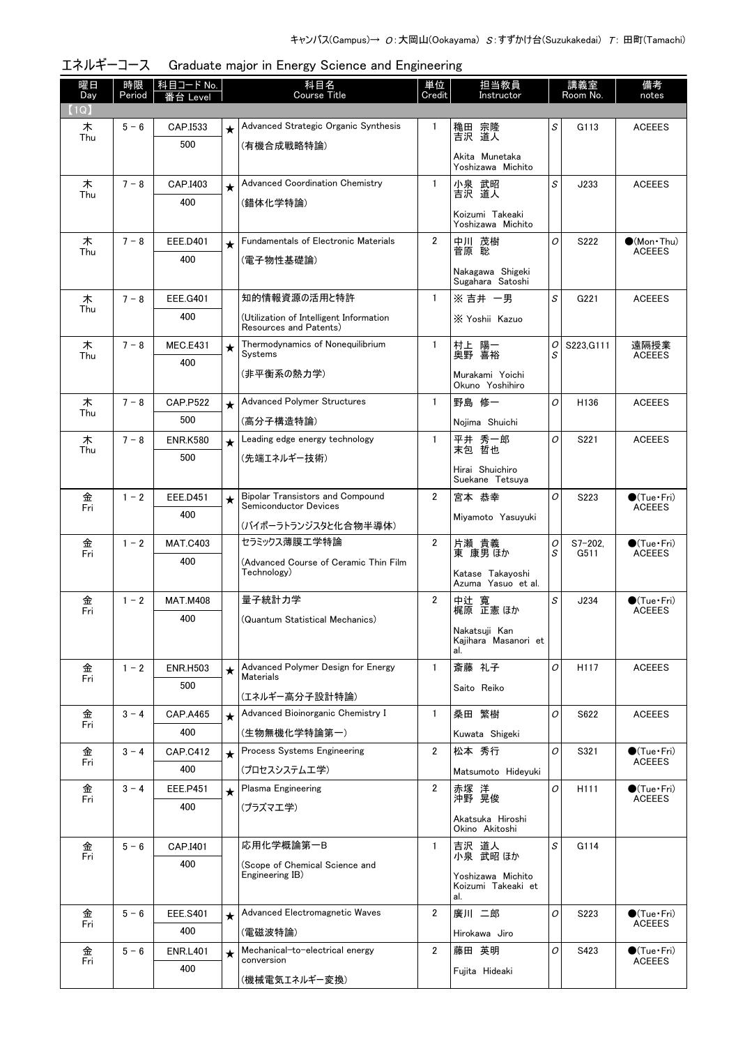キャンパス(Campus)→ O：大岡山(Ookayama)　S：すずかけ台(Suzukakedai)　T：田町(Tamachi)

## エネルギーコース　Graduate major in Energy Science and Engineering

| 曜日 Day | 時限 Period | 科目コード No. 番台 Level | | 科目名 Course Title | 単位 Credit | 担当教員 Instructor | | 講義室 Room No. | 備考 notes |
|---|---|---|---|---|---|---|---|---|---|
| 【1Q】 | | | | | | | | | |
| 木 Thu | 5－6 | CAP.I533 500 | ★ | Advanced Strategic Organic Synthesis (有機合成戦略特論) | 1 | 穐田 宗隆 吉沢 道人 Akita Munetaka Yoshizawa Michito | S | G113 | ACEEES |
| 木 Thu | 7－8 | CAP.I403 400 | ★ | Advanced Coordination Chemistry (錯体化学特論) | 1 | 小泉 武昭 吉沢 道人 Koizumi Takeaki Yoshizawa Michito | S | J233 | ACEEES |
| 木 Thu | 7－8 | EEE.D401 400 | ★ | Fundamentals of Electronic Materials (電子物性基礎論) | 2 | 中川 茂樹 菅原 聡 Nakagawa Shigeki Sugahara Satoshi | O | S222 | ●(Mon・Thu) ACEEES |
| 木 Thu | 7－8 | EEE.G401 400 | | 知的情報資源の活用と特許 (Utilization of Intelligent Information Resources and Patents) | 1 | ※ 吉井 一男 ※ Yoshii Kazuo | S | G221 | ACEEES |
| 木 Thu | 7－8 | MEC.E431 400 | ★ | Thermodynamics of Nonequilibrium Systems (非平衡系の熱力学) | 1 | 村上 陽一 奥野 喜裕 Murakami Yoichi Okuno Yoshihiro | O S | S223,G111 | 遠隔授業 ACEEES |
| 木 Thu | 7－8 | CAP.P522 500 | ★ | Advanced Polymer Structures (高分子構造特論) | 1 | 野島 修一 Nojima Shuichi | O | H136 | ACEEES |
| 木 Thu | 7－8 | ENR.K580 500 | ★ | Leading edge energy technology (先端エネルギー技術) | 1 | 平井 秀一郎 末包 哲也 Hirai Shuichiro Suekane Tetsuya | O | S221 | ACEEES |
| 金 Fri | 1－2 | EEE.D451 400 | ★ | Bipolar Transistors and Compound Semiconductor Devices (バイポーラトランジスタと化合物半導体) | 2 | 宮本 恭幸 Miyamoto Yasuyuki | O | S223 | ●(Tue・Fri) ACEEES |
| 金 Fri | 1－2 | MAT.C403 400 | | セラミックス薄膜工学特論 (Advanced Course of Ceramic Thin Film Technology) | 2 | 片瀬 貴義 東 康男 ほか Katase Takayoshi Azuma Yasuo et al. | O S | S7-202, G511 | ●(Tue・Fri) ACEEES |
| 金 Fri | 1－2 | MAT.M408 400 | | 量子統計力学 (Quantum Statistical Mechanics) | 2 | 中辻 寬 梶原 正憲 ほか Nakatsuji Kan Kajihara Masanori et al. | S | J234 | ●(Tue・Fri) ACEEES |
| 金 Fri | 1－2 | ENR.H503 500 | ★ | Advanced Polymer Design for Energy Materials (エネルギー高分子設計特論) | 1 | 斎藤 礼子 Saito Reiko | O | H117 | ACEEES |
| 金 Fri | 3－4 | CAP.A465 400 | ★ | Advanced Bioinorganic Chemistry I (生物無機化学特論第一) | 1 | 桑田 繁樹 Kuwata Shigeki | O | S622 | ACEEES |
| 金 Fri | 3－4 | CAP.C412 400 | ★ | Process Systems Engineering (プロセスシステム工学) | 2 | 松本 秀行 Matsumoto Hideyuki | O | S321 | ●(Tue・Fri) ACEEES |
| 金 Fri | 3－4 | EEE.P451 400 | ★ | Plasma Engineering (プラズマ工学) | 2 | 赤塚 洋 沖野 晃俊 Akatsuka Hiroshi Okino Akitoshi | O | H111 | ●(Tue・Fri) ACEEES |
| 金 Fri | 5－6 | CAP.I401 400 | | 応用化学概論第一B (Scope of Chemical Science and Engineering IB) | 1 | 吉沢 道人 小泉 武昭 ほか Yoshizawa Michito Koizumi Takeaki et al. | S | G114 | |
| 金 Fri | 5－6 | EEE.S401 400 | ★ | Advanced Electromagnetic Waves (電磁波特論) | 2 | 廣川 二郎 Hirokawa Jiro | O | S223 | ●(Tue・Fri) ACEEES |
| 金 Fri | 5－6 | ENR.L401 400 | ★ | Mechanical-to-electrical energy conversion (機械電気エネルギー変換) | 2 | 藤田 英明 Fujita Hideaki | O | S423 | ●(Tue・Fri) ACEEES |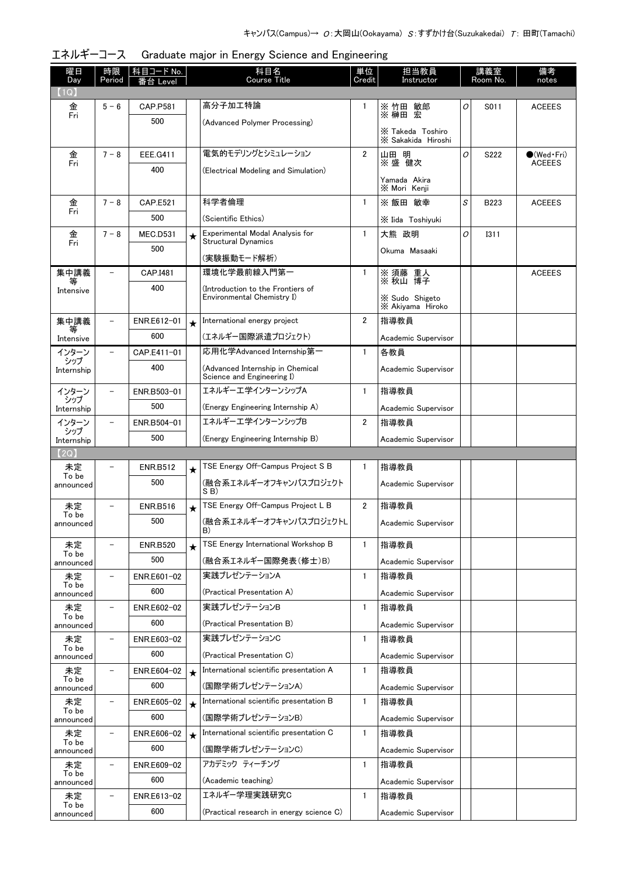キャンパス(Campus)→ O:大岡山(Ookayama) S:すずかけ台(Suzukakedai) T: 田町(Tamachi)

# エネルギーコース　Graduate major in Energy Science and Engineering

| 曜日 Day | 時限 Period | 科目コード No. 番台 Level | | 科目名 Course Title | 単位 Credit | 担当教員 Instructor | | 講義室 Room No. | 備考 notes |
|---|---|---|---|---|---|---|---|---|---|
| 【1Q】 | | | | | | | | | |
| 金 Fri | 5－6 | CAP.P581 500 | | 高分子加工特論 (Advanced Polymer Processing) | 1 | ※ 竹田 敏郎 ※ 榊田 宏 ※ Takeda Toshiro ※ Sakakida Hiroshi | O | S011 | ACEEES |
| 金 Fri | 7－8 | EEE.G411 400 | | 電気的モデリングとシミュレーション (Electrical Modeling and Simulation) | 2 | 山田 明 ※ 盛 健次 Yamada Akira ※ Mori Kenji | O | S222 | ●(Wed・Fri) ACEEES |
| 金 Fri | 7－8 | CAP.E521 500 | | 科学者倫理 (Scientific Ethics) | 1 | ※ 飯田 敏幸 ※ Iida Toshiyuki | S | B223 | ACEEES |
| 金 Fri | 7－8 | MEC.D531 500 | ★ | Experimental Modal Analysis for Structural Dynamics (実験振動モード解析) | 1 | 大熊 政明 Okuma Masaaki | O | I311 | |
| 集中講義等 Intensive | － | CAP.I481 400 | | 環境化学最前線入門第一 (Introduction to the Frontiers of Environmental Chemistry I) | 1 | ※ 須藤 重人 ※ 秋山 博子 ※ Sudo Shigeto ※ Akiyama Hiroko | | | ACEEES |
| 集中講義等 Intensive | － | ENR.E612-01 600 | ★ | International energy project (エネルギー国際派遣プロジェクト) | 2 | 指導教員 Academic Supervisor | | | |
| インターンシップ Internship | － | CAP.E411-01 400 | | 応用化学Advanced Internship第一 (Advanced Internship in Chemical Science and Engineering I) | 1 | 各教員 Academic Supervisor | | | |
| インターンシップ Internship | － | ENR.B503-01 500 | | エネルギー工学インターンシップA (Energy Engineering Internship A) | 1 | 指導教員 Academic Supervisor | | | |
| インターンシップ Internship | － | ENR.B504-01 500 | | エネルギー工学インターンシップB (Energy Engineering Internship B) | 2 | 指導教員 Academic Supervisor | | | |
| 【2Q】 | | | | | | | | | |
| 未定 To be announced | － | ENR.B512 500 | ★ | TSE Energy Off-Campus Project S B (融合系エネルギーオフキャンパスプロジェクトS B) | 1 | 指導教員 Academic Supervisor | | | |
| 未定 To be announced | － | ENR.B516 500 | ★ | TSE Energy Off-Campus Project L B (融合系エネルギーオフキャンパスプロジェクトL B) | 2 | 指導教員 Academic Supervisor | | | |
| 未定 To be announced | － | ENR.B520 500 | ★ | TSE Energy International Workshop B (融合系エネルギー国際発表(修士)B) | 1 | 指導教員 Academic Supervisor | | | |
| 未定 To be announced | － | ENR.E601-02 600 | | 実践プレゼンテーションA (Practical Presentation A) | 1 | 指導教員 Academic Supervisor | | | |
| 未定 To be announced | － | ENR.E602-02 600 | | 実践プレゼンテーションB (Practical Presentation B) | 1 | 指導教員 Academic Supervisor | | | |
| 未定 To be announced | － | ENR.E603-02 600 | | 実践プレゼンテーションC (Practical Presentation C) | 1 | 指導教員 Academic Supervisor | | | |
| 未定 To be announced | － | ENR.E604-02 600 | ★ | International scientific presentation A (国際学術プレゼンテーションA) | 1 | 指導教員 Academic Supervisor | | | |
| 未定 To be announced | － | ENR.E605-02 600 | ★ | International scientific presentation B (国際学術プレゼンテーションB) | 1 | 指導教員 Academic Supervisor | | | |
| 未定 To be announced | － | ENR.E606-02 600 | ★ | International scientific presentation C (国際学術プレゼンテーションC) | 1 | 指導教員 Academic Supervisor | | | |
| 未定 To be announced | － | ENR.E609-02 600 | | アカデミック ティーチング (Academic teaching) | 1 | 指導教員 Academic Supervisor | | | |
| 未定 To be announced | － | ENR.E613-02 600 | | エネルギー学理実践研究C (Practical research in energy science C) | 1 | 指導教員 Academic Supervisor | | | |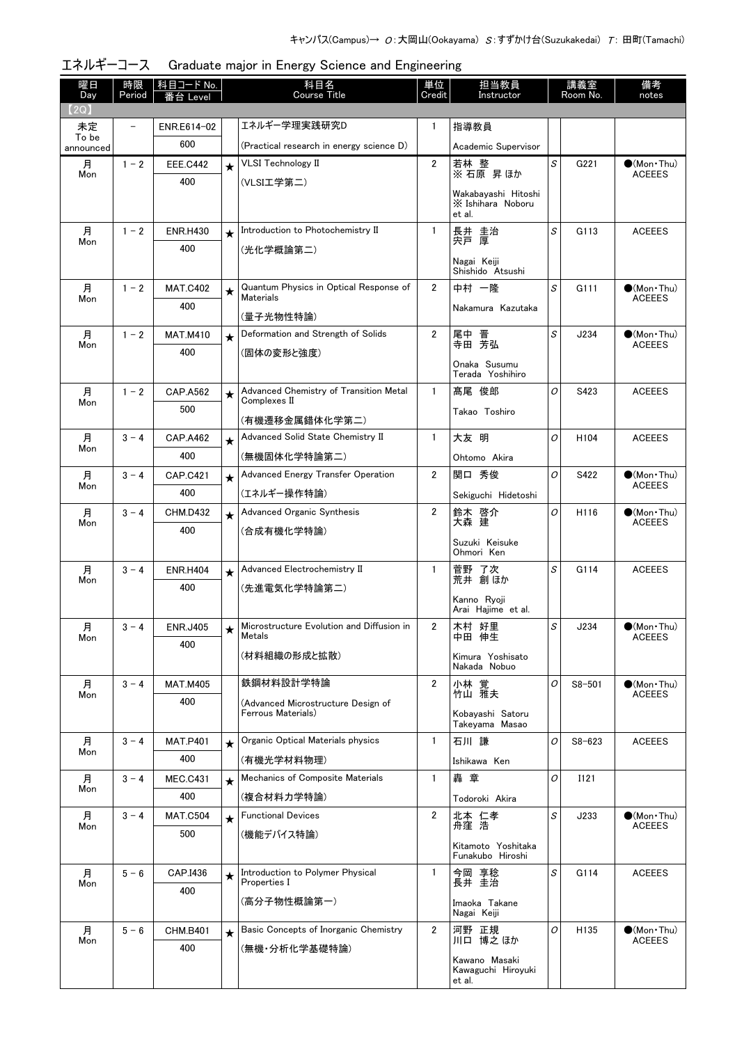キャンパス(Campus)→ O:大岡山(Ookayama) S:すずかけ台(Suzukakedai) T: 田町(Tamachi)

## エネルギーコース Graduate major in Energy Science and Engineering

| 曜日 Day | 時限 Period | 科目コード No. 番台 Level | | 科目名 Course Title | 単位 Credit | 担当教員 Instructor | | 講義室 Room No. | 備考 notes |
|---|---|---|---|---|---|---|---|---|---|
| 【2Q】 | | | | | | | | | |
| 未定 To be announced | – | ENR.E614-02 600 | | エネルギー学理実践研究D (Practical research in energy science D) | 1 | 指導教員 Academic Supervisor | | | |
| 月 Mon | 1 – 2 | EEE.C442 400 | ★ | VLSI Technology II (VLSI工学第二) | 2 | 若林 整 ※ 石原 昇 ほか Wakabayashi Hitoshi ※ Ishihara Noboru et al. | S | G221 | ●(Mon・Thu) ACEEES |
| 月 Mon | 1 – 2 | ENR.H430 400 | ★ | Introduction to Photochemistry II (光化学概論第二) | 1 | 長井 圭治 宍戸 厚 Nagai Keiji Shishido Atsushi | S | G113 | ACEEES |
| 月 Mon | 1 – 2 | MAT.C402 400 | ★ | Quantum Physics in Optical Response of Materials (量子光物性特論) | 2 | 中村 一隆 Nakamura Kazutaka | S | G111 | ●(Mon・Thu) ACEEES |
| 月 Mon | 1 – 2 | MAT.M410 400 | ★ | Deformation and Strength of Solids (固体の変形と強度) | 2 | 尾中 晋 寺田 芳弘 Onaka Susumu Terada Yoshihiro | S | J234 | ●(Mon・Thu) ACEEES |
| 月 Mon | 1 – 2 | CAP.A562 500 | ★ | Advanced Chemistry of Transition Metal Complexes II (有機遷移金属錯体化学第二) | 1 | 髙尾 俊郎 Takao Toshiro | O | S423 | ACEEES |
| 月 Mon | 3 – 4 | CAP.A462 400 | ★ | Advanced Solid State Chemistry II (無機固体化学特論第二) | 1 | 大友 明 Ohtomo Akira | O | H104 | ACEEES |
| 月 Mon | 3 – 4 | CAP.C421 400 | ★ | Advanced Energy Transfer Operation (エネルギー操作特論) | 2 | 関口 秀俊 Sekiguchi Hidetoshi | O | S422 | ●(Mon・Thu) ACEEES |
| 月 Mon | 3 – 4 | CHM.D432 400 | ★ | Advanced Organic Synthesis (合成有機化学特論) | 2 | 鈴木 啓介 大森 建 Suzuki Keisuke Ohmori Ken | O | H116 | ●(Mon・Thu) ACEEES |
| 月 Mon | 3 – 4 | ENR.H404 400 | ★ | Advanced Electrochemistry II (先進電気化学特論第二) | 1 | 菅野 了次 荒井 創 ほか Kanno Ryoji Arai Hajime et al. | S | G114 | ACEEES |
| 月 Mon | 3 – 4 | ENR.J405 400 | ★ | Microstructure Evolution and Diffusion in Metals (材料組織の形成と拡散) | 2 | 木村 好里 中田 伸生 Kimura Yoshisato Nakada Nobuo | S | J234 | ●(Mon・Thu) ACEEES |
| 月 Mon | 3 – 4 | MAT.M405 400 | | 鉄鋼材料設計学特論 (Advanced Microstructure Design of Ferrous Materials) | 2 | 小林 覚 竹山 雅夫 Kobayashi Satoru Takeyama Masao | O | S8-501 | ●(Mon・Thu) ACEEES |
| 月 Mon | 3 – 4 | MAT.P401 400 | ★ | Organic Optical Materials physics (有機光学材料物理) | 1 | 石川 謙 Ishikawa Ken | O | S8-623 | ACEEES |
| 月 Mon | 3 – 4 | MEC.C431 400 | ★ | Mechanics of Composite Materials (複合材料力学特論) | 1 | 轟 章 Todoroki Akira | O | I121 | |
| 月 Mon | 3 – 4 | MAT.C504 500 | ★ | Functional Devices (機能デバイス特論) | 2 | 北本 仁孝 舟窪 浩 Kitamoto Yoshitaka Funakubo Hiroshi | S | J233 | ●(Mon・Thu) ACEEES |
| 月 Mon | 5 – 6 | CAP.I436 400 | ★ | Introduction to Polymer Physical Properties I (高分子物性概論第一) | 1 | 今岡 享稔 長井 圭治 Imaoka Takane Nagai Keiji | S | G114 | ACEEES |
| 月 Mon | 5 – 6 | CHM.B401 400 | ★ | Basic Concepts of Inorganic Chemistry (無機・分析化学基礎特論) | 2 | 河野 正規 川口 博之 ほか Kawano Masaki Kawaguchi Hiroyuki et al. | O | H135 | ●(Mon・Thu) ACEEES |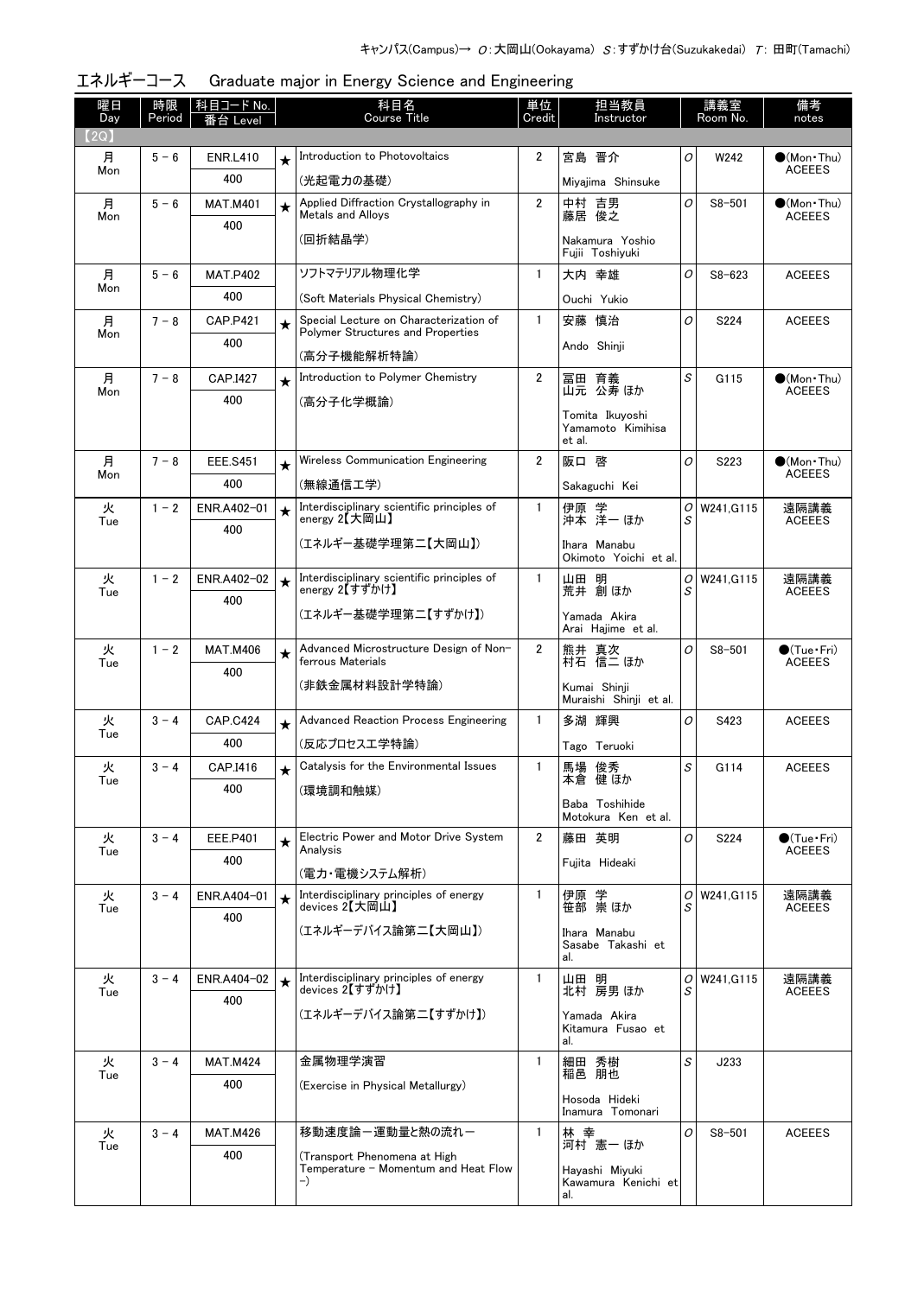キャンパス(Campus)→ O:大岡山(Ookayama) S:すずかけ台(Suzukakedai) T:田町(Tamachi)

## エネルギーコース　Graduate major in Energy Science and Engineering

| 曜日 Day | 時限 Period | 科目コード No. 番台 Level | | 科目名 Course Title | 単位 Credit | 担当教員 Instructor | | 講義室 Room No. | 備考 notes |
|---|---|---|---|---|---|---|---|---|---|
| 【2Q】 | | | | | | | | | |
| 月 Mon | 5 - 6 | ENR.L410 400 | ★ | Introduction to Photovoltaics (光起電力の基礎) | 2 | 宮島 晋介 Miyajima Shinsuke | O | W242 | ●(Mon・Thu) ACEEES |
| 月 Mon | 5 - 6 | MAT.M401 400 | ★ | Applied Diffraction Crystallography in Metals and Alloys (回折結晶学) | 2 | 中村 吉男 藤居 俊之 Nakamura Yoshio Fujii Toshiyuki | O | S8-501 | ●(Mon・Thu) ACEEES |
| 月 Mon | 5 - 6 | MAT.P402 400 | | ソフトマテリアル物理化学 (Soft Materials Physical Chemistry) | 1 | 大内 幸雄 Ouchi Yukio | O | S8-623 | ACEEES |
| 月 Mon | 7 - 8 | CAP.P421 400 | ★ | Special Lecture on Characterization of Polymer Structures and Properties (高分子機能解析特論) | 1 | 安藤 慎治 Ando Shinji | O | S224 | ACEEES |
| 月 Mon | 7 - 8 | CAP.I427 400 | ★ | Introduction to Polymer Chemistry (高分子化学概論) | 2 | 冨田 育義 山元 公寿 ほか Tomita Ikuyoshi Yamamoto Kimihisa et al. | S | G115 | ●(Mon・Thu) ACEEES |
| 月 Mon | 7 - 8 | EEE.S451 400 | ★ | Wireless Communication Engineering (無線通信工学) | 2 | 阪口 啓 Sakaguchi Kei | O | S223 | ●(Mon・Thu) ACEEES |
| 火 Tue | 1 - 2 | ENR.A402-01 400 | ★ | Interdisciplinary scientific principles of energy 2【大岡山】 (エネルギー基礎学理第二【大岡山】) | 1 | 伊原 学 沖本 洋一 ほか Ihara Manabu Okimoto Yoichi et al. | O S | W241,G115 | 遠隔講義 ACEEES |
| 火 Tue | 1 - 2 | ENR.A402-02 400 | ★ | Interdisciplinary scientific principles of energy 2【すずかけ】 (エネルギー基礎学理第二【すずかけ】) | 1 | 山田 明 荒井 創 ほか Yamada Akira Arai Hajime et al. | O S | W241,G115 | 遠隔講義 ACEEES |
| 火 Tue | 1 - 2 | MAT.M406 400 | ★ | Advanced Microstructure Design of Non-ferrous Materials (非鉄金属材料設計学特論) | 2 | 熊井 真次 村石 信二 ほか Kumai Shinji Muraishi Shinji et al. | O | S8-501 | ●(Tue・Fri) ACEEES |
| 火 Tue | 3 - 4 | CAP.C424 400 | ★ | Advanced Reaction Process Engineering (反応プロセス工学特論) | 1 | 多湖 輝興 Tago Teruoki | O | S423 | ACEEES |
| 火 Tue | 3 - 4 | CAP.I416 400 | ★ | Catalysis for the Environmental Issues (環境調和触媒) | 1 | 馬場 俊秀 本倉 健 ほか Baba Toshihide Motokura Ken et al. | S | G114 | ACEEES |
| 火 Tue | 3 - 4 | EEE.P401 400 | ★ | Electric Power and Motor Drive System Analysis (電力・電機システム解析) | 2 | 藤田 英明 Fujita Hideaki | O | S224 | ●(Tue・Fri) ACEEES |
| 火 Tue | 3 - 4 | ENR.A404-01 400 | ★ | Interdisciplinary principles of energy devices 2【大岡山】 (エネルギーデバイス論第二【大岡山】) | 1 | 伊原 学 笹部 崇 ほか Ihara Manabu Sasabe Takashi et al. | O S | W241,G115 | 遠隔講義 ACEEES |
| 火 Tue | 3 - 4 | ENR.A404-02 400 | ★ | Interdisciplinary principles of energy devices 2【すずかけ】 (エネルギーデバイス論第二【すずかけ】) | 1 | 山田 明 北村 房男 ほか Yamada Akira Kitamura Fusao et al. | O S | W241,G115 | 遠隔講義 ACEEES |
| 火 Tue | 3 - 4 | MAT.M424 400 | | 金属物理学演習 (Exercise in Physical Metallurgy) | 1 | 細田 秀樹 稲邑 朋也 Hosoda Hideki Inamura Tomonari | S | J233 | |
| 火 Tue | 3 - 4 | MAT.M426 400 | | 移動速度論ー運動量と熱の流れー (Transport Phenomena at High Temperature - Momentum and Heat Flow -) | 1 | 林 幸 河村 憲一 ほか Hayashi Miyuki Kawamura Kenichi et al. | O | S8-501 | ACEEES |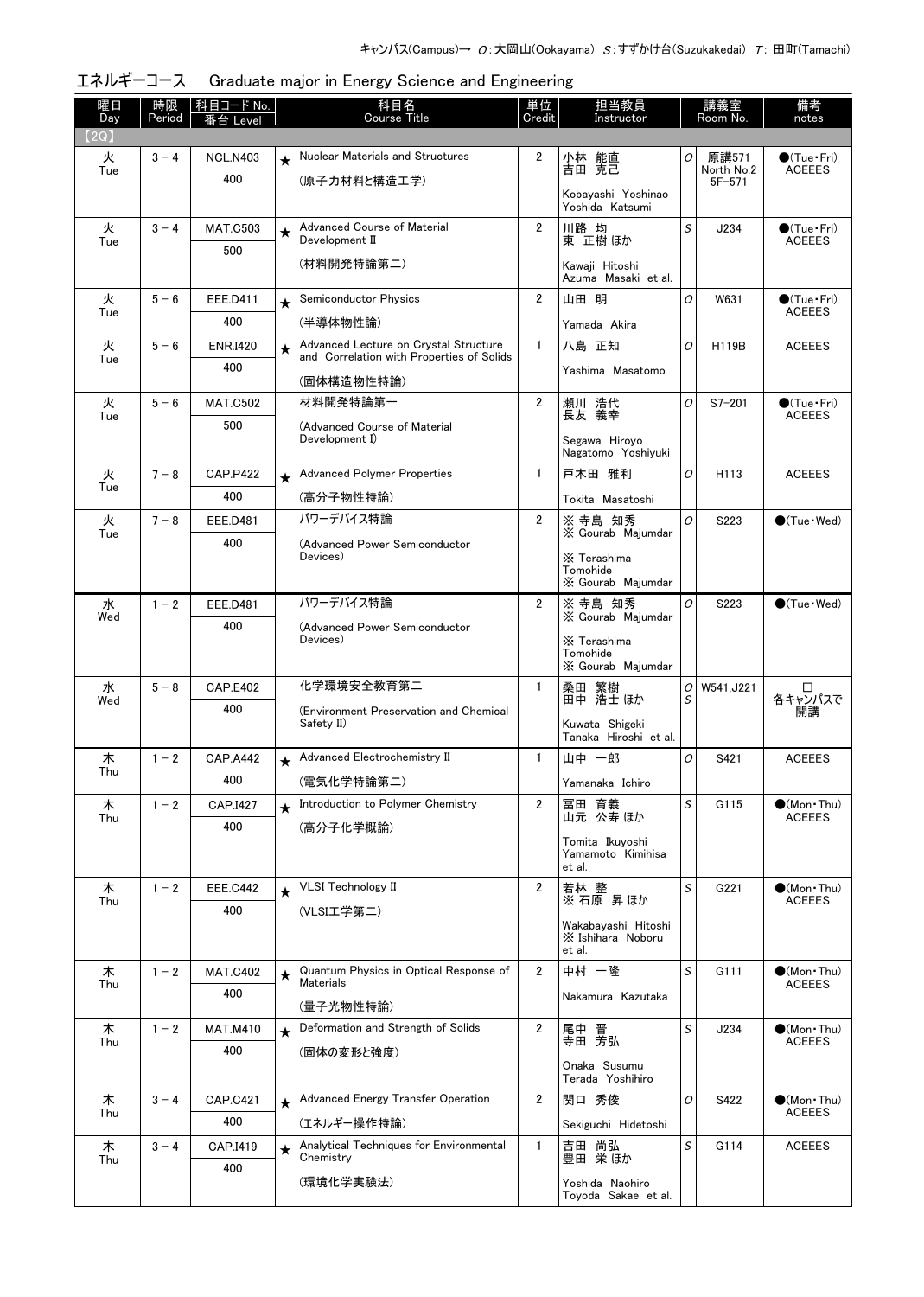キャンパス(Campus)→ O：大岡山(Ookayama) S：すずかけ台(Suzukakedai) T：田町(Tamachi)

## エネルギーコース　Graduate major in Energy Science and Engineering

| 曜日 Day | 時限 Period | 科目コード No. 番台 Level | | 科目名 Course Title | 単位 Credit | 担当教員 Instructor | | 講義室 Room No. | 備考 notes |
|---|---|---|---|---|---|---|---|---|---|
| 【2Q】 | | | | | | | | | |
| 火 Tue | 3－4 | NCL.N403 400 | ★ | Nuclear Materials and Structures (原子力材料と構造工学) | 2 | 小林 能直 吉田 克己 Kobayashi Yoshinao Yoshida Katsumi | O | 原講571 North No.2 5F－571 | ●(Tue・Fri) ACEEES |
| 火 Tue | 3－4 | MAT.C503 500 | ★ | Advanced Course of Material Development II (材料開発特論第二) | 2 | 川路 均 東 正樹 ほか Kawaji Hitoshi Azuma Masaki et al. | S | J234 | ●(Tue・Fri) ACEEES |
| 火 Tue | 5－6 | EEE.D411 400 | ★ | Semiconductor Physics (半導体物性論) | 2 | 山田 明 Yamada Akira | O | W631 | ●(Tue・Fri) ACEEES |
| 火 Tue | 5－6 | ENR.I420 400 | ★ | Advanced Lecture on Crystal Structure and Correlation with Properties of Solids (固体構造物性特論) | 1 | 八島 正知 Yashima Masatomo | O | H119B | ACEEES |
| 火 Tue | 5－6 | MAT.C502 500 | | 材料開発特論第一 (Advanced Course of Material Development I) | 2 | 瀬川 浩代 長友 義幸 Segawa Hiroyo Nagatomo Yoshiyuki | O | S7－201 | ●(Tue・Fri) ACEEES |
| 火 Tue | 7－8 | CAP.P422 400 | ★ | Advanced Polymer Properties (高分子物性特論) | 1 | 戸木田 雅利 Tokita Masatoshi | O | H113 | ACEEES |
| 火 Tue | 7－8 | EEE.D481 400 | | パワーデバイス特論 (Advanced Power Semiconductor Devices) | 2 | ※ 寺島 知秀 ※ Gourab Majumdar ※ Terashima Tomohide ※ Gourab Majumdar | O | S223 | ●(Tue・Wed) |
| 水 Wed | 1－2 | EEE.D481 400 | | パワーデバイス特論 (Advanced Power Semiconductor Devices) | 2 | ※ 寺島 知秀 ※ Gourab Majumdar ※ Terashima Tomohide ※ Gourab Majumdar | O | S223 | ●(Tue・Wed) |
| 水 Wed | 5－8 | CAP.E402 400 | | 化学環境安全教育第二 (Environment Preservation and Chemical Safety II) | 1 | 桑田 繁樹 田中 浩士 ほか Kuwata Shigeki Tanaka Hiroshi et al. | O S | W541,J221 | □ 各キャンパスで開講 |
| 木 Thu | 1－2 | CAP.A442 400 | ★ | Advanced Electrochemistry II (電気化学特論第二) | 1 | 山中 一郎 Yamanaka Ichiro | O | S421 | ACEEES |
| 木 Thu | 1－2 | CAP.I427 400 | ★ | Introduction to Polymer Chemistry (高分子化学概論) | 2 | 冨田 育義 山元 公寿 ほか Tomita Ikuyoshi Yamamoto Kimihisa et al. | S | G115 | ●(Mon・Thu) ACEEES |
| 木 Thu | 1－2 | EEE.C442 400 | ★ | VLSI Technology II (VLSI工学第二) | 2 | 若林 整 ※ 石原 昇 ほか Wakabayashi Hitoshi ※ Ishihara Noboru et al. | S | G221 | ●(Mon・Thu) ACEEES |
| 木 Thu | 1－2 | MAT.C402 400 | ★ | Quantum Physics in Optical Response of Materials (量子光物性特論) | 2 | 中村 一隆 Nakamura Kazutaka | S | G111 | ●(Mon・Thu) ACEEES |
| 木 Thu | 1－2 | MAT.M410 400 | ★ | Deformation and Strength of Solids (固体の変形と強度) | 2 | 尾中 晋 寺田 芳弘 Onaka Susumu Terada Yoshihiro | S | J234 | ●(Mon・Thu) ACEEES |
| 木 Thu | 3－4 | CAP.C421 400 | ★ | Advanced Energy Transfer Operation (エネルギー操作特論) | 2 | 関口 秀俊 Sekiguchi Hidetoshi | O | S422 | ●(Mon・Thu) ACEEES |
| 木 Thu | 3－4 | CAP.I419 400 | ★ | Analytical Techniques for Environmental Chemistry (環境化学実験法) | 1 | 吉田 尚弘 豊田 栄 ほか Yoshida Naohiro Toyoda Sakae et al. | S | G114 | ACEEES |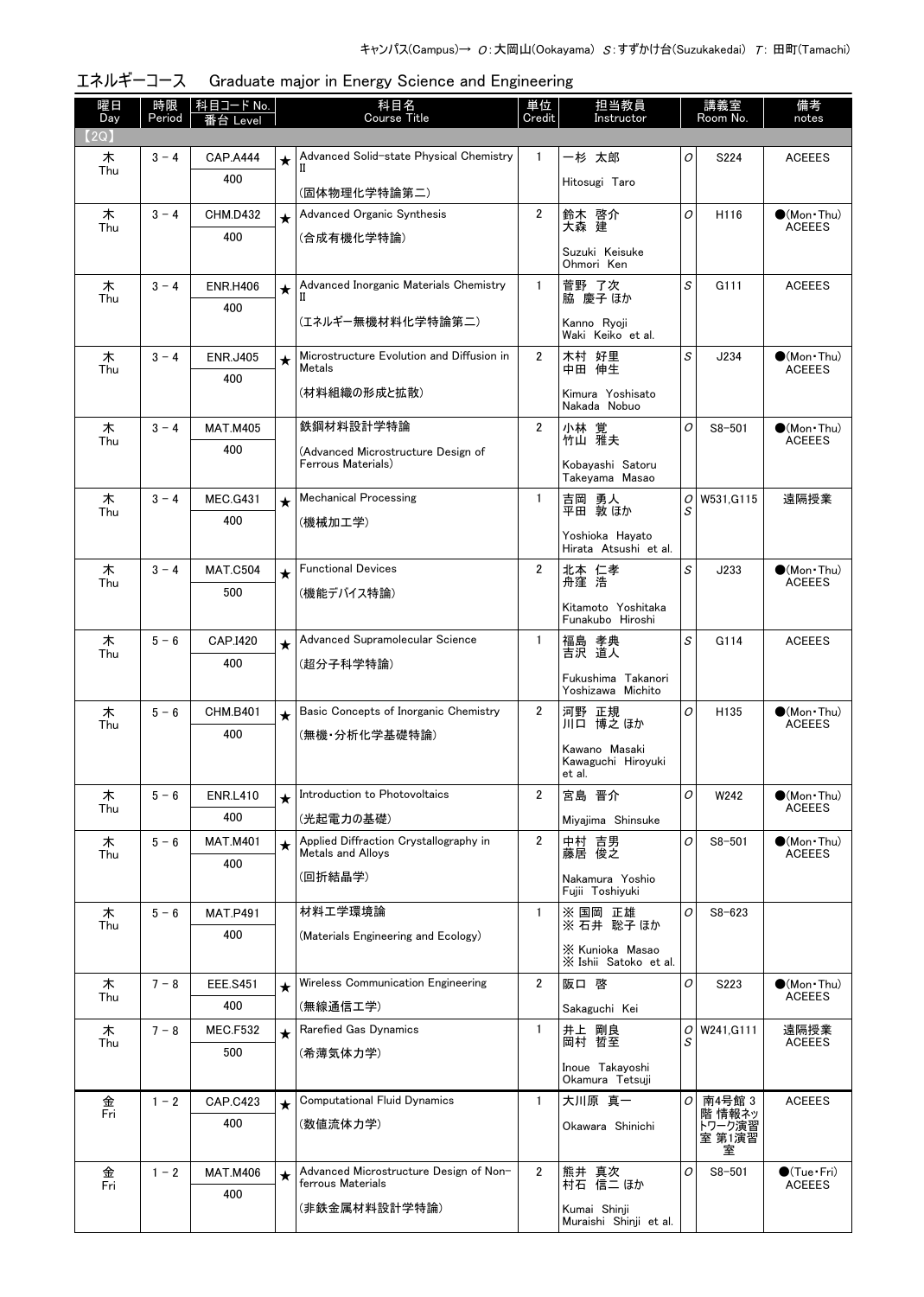キャンパス(Campus)→ O:大岡山(Ookayama) S:すずかけ台(Suzukakedai) T: 田町(Tamachi)

## エネルギーコース　Graduate major in Energy Science and Engineering

| 曜日 Day | 時限 Period | 科目コード No. 番台 Level | | 科目名 Course Title | 単位 Credit | 担当教員 Instructor | | 講義室 Room No. | 備考 notes |
|---|---|---|---|---|---|---|---|---|---|
| 【2Q】 | | | | | | | | | |
| 木 Thu | 3 - 4 | CAP.A444 400 | ★ | Advanced Solid-state Physical Chemistry II (固体物理化学特論第二) | 1 | 一杉 太郎 Hitosugi Taro | O | S224 | ACEEES |
| 木 Thu | 3 - 4 | CHM.D432 400 | ★ | Advanced Organic Synthesis (合成有機化学特論) | 2 | 鈴木 啓介 大森 建 Suzuki Keisuke Ohmori Ken | O | H116 | ●(Mon・Thu) ACEEES |
| 木 Thu | 3 - 4 | ENR.H406 400 | ★ | Advanced Inorganic Materials Chemistry II (エネルギー無機材料化学特論第二) | 1 | 菅野 了次 脇 慶子 ほか Kanno Ryoji Waki Keiko et al. | S | G111 | ACEEES |
| 木 Thu | 3 - 4 | ENR.J405 400 | ★ | Microstructure Evolution and Diffusion in Metals (材料組織の形成と拡散) | 2 | 木村 好里 中田 伸生 Kimura Yoshisato Nakada Nobuo | S | J234 | ●(Mon・Thu) ACEEES |
| 木 Thu | 3 - 4 | MAT.M405 400 | | 鉄鋼材料設計学特論 (Advanced Microstructure Design of Ferrous Materials) | 2 | 小林 覚 竹山 雅夫 Kobayashi Satoru Takeyama Masao | O | S8-501 | ●(Mon・Thu) ACEEES |
| 木 Thu | 3 - 4 | MEC.G431 400 | ★ | Mechanical Processing (機械加工学) | 1 | 吉岡 勇人 平田 敦 ほか Yoshioka Hayato Hirata Atsushi et al. | O S | W531,G115 | 遠隔授業 |
| 木 Thu | 3 - 4 | MAT.C504 500 | ★ | Functional Devices (機能デバイス特論) | 2 | 北本 仁孝 舟窪 浩 Kitamoto Yoshitaka Funakubo Hiroshi | S | J233 | ●(Mon・Thu) ACEEES |
| 木 Thu | 5 - 6 | CAP.I420 400 | ★ | Advanced Supramolecular Science (超分子科学特論) | 1 | 福島 孝典 吉沢 道人 Fukushima Takanori Yoshizawa Michito | S | G114 | ACEEES |
| 木 Thu | 5 - 6 | CHM.B401 400 | ★ | Basic Concepts of Inorganic Chemistry (無機・分析化学基礎特論) | 2 | 河野 正規 川口 博之 ほか Kawano Masaki Kawaguchi Hiroyuki et al. | O | H135 | ●(Mon・Thu) ACEEES |
| 木 Thu | 5 - 6 | ENR.L410 400 | ★ | Introduction to Photovoltaics (光起電力の基礎) | 2 | 宮島 晋介 Miyajima Shinsuke | O | W242 | ●(Mon・Thu) ACEEES |
| 木 Thu | 5 - 6 | MAT.M401 400 | ★ | Applied Diffraction Crystallography in Metals and Alloys (回折結晶学) | 2 | 中村 吉男 藤居 俊之 Nakamura Yoshio Fujii Toshiyuki | O | S8-501 | ●(Mon・Thu) ACEEES |
| 木 Thu | 5 - 6 | MAT.P491 400 | | 材料工学環境論 (Materials Engineering and Ecology) | 1 | ※ 国岡 正雄 ※ 石井 聡子 ほか ※ Kunioka Masao ※ Ishii Satoko et al. | O | S8-623 | |
| 木 Thu | 7 - 8 | EEE.S451 400 | ★ | Wireless Communication Engineering (無線通信工学) | 2 | 阪口 啓 Sakaguchi Kei | O | S223 | ●(Mon・Thu) ACEEES |
| 木 Thu | 7 - 8 | MEC.F532 500 | ★ | Rarefied Gas Dynamics (希薄気体力学) | 1 | 井上 剛良 岡村 哲至 Inoue Takayoshi Okamura Tetsuji | O S | W241,G111 | 遠隔授業 ACEEES |
| 金 Fri | 1 - 2 | CAP.C423 400 | ★ | Computational Fluid Dynamics (数値流体力学) | 1 | 大川原 真一 Okawara Shinichi | O | 南4号館 3階 情報ネットワーク演習室 第1演習室 | ACEEES |
| 金 Fri | 1 - 2 | MAT.M406 400 | ★ | Advanced Microstructure Design of Non-ferrous Materials (非鉄金属材料設計学特論) | 2 | 熊井 真次 村石 信二 ほか Kumai Shinji Muraishi Shinji et al. | O | S8-501 | ●(Tue・Fri) ACEEES |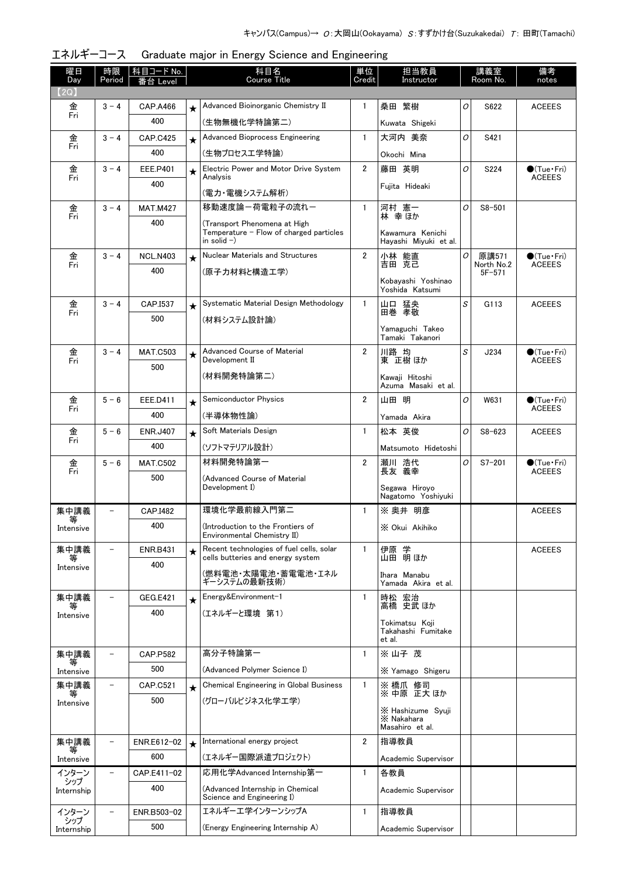キャンパス(Campus)→ O:大岡山(Ookayama) S:すずかけ台(Suzukakedai) T: 田町(Tamachi)

## エネルギーコース　Graduate major in Energy Science and Engineering

| 曜日 Day | 時限 Period | 科目コード No. 番台 Level | | 科目名 Course Title | 単位 Credit | 担当教員 Instructor | | 講義室 Room No. | 備考 notes |
|---|---|---|---|---|---|---|---|---|---|
| 【2Q】 | | | | | | | | | |
| 金 Fri | 3－4 | CAP.A466 400 | ★ | Advanced Bioinorganic Chemistry II (生物無機化学特論第二) | 1 | 桑田 繁樹 Kuwata Shigeki | O | S622 | ACEEES |
| 金 Fri | 3－4 | CAP.C425 400 | ★ | Advanced Bioprocess Engineering (生物プロセス工学特論) | 1 | 大河内 美奈 Okochi Mina | O | S421 | |
| 金 Fri | 3－4 | EEE.P401 400 | ★ | Electric Power and Motor Drive System Analysis (電力・電機システム解析) | 2 | 藤田 英明 Fujita Hideaki | O | S224 | ●(Tue・Fri) ACEEES |
| 金 Fri | 3－4 | MAT.M427 400 | | 移動速度論－荷電粒子の流れ－ (Transport Phenomena at High Temperature － Flow of charged particles in solid －) | 1 | 河村 憲一 林 幸 ほか Kawamura Kenichi Hayashi Miyuki et al. | O | S8-501 | |
| 金 Fri | 3－4 | NCL.N403 400 | ★ | Nuclear Materials and Structures (原子力材料と構造工学) | 2 | 小林 能直 吉田 克己 Kobayashi Yoshinao Yoshida Katsumi | O | 原講571 North No.2 5F-571 | ●(Tue・Fri) ACEEES |
| 金 Fri | 3－4 | CAP.I537 500 | ★ | Systematic Material Design Methodology (材料システム設計論) | 1 | 山口 猛央 田巻 孝敬 Yamaguchi Takeo Tamaki Takanori | S | G113 | ACEEES |
| 金 Fri | 3－4 | MAT.C503 500 | ★ | Advanced Course of Material Development II (材料開発特論第二) | 2 | 川路 均 東 正樹 ほか Kawaji Hitoshi Azuma Masaki et al. | S | J234 | ●(Tue・Fri) ACEEES |
| 金 Fri | 5－6 | EEE.D411 400 | ★ | Semiconductor Physics (半導体物性論) | 2 | 山田 明 Yamada Akira | O | W631 | ●(Tue・Fri) ACEEES |
| 金 Fri | 5－6 | ENR.J407 400 | ★ | Soft Materials Design (ソフトマテリアル設計) | 1 | 松本 英俊 Matsumoto Hidetoshi | O | S8-623 | ACEEES |
| 金 Fri | 5－6 | MAT.C502 500 | | 材料開発特論第一 (Advanced Course of Material Development I) | 2 | 瀬川 浩代 長友 義幸 Segawa Hiroyo Nagatomo Yoshiyuki | O | S7-201 | ●(Tue・Fri) ACEEES |
| 集中講義等 Intensive | － | CAP.I482 400 | | 環境化学最前線入門第二 (Introduction to the Frontiers of Environmental Chemistry II) | 1 | ※ 奥井 明彦 ※ Okui Akihiko | | | ACEEES |
| 集中講義等 Intensive | － | ENR.B431 400 | ★ | Recent technologies of fuel cells, solar cells butteries and energy system (燃料電池・太陽電池・蓄電池・エネルギーシステムの最新技術) | 1 | 伊原 学 山田 明 ほか Ihara Manabu Yamada Akira et al. | | | ACEEES |
| 集中講義等 Intensive | － | GEG.E421 400 | ★ | Energy&Environment-1 (エネルギーと環境 第1) | 1 | 時松 宏治 高橋 史武 ほか Tokimatsu Koji Takahashi Fumitake et al. | | | |
| 集中講義等 Intensive | － | CAP.P582 500 | | 高分子特論第一 (Advanced Polymer Science I) | 1 | ※ 山子 茂 ※ Yamago Shigeru | | | |
| 集中講義等 Intensive | － | CAP.C521 500 | ★ | Chemical Engineering in Global Business (グローバルビジネス化学工学) | 1 | ※ 橋爪 修司 ※ 中原 正大 ほか ※ Hashizume Syuji ※ Nakahara Masahiro et al. | | | |
| 集中講義等 Intensive | － | ENR.E612-02 600 | ★ | International energy project (エネルギー国際派遣プロジェクト) | 2 | 指導教員 Academic Supervisor | | | |
| インターンシップ Internship | － | CAP.E411-02 400 | | 応用化学Advanced Internship第一 (Advanced Internship in Chemical Science and Engineering I) | 1 | 各教員 Academic Supervisor | | | |
| インターンシップ Internship | － | ENR.B503-02 500 | | エネルギー工学インターンシップA (Energy Engineering Internship A) | 1 | 指導教員 Academic Supervisor | | | |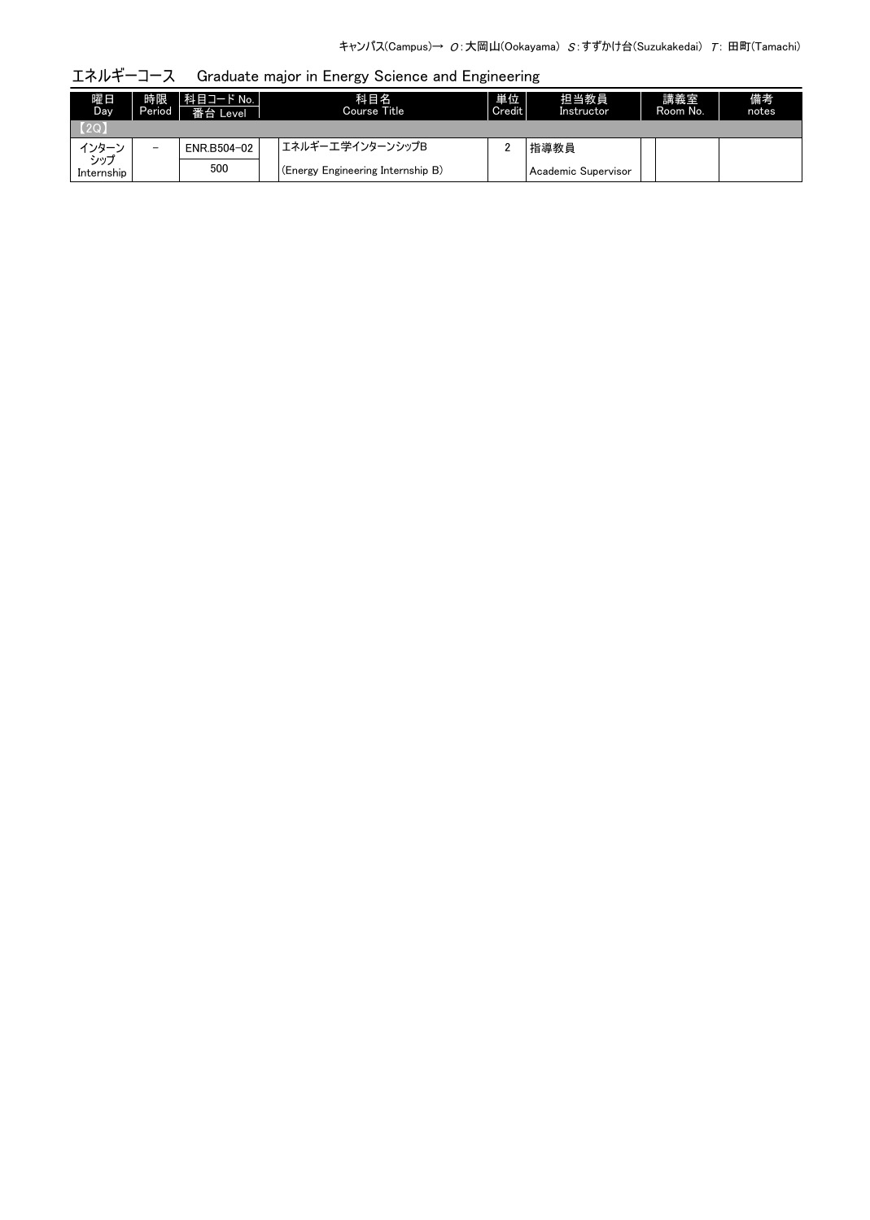キャンパス(Campus)→ O：大岡山(Ookayama) S：すずかけ台(Suzukakedai) T：田町(Tamachi)

## エネルギーコース　Graduate major in Energy Science and Engineering

| 曜日 Day | 時限 Period | 科目コード No. 番台 Level | | 科目名 Course Title | 単位 Credit | 担当教員 Instructor | | 講義室 Room No. | 備考 notes |
|---|---|---|---|---|---|---|---|---|---|
| 【2Q】 | | | | | | | | | |
| インターンシップ Internship | − | ENR.B504-02 500 | | エネルギー工学インターンシップB (Energy Engineering Internship B) | 2 | 指導教員 Academic Supervisor | | | |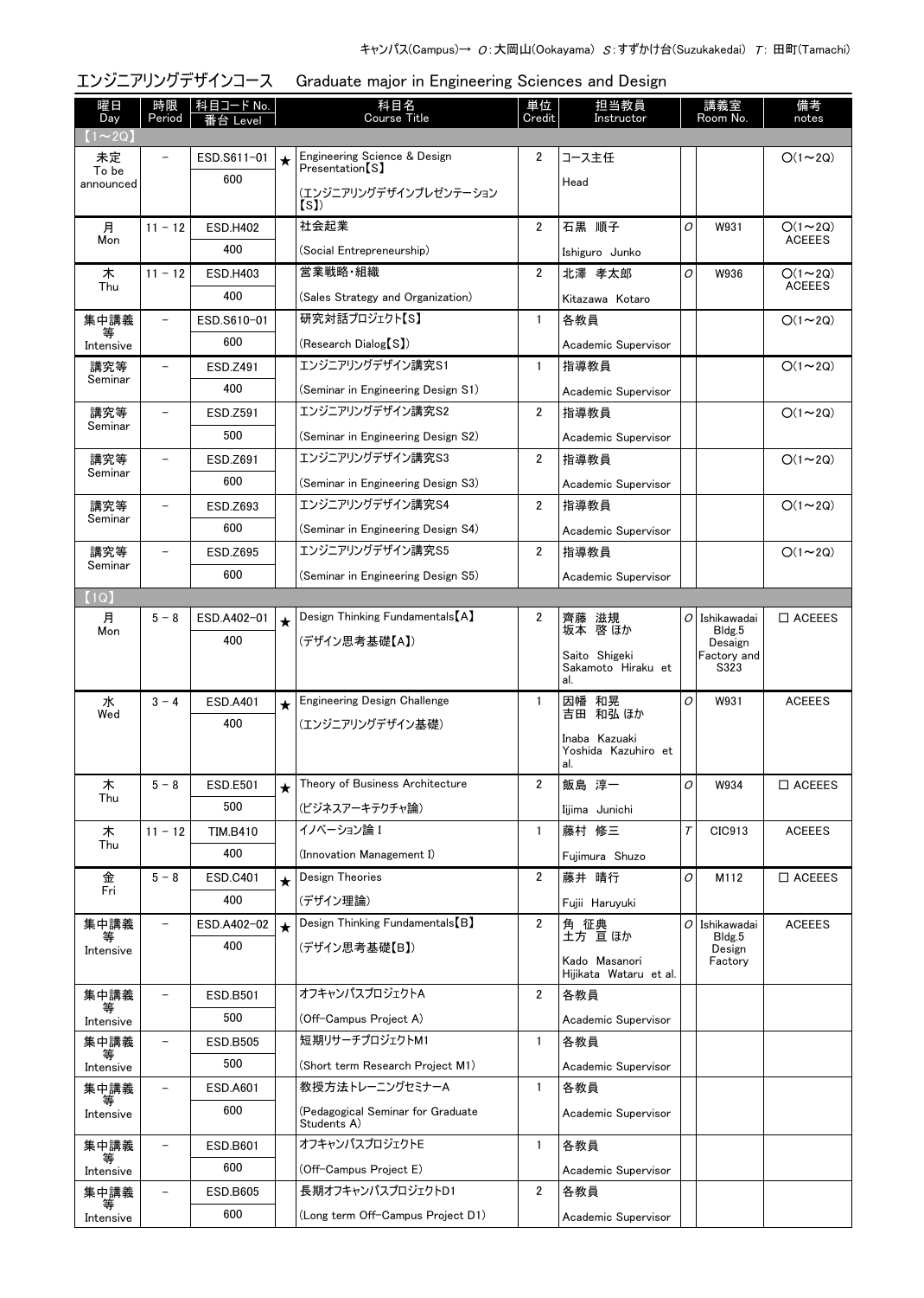キャンパス(Campus)→ O:大岡山(Ookayama) S:すずかけ台(Suzukakedai) T: 田町(Tamachi)

## エンジニアリングデザインコース Graduate major in Engineering Sciences and Design

| 曜日 Day | 時限 Period | 科目コード No. 番台 Level | | 科目名 Course Title | 単位 Credit | 担当教員 Instructor | 講義室 Room No. | | 備考 notes |
|---|---|---|---|---|---|---|---|---|---|
| 【1～2Q】 | | | | | | | | | |
| 未定 To be announced | － | ESD.S611-01 600 | ★ | Engineering Science & Design Presentation【S】 (エンジニアリングデザインプレゼンテーション【S】) | 2 | コース主任 Head | | | ○(1～2Q) |
| 月 Mon | 11 － 12 | ESD.H402 400 | | 社会起業 (Social Entrepreneurship) | 2 | 石黒 順子 Ishiguro Junko | O | W931 | ○(1～2Q) ACEEES |
| 木 Thu | 11 － 12 | ESD.H403 400 | | 営業戦略・組織 (Sales Strategy and Organization) | 2 | 北澤 孝太郎 Kitazawa Kotaro | O | W936 | ○(1～2Q) ACEEES |
| 集中講義等 Intensive | － | ESD.S610-01 600 | | 研究対話プロジェクト【S】 (Research Dialog【S】) | 1 | 各教員 Academic Supervisor | | | ○(1～2Q) |
| 講究等 Seminar | － | ESD.Z491 400 | | エンジニアリングデザイン講究S1 (Seminar in Engineering Design S1) | 1 | 指導教員 Academic Supervisor | | | ○(1～2Q) |
| 講究等 Seminar | － | ESD.Z591 500 | | エンジニアリングデザイン講究S2 (Seminar in Engineering Design S2) | 2 | 指導教員 Academic Supervisor | | | ○(1～2Q) |
| 講究等 Seminar | － | ESD.Z691 600 | | エンジニアリングデザイン講究S3 (Seminar in Engineering Design S3) | 2 | 指導教員 Academic Supervisor | | | ○(1～2Q) |
| 講究等 Seminar | － | ESD.Z693 600 | | エンジニアリングデザイン講究S4 (Seminar in Engineering Design S4) | 2 | 指導教員 Academic Supervisor | | | ○(1～2Q) |
| 講究等 Seminar | － | ESD.Z695 600 | | エンジニアリングデザイン講究S5 (Seminar in Engineering Design S5) | 2 | 指導教員 Academic Supervisor | | | ○(1～2Q) |
| 【1Q】 | | | | | | | | | |
| 月 Mon | 5 － 8 | ESD.A402-01 400 | ★ | Design Thinking Fundamentals【A】 (デザイン思考基礎【A】) | 2 | 齊藤 滋規 坂本 啓 ほか Saito Shigeki Sakamoto Hiraku et al. | O | Ishikawadai Bldg.5 Desaign Factory and S323 | □ ACEEES |
| 水 Wed | 3 － 4 | ESD.A401 400 | ★ | Engineering Design Challenge (エンジニアリングデザイン基礎) | 1 | 因幡 和晃 吉田 和弘 ほか Inaba Kazuaki Yoshida Kazuhiro et al. | O | W931 | ACEEES |
| 木 Thu | 5 － 8 | ESD.E501 500 | ★ | Theory of Business Architecture (ビジネスアーキテクチャ論) | 2 | 飯島 淳一 Iijima Junichi | O | W934 | □ ACEEES |
| 木 Thu | 11 － 12 | TIM.B410 400 | | イノベーション論 I (Innovation Management I) | 1 | 藤村 修三 Fujimura Shuzo | T | CIC913 | ACEEES |
| 金 Fri | 5 － 8 | ESD.C401 400 | ★ | Design Theories (デザイン理論) | 2 | 藤井 晴行 Fujii Haruyuki | O | M112 | □ ACEEES |
| 集中講義等 Intensive | － | ESD.A402-02 400 | ★ | Design Thinking Fundamentals【B】 (デザイン思考基礎【B】) | 2 | 角 征典 土方 亘 ほか Kado Masanori Hijikata Wataru et al. | O | Ishikawadai Bldg.5 Design Factory | ACEEES |
| 集中講義等 Intensive | － | ESD.B501 500 | | オフキャンパスプロジェクトA (Off-Campus Project A) | 2 | 各教員 Academic Supervisor | | | |
| 集中講義等 Intensive | － | ESD.B505 500 | | 短期リサーチプロジェクトM1 (Short term Research Project M1) | 1 | 各教員 Academic Supervisor | | | |
| 集中講義等 Intensive | － | ESD.A601 600 | | 教授方法トレーニングセミナーA (Pedagogical Seminar for Graduate Students A) | 1 | 各教員 Academic Supervisor | | | |
| 集中講義等 Intensive | － | ESD.B601 600 | | オフキャンパスプロジェクトE (Off-Campus Project E) | 1 | 各教員 Academic Supervisor | | | |
| 集中講義等 Intensive | － | ESD.B605 600 | | 長期オフキャンパスプロジェクトD1 (Long term Off-Campus Project D1) | 2 | 各教員 Academic Supervisor | | | |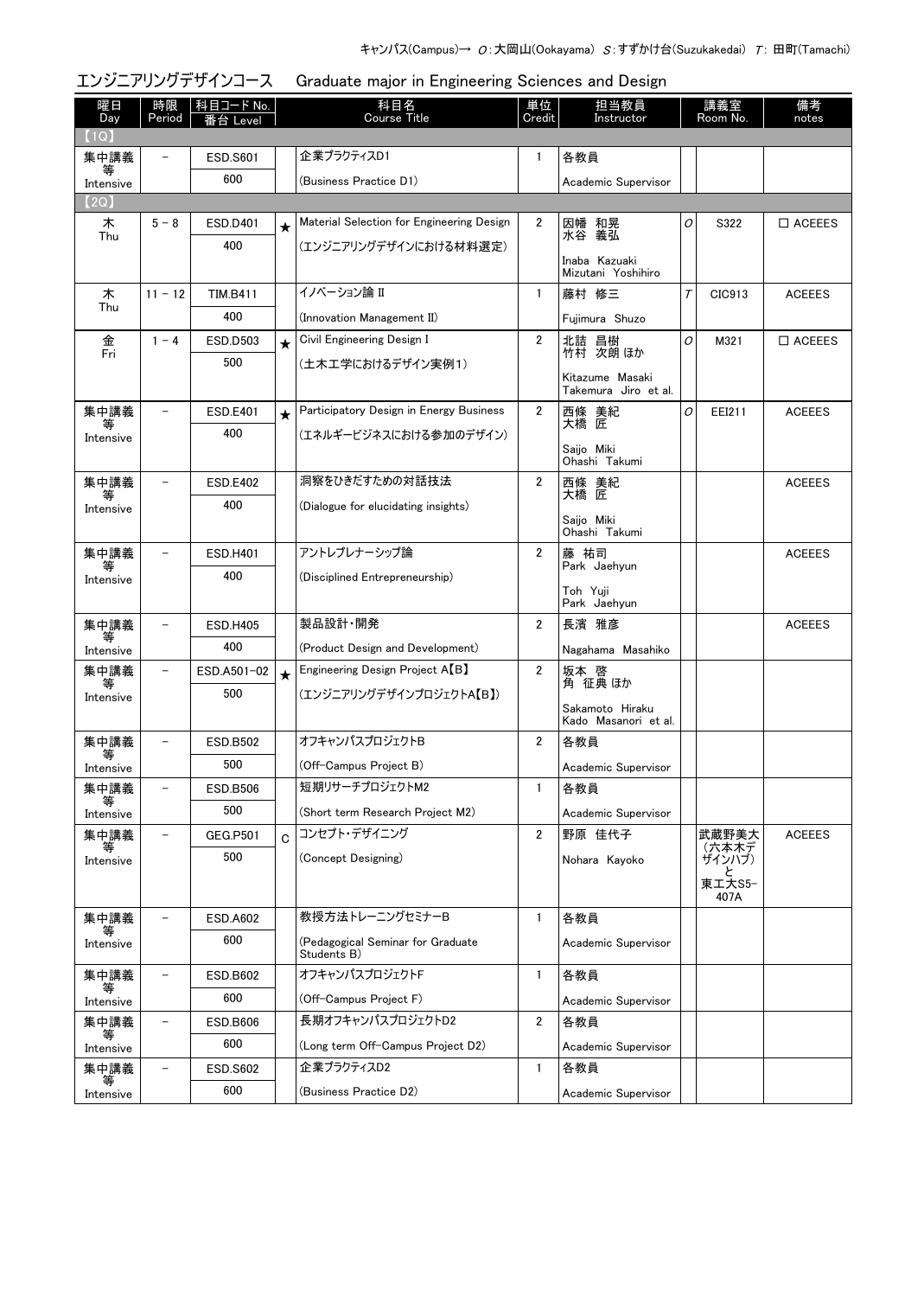キャンパス(Campus)→ O：大岡山(Ookayama) S：すずかけ台(Suzukakedai) T：田町(Tamachi)

## エンジニアリングデザインコース　Graduate major in Engineering Sciences and Design

| 曜日 Day | 時限 Period | 科目コード No. 番台 Level | | 科目名 Course Title | 単位 Credit | 担当教員 Instructor | | 講義室 Room No. | 備考 notes |
|---|---|---|---|---|---|---|---|---|---|
| 【1Q】 | | | | | | | | | |
| 集中講義等 Intensive | － | ESD.S601 600 | | 企業プラクティスD1 (Business Practice D1) | 1 | 各教員 Academic Supervisor | | | |
| 【2Q】 | | | | | | | | | |
| 木 Thu | 5 － 8 | ESD.D401 400 | ★ | Material Selection for Engineering Design (エンジニアリングデザインにおける材料選定) | 2 | 因幡 和晃 水谷 義弘 Inaba Kazuaki Mizutani Yoshihiro | O | S322 | □ ACEEES |
| 木 Thu | 11 － 12 | TIM.B411 400 | | イノベーション論 II (Innovation Management II) | 1 | 藤村 修三 Fujimura Shuzo | T | CIC913 | ACEEES |
| 金 Fri | 1 － 4 | ESD.D503 500 | ★ | Civil Engineering Design I (土木工学におけるデザイン実例1) | 2 | 北詰 昌樹 竹村 次朗 ほか Kitazume Masaki Takemura Jiro et al. | O | M321 | □ ACEEES |
| 集中講義等 Intensive | － | ESD.E401 400 | ★ | Participatory Design in Energy Business (エネルギービジネスにおける参加のデザイン) | 2 | 西條 美紀 大橋 匠 Saijo Miki Ohashi Takumi | O | EEI211 | ACEEES |
| 集中講義等 Intensive | － | ESD.E402 400 | | 洞察をひきだすための対話技法 (Dialogue for elucidating insights) | 2 | 西條 美紀 大橋 匠 Saijo Miki Ohashi Takumi | | | ACEEES |
| 集中講義等 Intensive | － | ESD.H401 400 | | アントレプレナーシップ論 (Disciplined Entrepreneurship) | 2 | 藤 祐司 Park Jaehyun Toh Yuji Park Jaehyun | | | ACEEES |
| 集中講義等 Intensive | － | ESD.H405 400 | | 製品設計・開発 (Product Design and Development) | 2 | 長濱 雅彦 Nagahama Masahiko | | | ACEEES |
| 集中講義等 Intensive | － | ESD.A501-02 500 | ★ | Engineering Design Project A【B】 (エンジニアリングデザインプロジェクトA【B】) | 2 | 坂本 啓 角 征典 ほか Sakamoto Hiraku Kado Masanori et al. | | | |
| 集中講義等 Intensive | － | ESD.B502 500 | | オフキャンパスプロジェクトB (Off-Campus Project B) | 2 | 各教員 Academic Supervisor | | | |
| 集中講義等 Intensive | － | ESD.B506 500 | | 短期リサーチプロジェクトM2 (Short term Research Project M2) | 1 | 各教員 Academic Supervisor | | | |
| 集中講義等 Intensive | － | GEG.P501 500 | C | コンセプト・デザイニング (Concept Designing) | 2 | 野原 佳代子 Nohara Kayoko | | 武蔵野美大(六本木デザインハブ)と東工大S5-407A | ACEEES |
| 集中講義等 Intensive | － | ESD.A602 600 | | 教授方法トレーニングセミナーB (Pedagogical Seminar for Graduate Students B) | 1 | 各教員 Academic Supervisor | | | |
| 集中講義等 Intensive | － | ESD.B602 600 | | オフキャンパスプロジェクトF (Off-Campus Project F) | 1 | 各教員 Academic Supervisor | | | |
| 集中講義等 Intensive | － | ESD.B606 600 | | 長期オフキャンパスプロジェクトD2 (Long term Off-Campus Project D2) | 2 | 各教員 Academic Supervisor | | | |
| 集中講義等 Intensive | － | ESD.S602 600 | | 企業プラクティスD2 (Business Practice D2) | 1 | 各教員 Academic Supervisor | | | |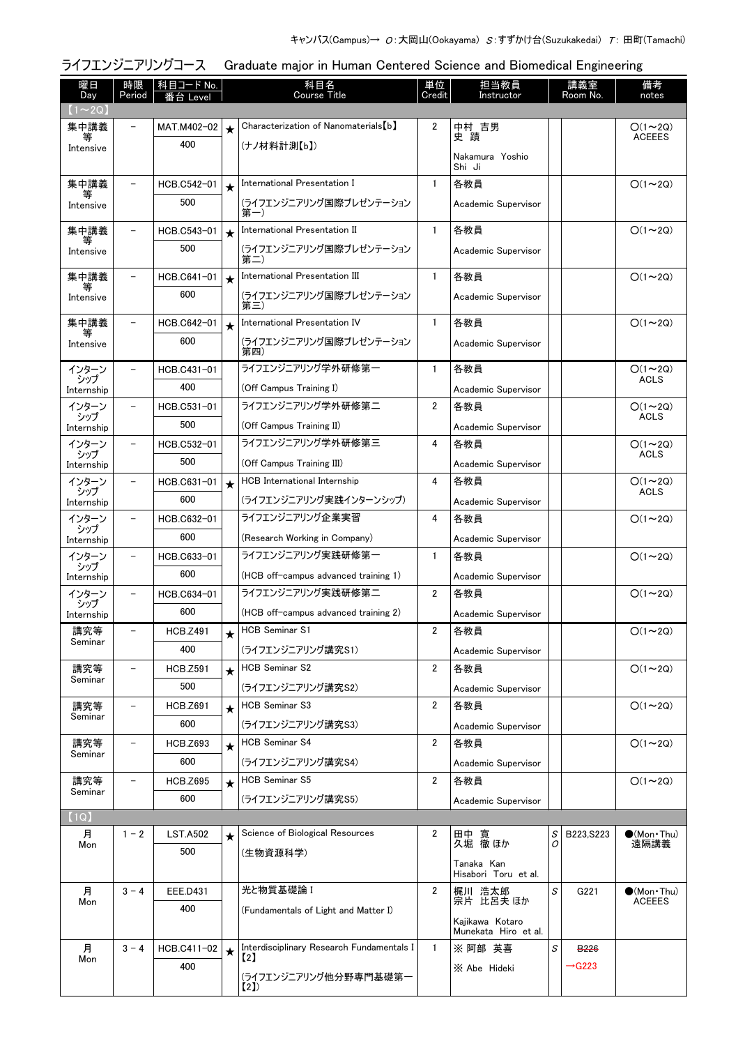キャンパス(Campus)→ O:大岡山(Ookayama) S:すずかけ台(Suzukakedai) T: 田町(Tamachi)

## ライフエンジニアリングコース　Graduate major in Human Centered Science and Biomedical Engineering

| 曜日 Day | 時限 Period | 科目コード No. 番台 Level | | 科目名 Course Title | 単位 Credit | 担当教員 Instructor | | 講義室 Room No. | 備考 notes |
|---|---|---|---|---|---|---|---|---|---|
| 【1～2Q】 | | | | | | | | | |
| 集中講義等 Intensive | – | MAT.M402-02 400 | ★ | Characterization of Nanomaterials【b】 (ナノ材料計測【b】) | 2 | 中村 吉男 史 蹟 Nakamura Yoshio Shi Ji | | | O(1～2Q) ACEEES |
| 集中講義等 Intensive | – | HCB.C542-01 500 | ★ | International Presentation I (ライフエンジニアリング国際プレゼンテーション第一) | 1 | 各教員 Academic Supervisor | | | O(1～2Q) |
| 集中講義等 Intensive | – | HCB.C543-01 500 | ★ | International Presentation II (ライフエンジニアリング国際プレゼンテーション第二) | 1 | 各教員 Academic Supervisor | | | O(1～2Q) |
| 集中講義等 Intensive | – | HCB.C641-01 600 | ★ | International Presentation III (ライフエンジニアリング国際プレゼンテーション第三) | 1 | 各教員 Academic Supervisor | | | O(1～2Q) |
| 集中講義等 Intensive | – | HCB.C642-01 600 | ★ | International Presentation IV (ライフエンジニアリング国際プレゼンテーション第四) | 1 | 各教員 Academic Supervisor | | | O(1～2Q) |
| インターンシップ Internship | – | HCB.C431-01 400 | | ライフエンジニアリング学外研修第一 (Off Campus Training I) | 1 | 各教員 Academic Supervisor | | | O(1～2Q) ACLS |
| インターンシップ Internship | – | HCB.C531-01 500 | | ライフエンジニアリング学外研修第二 (Off Campus Training II) | 2 | 各教員 Academic Supervisor | | | O(1～2Q) ACLS |
| インターンシップ Internship | – | HCB.C532-01 500 | | ライフエンジニアリング学外研修第三 (Off Campus Training III) | 4 | 各教員 Academic Supervisor | | | O(1～2Q) ACLS |
| インターンシップ Internship | – | HCB.C631-01 600 | ★ | HCB International Internship (ライフエンジニアリング実践インターンシップ) | 4 | 各教員 Academic Supervisor | | | O(1～2Q) ACLS |
| インターンシップ Internship | – | HCB.C632-01 600 | | ライフエンジニアリング企業実習 (Research Working in Company) | 4 | 各教員 Academic Supervisor | | | O(1～2Q) |
| インターンシップ Internship | – | HCB.C633-01 600 | | ライフエンジニアリング実践研修第一 (HCB off-campus advanced training 1) | 1 | 各教員 Academic Supervisor | | | O(1～2Q) |
| インターンシップ Internship | – | HCB.C634-01 600 | | ライフエンジニアリング実践研修第二 (HCB off-campus advanced training 2) | 2 | 各教員 Academic Supervisor | | | O(1～2Q) |
| 講究等 Seminar | – | HCB.Z491 400 | ★ | HCB Seminar S1 (ライフエンジニアリング講究S1) | 2 | 各教員 Academic Supervisor | | | O(1～2Q) |
| 講究等 Seminar | – | HCB.Z591 500 | ★ | HCB Seminar S2 (ライフエンジニアリング講究S2) | 2 | 各教員 Academic Supervisor | | | O(1～2Q) |
| 講究等 Seminar | – | HCB.Z691 600 | ★ | HCB Seminar S3 (ライフエンジニアリング講究S3) | 2 | 各教員 Academic Supervisor | | | O(1～2Q) |
| 講究等 Seminar | – | HCB.Z693 600 | ★ | HCB Seminar S4 (ライフエンジニアリング講究S4) | 2 | 各教員 Academic Supervisor | | | O(1～2Q) |
| 講究等 Seminar | – | HCB.Z695 600 | ★ | HCB Seminar S5 (ライフエンジニアリング講究S5) | 2 | 各教員 Academic Supervisor | | | O(1～2Q) |
| 【1Q】 | | | | | | | | | |
| 月 Mon | 1－2 | LST.A502 500 | ★ | Science of Biological Resources (生物資源科学) | 2 | 田中 寛 久堀 徹 ほか Tanaka Kan Hisabori Toru et al. | S O | B223,S223 | ●(Mon・Thu) 遠隔講義 |
| 月 Mon | 3－4 | EEE.D431 400 | | 光と物質基礎論 I (Fundamentals of Light and Matter I) | 2 | 梶川 浩太郎 宗片 比呂夫 ほか Kajikawa Kotaro Munekata Hiro et al. | S | G221 | ●(Mon・Thu) ACEEES |
| 月 Mon | 3－4 | HCB.C411-02 400 | ★ | Interdisciplinary Research Fundamentals I【2】 (ライフエンジニアリング他分野専門基礎第一【2】) | 1 | ※ 阿部 英喜 ※ Abe Hideki | S | ~~B226~~ →G223 | |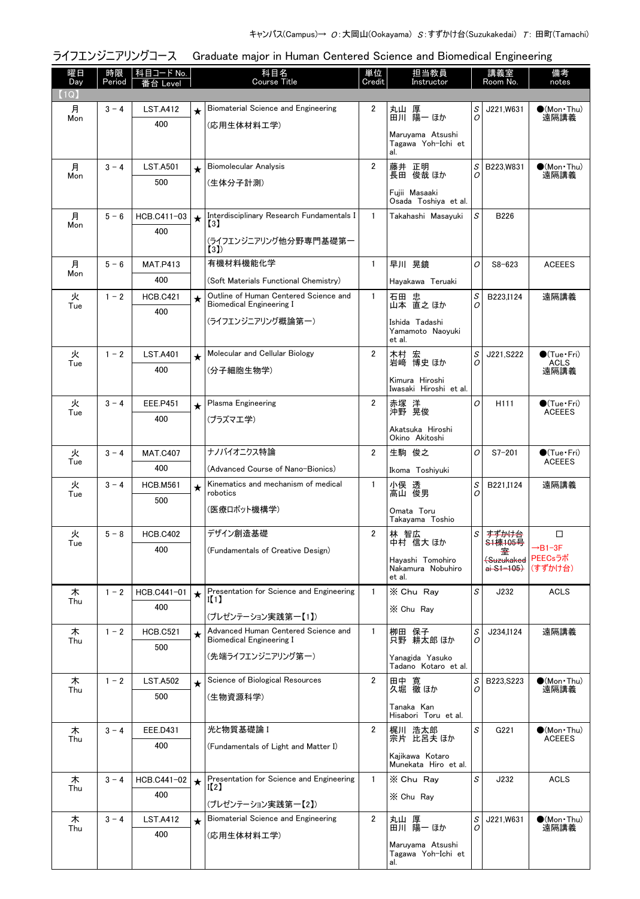キャンパス(Campus)→ O:大岡山(Ookayama) S:すずかけ台(Suzukakedai) T: 田町(Tamachi)

## ライフエンジニアリングコース　Graduate major in Human Centered Science and Biomedical Engineering

| 曜日 Day | 時限 Period | 科目コード No. 番台 Level | | 科目名 Course Title | 単位 Credit | 担当教員 Instructor | | 講義室 Room No. | 備考 notes |
|---|---|---|---|---|---|---|---|---|---|
| 【1Q】 | | | | | | | | | |
| 月 Mon | 3 - 4 | LST.A412 400 | ★ | Biomaterial Science and Engineering (応用生体材料工学) | 2 | 丸山 厚 田川 陽一 ほか Maruyama Atsushi Tagawa Yoh-Ichi et al. | S O | J221,W631 | ●(Mon・Thu) 遠隔講義 |
| 月 Mon | 3 - 4 | LST.A501 500 | ★ | Biomolecular Analysis (生体分子計測) | 2 | 藤井 正明 長田 俊哉 ほか Fujii Masaaki Osada Toshiya et al. | S O | B223,W831 | ●(Mon・Thu) 遠隔講義 |
| 月 Mon | 5 - 6 | HCB.C411-03 400 | ★ | Interdisciplinary Research Fundamentals I【3】 (ライフエンジニアリング他分野専門基礎第一【3】) | 1 | Takahashi Masayuki | S | B226 | |
| 月 Mon | 5 - 6 | MAT.P413 400 | | 有機材料機能化学 (Soft Materials Functional Chemistry) | 1 | 早川 晃鏡 Hayakawa Teruaki | O | S8-623 | ACEEES |
| 火 Tue | 1 - 2 | HCB.C421 400 | ★ | Outline of Human Centered Science and Biomedical Engineering I (ライフエンジニアリング概論第一) | 1 | 石田 忠 山本 直之 ほか Ishida Tadashi Yamamoto Naoyuki et al. | S O | B223,I124 | 遠隔講義 |
| 火 Tue | 1 - 2 | LST.A401 400 | ★ | Molecular and Cellular Biology (分子細胞生物学) | 2 | 木村 宏 岩崎 博史 ほか Kimura Hiroshi Iwasaki Hiroshi et al. | S O | J221,S222 | ●(Tue・Fri) ACLS 遠隔講義 |
| 火 Tue | 3 - 4 | EEE.P451 400 | ★ | Plasma Engineering (プラズマ工学) | 2 | 赤塚 洋 沖野 晃俊 Akatsuka Hiroshi Okino Akitoshi | O | H111 | ●(Tue・Fri) ACEEES |
| 火 Tue | 3 - 4 | MAT.C407 400 | | ナノバイオニクス特論 (Advanced Course of Nano-Bionics) | 2 | 生駒 俊之 Ikoma Toshiyuki | O | S7-201 | ●(Tue・Fri) ACEEES |
| 火 Tue | 3 - 4 | HCB.M561 500 | ★ | Kinematics and mechanism of medical robotics (医療ロボット機構学) | 1 | 小俣 透 高山 俊男 Omata Toru Takayama Toshio | S O | B221,I124 | 遠隔講義 |
| 火 Tue | 5 - 8 | HCB.C402 400 | | デザイン創造基礎 (Fundamentals of Creative Design) | 2 | 林 智広 中村 信大 ほか Hayashi Tomohiro Nakamura Nobuhiro et al. | S | ~~すずかけ台 S1棟105号室 (Suzukakedai S1-105)~~ | □ →B1-3F PEECsラボ (すずかけ台) |
| 木 Thu | 1 - 2 | HCB.C441-01 400 | ★ | Presentation for Science and Engineering I【1】 (プレゼンテーション実践第一【1】) | 1 | ※ Chu Ray ※ Chu Ray | S | J232 | ACLS |
| 木 Thu | 1 - 2 | HCB.C521 500 | ★ | Advanced Human Centered Science and Biomedical Engineering I (先端ライフエンジニアリング第一) | 1 | 柳田 保子 只野 耕太郎 ほか Yanagida Yasuko Tadano Kotaro et al. | S O | J234,I124 | 遠隔講義 |
| 木 Thu | 1 - 2 | LST.A502 500 | ★ | Science of Biological Resources (生物資源科学) | 2 | 田中 寛 久堀 徹 ほか Tanaka Kan Hisabori Toru et al. | S O | B223,S223 | ●(Mon・Thu) 遠隔講義 |
| 木 Thu | 3 - 4 | EEE.D431 400 | | 光と物質基礎論 I (Fundamentals of Light and Matter I) | 2 | 梶川 浩太郎 宗片 比呂夫 ほか Kajikawa Kotaro Munekata Hiro et al. | S | G221 | ●(Mon・Thu) ACEEES |
| 木 Thu | 3 - 4 | HCB.C441-02 400 | ★ | Presentation for Science and Engineering I【2】 (プレゼンテーション実践第一【2】) | 1 | ※ Chu Ray ※ Chu Ray | S | J232 | ACLS |
| 木 Thu | 3 - 4 | LST.A412 400 | ★ | Biomaterial Science and Engineering (応用生体材料工学) | 2 | 丸山 厚 田川 陽一 ほか Maruyama Atsushi Tagawa Yoh-Ichi et al. | S O | J221,W631 | ●(Mon・Thu) 遠隔講義 |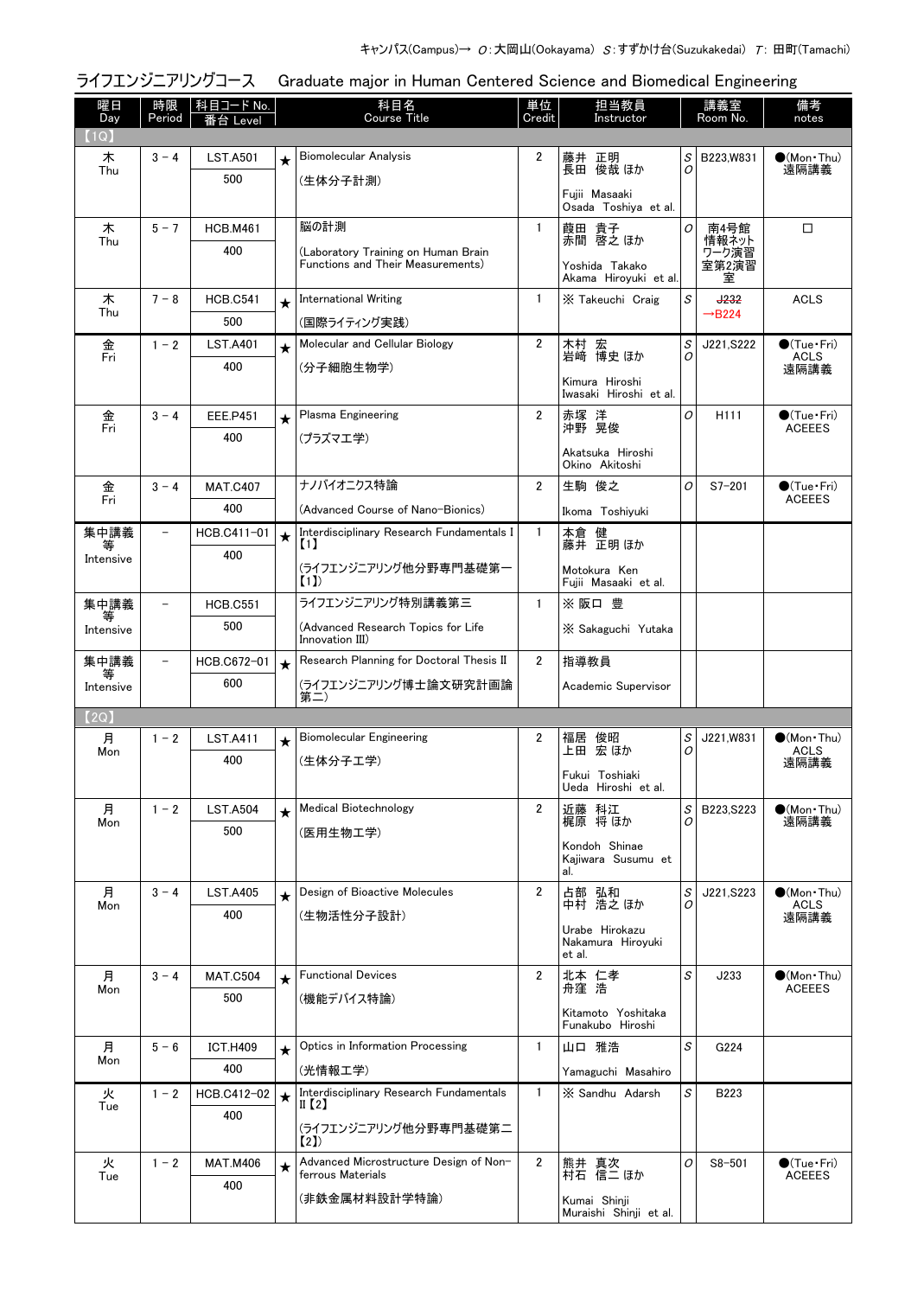キャンパス(Campus)→ O:大岡山(Ookayama) S:すずかけ台(Suzukakedai) T: 田町(Tamachi)

## ライフエンジニアリングコース　Graduate major in Human Centered Science and Biomedical Engineering

| 曜日 Day | 時限 Period | 科目コード No. 番台 Level | | 科目名 Course Title | 単位 Credit | 担当教員 Instructor | | 講義室 Room No. | 備考 notes |
|---|---|---|---|---|---|---|---|---|---|
| 【1Q】 | | | | | | | | | |
| 木 Thu | 3－4 | LST.A501 500 | ★ | Biomolecular Analysis (生体分子計測) | 2 | 藤井 正明 長田 俊哉 ほか Fujii Masaaki Osada Toshiya et al. | S O | B223,W831 | ●(Mon・Thu) 遠隔講義 |
| 木 Thu | 5－7 | HCB.M461 400 | | 脳の計測 (Laboratory Training on Human Brain Functions and Their Measurements) | 1 | 葭田 貴子 赤間 啓之 ほか Yoshida Takako Akama Hiroyuki et al. | O | 南4号館情報ネットワーク演習室第2演習室 | □ |
| 木 Thu | 7－8 | HCB.C541 500 | ★ | International Writing (国際ライティング実践) | 1 | ※ Takeuchi Craig | S | ~~J232~~ →B224 | ACLS |
| 金 Fri | 1－2 | LST.A401 400 | ★ | Molecular and Cellular Biology (分子細胞生物学) | 2 | 木村 宏 岩崎 博史 ほか Kimura Hiroshi Iwasaki Hiroshi et al. | S O | J221,S222 | ●(Tue・Fri) ACLS 遠隔講義 |
| 金 Fri | 3－4 | EEE.P451 400 | ★ | Plasma Engineering (プラズマ工学) | 2 | 赤塚 洋 沖野 晃俊 Akatsuka Hiroshi Okino Akitoshi | O | H111 | ●(Tue・Fri) ACEEES |
| 金 Fri | 3－4 | MAT.C407 400 | | ナノバイオニクス特論 (Advanced Course of Nano-Bionics) | 2 | 生駒 俊之 Ikoma Toshiyuki | O | S7-201 | ●(Tue・Fri) ACEEES |
| 集中講義等 Intensive | － | HCB.C411-01 400 | ★ | Interdisciplinary Research Fundamentals I【1】 (ライフエンジニアリング他分野専門基礎第一【1】) | 1 | 本倉 健 藤井 正明 ほか Motokura Ken Fujii Masaaki et al. | | | |
| 集中講義等 Intensive | － | HCB.C551 500 | | ライフエンジニアリング特別講義第三 (Advanced Research Topics for Life Innovation III) | 1 | ※ 阪口 豊 ※ Sakaguchi Yutaka | | | |
| 集中講義等 Intensive | － | HCB.C672-01 600 | ★ | Research Planning for Doctoral Thesis II (ライフエンジニアリング博士論文研究計画論第二) | 2 | 指導教員 Academic Supervisor | | | |
| 【2Q】 | | | | | | | | | |
| 月 Mon | 1－2 | LST.A411 400 | ★ | Biomolecular Engineering (生体分子工学) | 2 | 福居 俊昭 上田 宏 ほか Fukui Toshiaki Ueda Hiroshi et al. | S O | J221,W831 | ●(Mon・Thu) ACLS 遠隔講義 |
| 月 Mon | 1－2 | LST.A504 500 | ★ | Medical Biotechnology (医用生物工学) | 2 | 近藤 科江 梶原 将 ほか Kondoh Shinae Kajiwara Susumu et al. | S O | B223,S223 | ●(Mon・Thu) 遠隔講義 |
| 月 Mon | 3－4 | LST.A405 400 | ★ | Design of Bioactive Molecules (生物活性分子設計) | 2 | 占部 弘和 中村 浩之 ほか Urabe Hirokazu Nakamura Hiroyuki et al. | S O | J221,S223 | ●(Mon・Thu) ACLS 遠隔講義 |
| 月 Mon | 3－4 | MAT.C504 500 | ★ | Functional Devices (機能デバイス特論) | 2 | 北本 仁孝 舟窪 浩 Kitamoto Yoshitaka Funakubo Hiroshi | S | J233 | ●(Mon・Thu) ACEEES |
| 月 Mon | 5－6 | ICT.H409 400 | ★ | Optics in Information Processing (光情報工学) | 1 | 山口 雅浩 Yamaguchi Masahiro | S | G224 | |
| 火 Tue | 1－2 | HCB.C412-02 400 | ★ | Interdisciplinary Research Fundamentals II【2】 (ライフエンジニアリング他分野専門基礎第二【2】) | 1 | ※ Sandhu Adarsh | S | B223 | |
| 火 Tue | 1－2 | MAT.M406 400 | ★ | Advanced Microstructure Design of Non-ferrous Materials (非鉄金属材料設計学特論) | 2 | 熊井 真次 村石 信二 ほか Kumai Shinji Muraishi Shinji et al. | O | S8-501 | ●(Tue・Fri) ACEEES |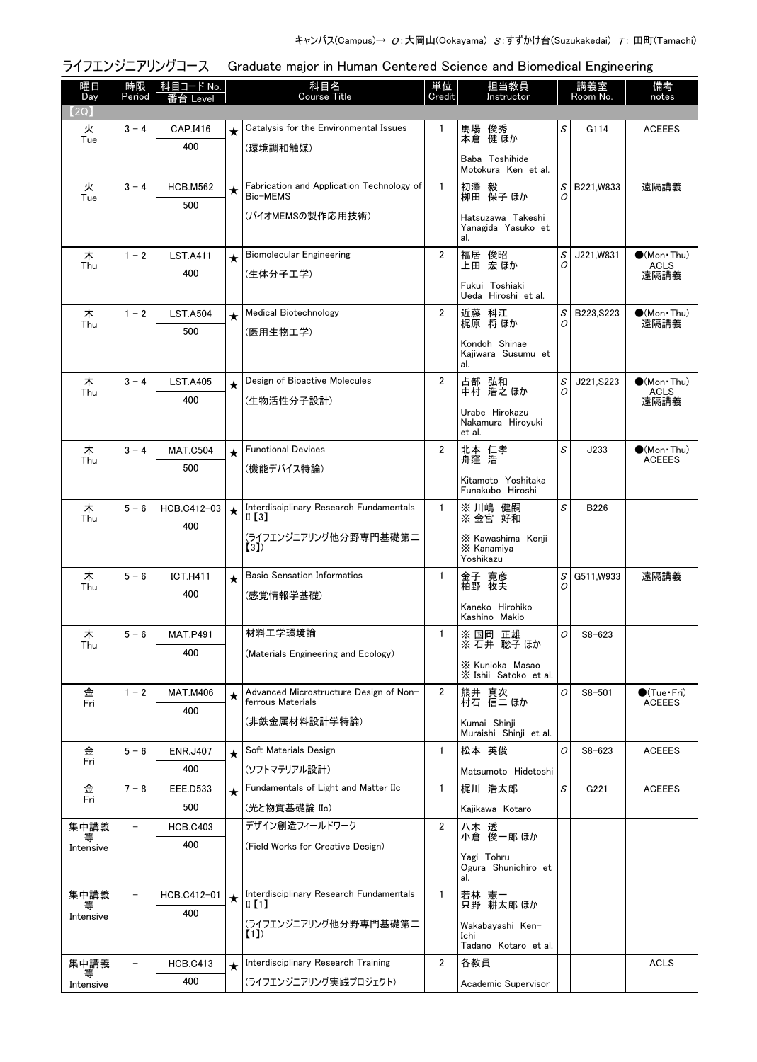キャンパス(Campus)→ O:大岡山(Ookayama) S:すずかけ台(Suzukakedai) T: 田町(Tamachi)

## ライフエンジニアリングコース　Graduate major in Human Centered Science and Biomedical Engineering

| 曜日 Day | 時限 Period | 科目コード No. 番台 Level | | 科目名 Course Title | 単位 Credit | 担当教員 Instructor | | 講義室 Room No. | 備考 notes |
|---|---|---|---|---|---|---|---|---|---|
| 【2Q】 | | | | | | | | | |
| 火 Tue | 3 - 4 | CAP.I416 400 | ★ | Catalysis for the Environmental Issues (環境調和触媒) | 1 | 馬場 俊秀 本倉 健 ほか Baba Toshihide Motokura Ken et al. | S | G114 | ACEEES |
| 火 Tue | 3 - 4 | HCB.M562 500 | ★ | Fabrication and Application Technology of Bio-MEMS (バイオMEMSの製作応用技術) | 1 | 初澤 毅 柳田 保子 ほか Hatsuzawa Takeshi Yanagida Yasuko et al. | S O | B221,W833 | 遠隔講義 |
| 木 Thu | 1 - 2 | LST.A411 400 | ★ | Biomolecular Engineering (生体分子工学) | 2 | 福居 俊昭 上田 宏 ほか Fukui Toshiaki Ueda Hiroshi et al. | S O | J221,W831 | ●(Mon・Thu) ACLS 遠隔講義 |
| 木 Thu | 1 - 2 | LST.A504 500 | ★ | Medical Biotechnology (医用生物工学) | 2 | 近藤 科江 梶原 将 ほか Kondoh Shinae Kajiwara Susumu et al. | S O | B223,S223 | ●(Mon・Thu) 遠隔講義 |
| 木 Thu | 3 - 4 | LST.A405 400 | ★ | Design of Bioactive Molecules (生物活性分子設計) | 2 | 占部 弘和 中村 浩之 ほか Urabe Hirokazu Nakamura Hiroyuki et al. | S O | J221,S223 | ●(Mon・Thu) ACLS 遠隔講義 |
| 木 Thu | 3 - 4 | MAT.C504 500 | ★ | Functional Devices (機能デバイス特論) | 2 | 北本 仁孝 舟窪 浩 Kitamoto Yoshitaka Funakubo Hiroshi | S | J233 | ●(Mon・Thu) ACEEES |
| 木 Thu | 5 - 6 | HCB.C412-03 400 | ★ | Interdisciplinary Research Fundamentals II【3】 (ライフエンジニアリング他分野専門基礎第二【3】) | 1 | ※ 川嶋 健嗣 ※ 金宮 好和 ※ Kawashima Kenji ※ Kanamiya Yoshikazu | S | B226 | |
| 木 Thu | 5 - 6 | ICT.H411 400 | ★ | Basic Sensation Informatics (感覚情報学基礎) | 1 | 金子 寛彦 柏野 牧夫 Kaneko Hirohiko Kashino Makio | S O | G511,W933 | 遠隔講義 |
| 木 Thu | 5 - 6 | MAT.P491 400 | | 材料工学環境論 (Materials Engineering and Ecology) | 1 | ※ 国岡 正雄 ※ 石井 聡子 ほか ※ Kunioka Masao ※ Ishii Satoko et al. | O | S8-623 | |
| 金 Fri | 1 - 2 | MAT.M406 400 | ★ | Advanced Microstructure Design of Non-ferrous Materials (非鉄金属材料設計学特論) | 2 | 熊井 真次 村石 信二 ほか Kumai Shinji Muraishi Shinji et al. | O | S8-501 | ●(Tue・Fri) ACEEES |
| 金 Fri | 5 - 6 | ENR.J407 400 | ★ | Soft Materials Design (ソフトマテリアル設計) | 1 | 松本 英俊 Matsumoto Hidetoshi | O | S8-623 | ACEEES |
| 金 Fri | 7 - 8 | EEE.D533 500 | ★ | Fundamentals of Light and Matter IIc (光と物質基礎論 IIc) | 1 | 梶川 浩太郎 Kajikawa Kotaro | S | G221 | ACEEES |
| 集中講義等 Intensive | - | HCB.C403 400 | | デザイン創造フィールドワーク (Field Works for Creative Design) | 2 | 八木 透 小倉 俊一郎 ほか Yagi Tohru Ogura Shunichiro et al. | | | |
| 集中講義等 Intensive | - | HCB.C412-01 400 | ★ | Interdisciplinary Research Fundamentals II【1】 (ライフエンジニアリング他分野専門基礎第二【1】) | 1 | 若林 憲一 只野 耕太郎 ほか Wakabayashi Ken-Ichi Tadano Kotaro et al. | | | |
| 集中講義等 Intensive | - | HCB.C413 400 | ★ | Interdisciplinary Research Training (ライフエンジニアリング実践プロジェクト) | 2 | 各教員 Academic Supervisor | | | ACLS |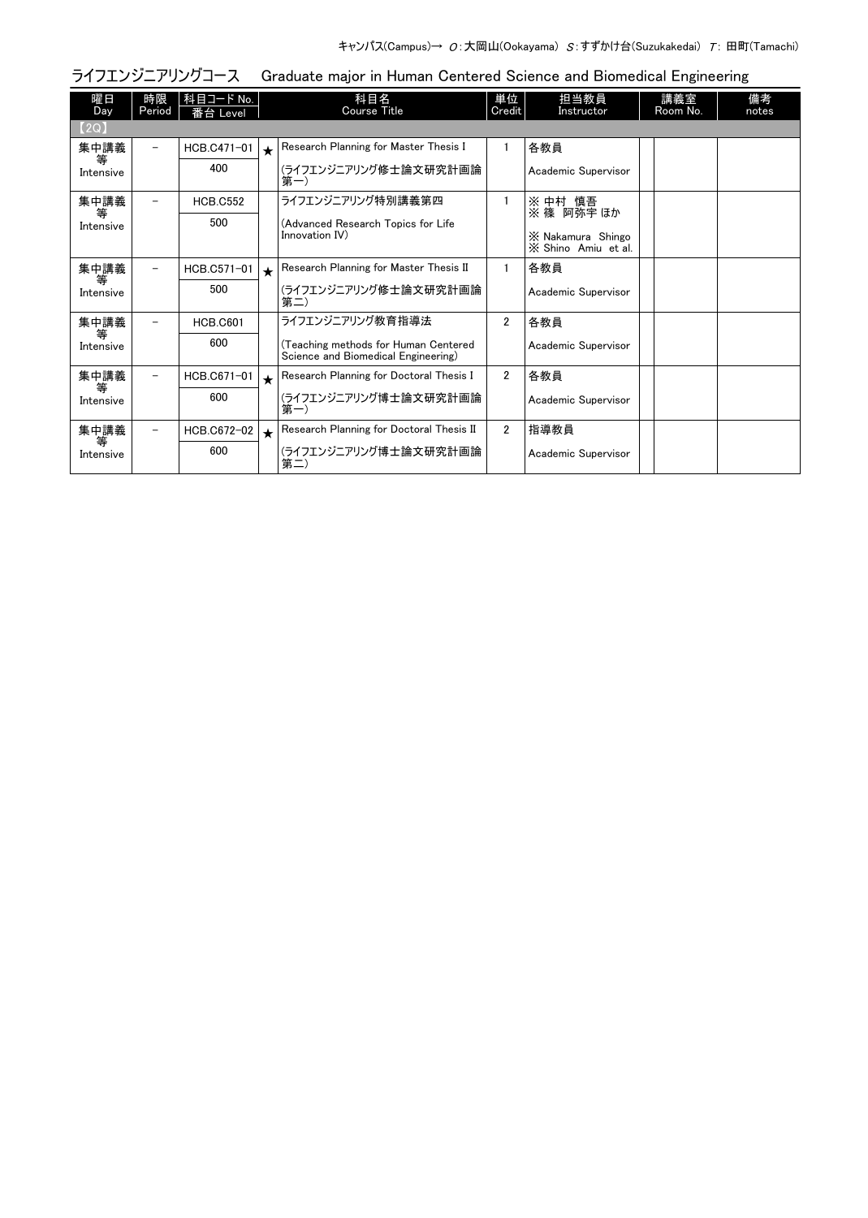キャンパス(Campus)→ O：大岡山(Ookayama) S：すずかけ台(Suzukakedai) T：田町(Tamachi)

## ライフエンジニアリングコース　Graduate major in Human Centered Science and Biomedical Engineering

| 曜日 Day | 時限 Period | 科目コード No. 番台 Level | | 科目名 Course Title | 単位 Credit | 担当教員 Instructor | | 講義室 Room No. | 備考 notes |
|---|---|---|---|---|---|---|---|---|---|
| 【2Q】 | | | | | | | | | |
| 集中講義等 Intensive | － | HCB.C471-01 400 | ★ | Research Planning for Master Thesis I (ライフエンジニアリング修士論文研究計画論第一) | 1 | 各教員 Academic Supervisor | | | |
| 集中講義等 Intensive | － | HCB.C552 500 | | ライフエンジニアリング特別講義第四 (Advanced Research Topics for Life Innovation IV) | 1 | ※ 中村 慎吾 ※ 篠 阿弥宇 ほか ※ Nakamura Shingo ※ Shino Amiu et al. | | | |
| 集中講義等 Intensive | － | HCB.C571-01 500 | ★ | Research Planning for Master Thesis II (ライフエンジニアリング修士論文研究計画論第二) | 1 | 各教員 Academic Supervisor | | | |
| 集中講義等 Intensive | － | HCB.C601 600 | | ライフエンジニアリング教育指導法 (Teaching methods for Human Centered Science and Biomedical Engineering) | 2 | 各教員 Academic Supervisor | | | |
| 集中講義等 Intensive | － | HCB.C671-01 600 | ★ | Research Planning for Doctoral Thesis I (ライフエンジニアリング博士論文研究計画論第一) | 2 | 各教員 Academic Supervisor | | | |
| 集中講義等 Intensive | － | HCB.C672-02 600 | ★ | Research Planning for Doctoral Thesis II (ライフエンジニアリング博士論文研究計画論第二) | 2 | 指導教員 Academic Supervisor | | | |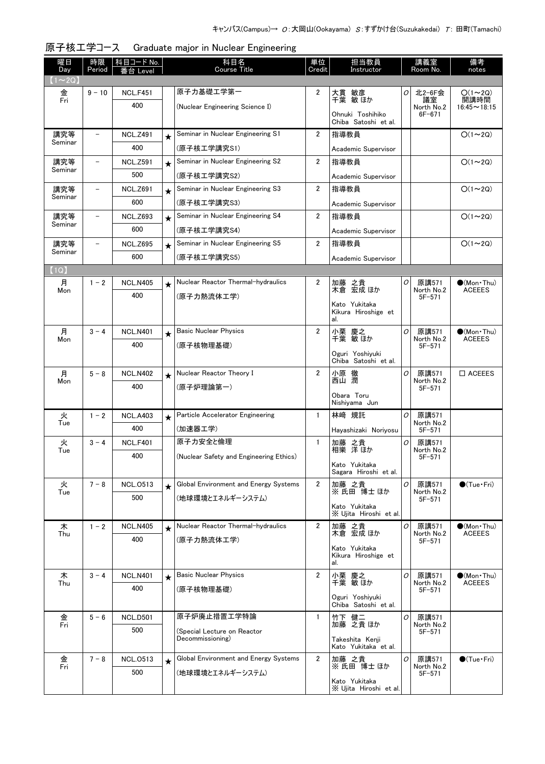キャンパス(Campus)→ O:大岡山(Ookayama) S:すずかけ台(Suzukakedai) T: 田町(Tamachi)

## 原子核工学コース　Graduate major in Nuclear Engineering

| 曜日 Day | 時限 Period | 科目コード No. 番台 Level | | 科目名 Course Title | 単位 Credit | 担当教員 Instructor | | 講義室 Room No. | 備考 notes |
|---|---|---|---|---|---|---|---|---|---|
| 【1～2Q】 | | | | | | | | | |
| 金 Fri | 9－10 | NCL.F451 400 | | 原子力基礎工学第一 (Nuclear Engineering Science I) | 2 | 大貫 敏彦 千葉 敏 ほか Ohnuki Toshihiko Chiba Satoshi et al. | O | 北2-6F会議室 North No.2 6F-671 | ○(1～2Q) 開講時間 16:45～18:15 |
| 講究等 Seminar | － | NCL.Z491 400 | ★ | Seminar in Nuclear Engineering S1 (原子核工学講究S1) | 2 | 指導教員 Academic Supervisor | | | ○(1～2Q) |
| 講究等 Seminar | － | NCL.Z591 500 | ★ | Seminar in Nuclear Engineering S2 (原子核工学講究S2) | 2 | 指導教員 Academic Supervisor | | | ○(1～2Q) |
| 講究等 Seminar | － | NCL.Z691 600 | ★ | Seminar in Nuclear Engineering S3 (原子核工学講究S3) | 2 | 指導教員 Academic Supervisor | | | ○(1～2Q) |
| 講究等 Seminar | － | NCL.Z693 600 | ★ | Seminar in Nuclear Engineering S4 (原子核工学講究S4) | 2 | 指導教員 Academic Supervisor | | | ○(1～2Q) |
| 講究等 Seminar | － | NCL.Z695 600 | ★ | Seminar in Nuclear Engineering S5 (原子核工学講究S5) | 2 | 指導教員 Academic Supervisor | | | ○(1～2Q) |
| 【1Q】 | | | | | | | | | |
| 月 Mon | 1－2 | NCL.N405 400 | ★ | Nuclear Reactor Thermal-hydraulics (原子力熱流体工学) | 2 | 加藤 之貴 木倉 宏成 ほか Kato Yukitaka Kikura Hiroshige et al. | O | 原講571 North No.2 5F-571 | ●(Mon・Thu) ACEEES |
| 月 Mon | 3－4 | NCL.N401 400 | ★ | Basic Nuclear Physics (原子核物理基礎) | 2 | 小栗 慶之 千葉 敏 ほか Oguri Yoshiyuki Chiba Satoshi et al. | O | 原講571 North No.2 5F-571 | ●(Mon・Thu) ACEEES |
| 月 Mon | 5－8 | NCL.N402 400 | ★ | Nuclear Reactor Theory I (原子炉理論第一) | 2 | 小原 徹 西山 潤 Obara Toru Nishiyama Jun | O | 原講571 North No.2 5F-571 | □ ACEEES |
| 火 Tue | 1－2 | NCL.A403 400 | ★ | Particle Accelerator Engineering (加速器工学) | 1 | 林崎 規託 Hayashizaki Noriyosu | O | 原講571 North No.2 5F-571 | |
| 火 Tue | 3－4 | NCL.F401 400 | | 原子力安全と倫理 (Nuclear Safety and Engineering Ethics) | 1 | 加藤 之貴 相樂 洋 ほか Kato Yukitaka Sagara Hiroshi et al. | O | 原講571 North No.2 5F-571 | |
| 火 Tue | 7－8 | NCL.O513 500 | ★ | Global Environment and Energy Systems (地球環境とエネルギーシステム) | 2 | 加藤 之貴 ※ 氏田 博士 ほか Kato Yukitaka ※ Ujita Hiroshi et al. | O | 原講571 North No.2 5F-571 | ●(Tue・Fri) |
| 木 Thu | 1－2 | NCL.N405 400 | ★ | Nuclear Reactor Thermal-hydraulics (原子力熱流体工学) | 2 | 加藤 之貴 木倉 宏成 ほか Kato Yukitaka Kikura Hiroshige et al. | O | 原講571 North No.2 5F-571 | ●(Mon・Thu) ACEEES |
| 木 Thu | 3－4 | NCL.N401 400 | ★ | Basic Nuclear Physics (原子核物理基礎) | 2 | 小栗 慶之 千葉 敏 ほか Oguri Yoshiyuki Chiba Satoshi et al. | O | 原講571 North No.2 5F-571 | ●(Mon・Thu) ACEEES |
| 金 Fri | 5－6 | NCL.D501 500 | | 原子炉廃止措置工学特論 (Special Lecture on Reactor Decommissioning) | 1 | 竹下 健二 加藤 之貴 ほか Takeshita Kenji Kato Yukitaka et al. | O | 原講571 North No.2 5F-571 | |
| 金 Fri | 7－8 | NCL.O513 500 | ★ | Global Environment and Energy Systems (地球環境とエネルギーシステム) | 2 | 加藤 之貴 ※ 氏田 博士 ほか Kato Yukitaka ※ Ujita Hiroshi et al. | O | 原講571 North No.2 5F-571 | ●(Tue・Fri) |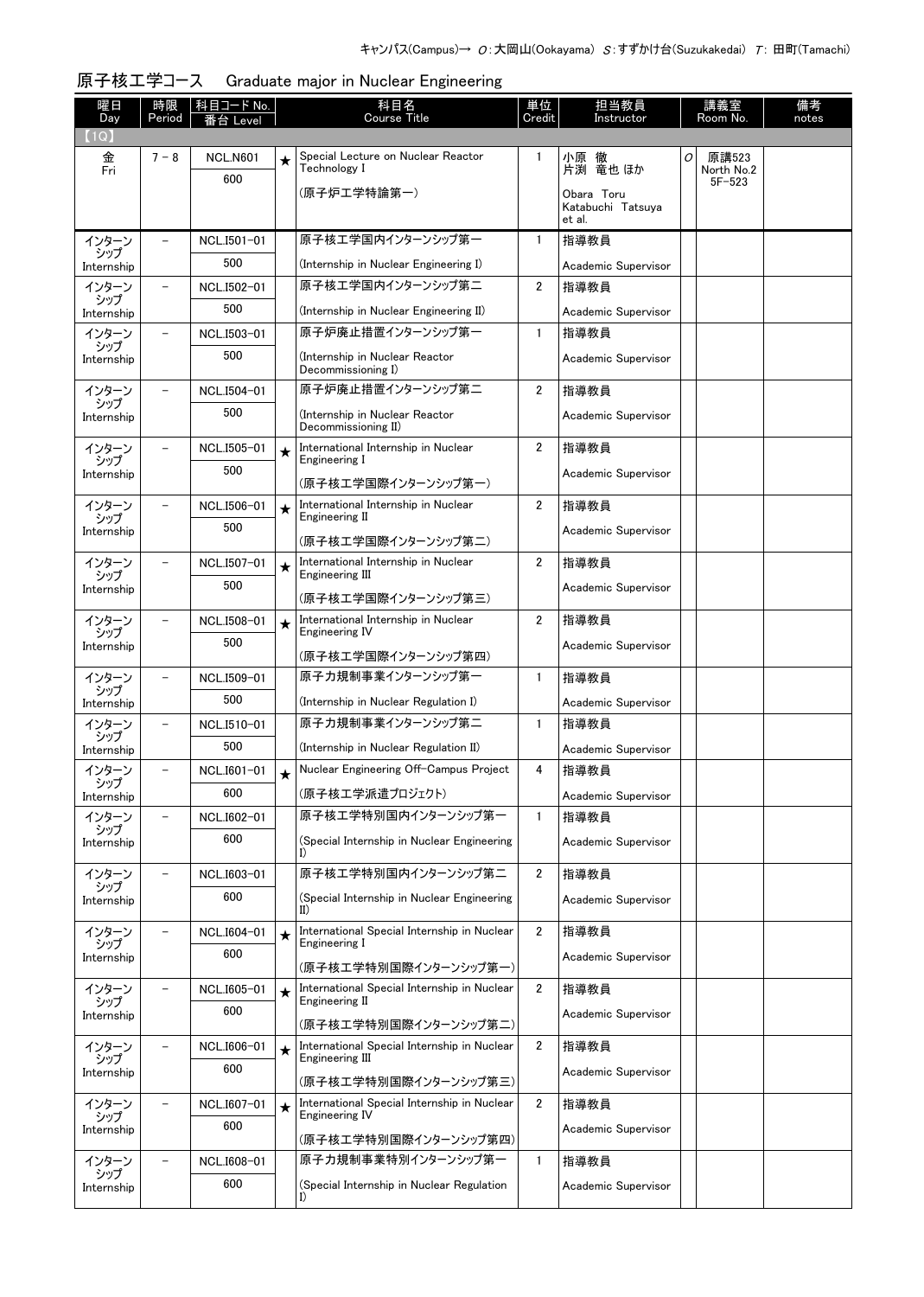キャンパス(Campus)→ O:大岡山(Ookayama) S:すずかけ台(Suzukakedai) T: 田町(Tamachi)

## 原子核工学コース　Graduate major in Nuclear Engineering

| 曜日 Day | 時限 Period | 科目コード No. 番台 Level | | 科目名 Course Title | 単位 Credit | 担当教員 Instructor | | 講義室 Room No. | 備考 notes |
|---|---|---|---|---|---|---|---|---|---|
| 【1Q】 | | | | | | | | | |
| 金 Fri | 7 - 8 | NCL.N601 600 | ★ | Special Lecture on Nuclear Reactor Technology I (原子炉工学特論第一) | 1 | 小原 徹 片渕 竜也 ほか Obara Toru Katabuchi Tatsuya et al. | O | 原講523 North No.2 5F-523 | |
| インターンシップ Internship | - | NCL.I501-01 500 | | 原子核工学国内インターンシップ第一 (Internship in Nuclear Engineering I) | 1 | 指導教員 Academic Supervisor | | | |
| インターンシップ Internship | - | NCL.I502-01 500 | | 原子核工学国内インターンシップ第二 (Internship in Nuclear Engineering II) | 2 | 指導教員 Academic Supervisor | | | |
| インターンシップ Internship | - | NCL.I503-01 500 | | 原子炉廃止措置インターンシップ第一 (Internship in Nuclear Reactor Decommissioning I) | 1 | 指導教員 Academic Supervisor | | | |
| インターンシップ Internship | - | NCL.I504-01 500 | | 原子炉廃止措置インターンシップ第二 (Internship in Nuclear Reactor Decommissioning II) | 2 | 指導教員 Academic Supervisor | | | |
| インターンシップ Internship | - | NCL.I505-01 500 | ★ | International Internship in Nuclear Engineering I (原子核工学国際インターンシップ第一) | 2 | 指導教員 Academic Supervisor | | | |
| インターンシップ Internship | - | NCL.I506-01 500 | ★ | International Internship in Nuclear Engineering II (原子核工学国際インターンシップ第二) | 2 | 指導教員 Academic Supervisor | | | |
| インターンシップ Internship | - | NCL.I507-01 500 | ★ | International Internship in Nuclear Engineering III (原子核工学国際インターンシップ第三) | 2 | 指導教員 Academic Supervisor | | | |
| インターンシップ Internship | - | NCL.I508-01 500 | ★ | International Internship in Nuclear Engineering IV (原子核工学国際インターンシップ第四) | 2 | 指導教員 Academic Supervisor | | | |
| インターンシップ Internship | - | NCL.I509-01 500 | | 原子力規制事業インターンシップ第一 (Internship in Nuclear Regulation I) | 1 | 指導教員 Academic Supervisor | | | |
| インターンシップ Internship | - | NCL.I510-01 500 | | 原子力規制事業インターンシップ第二 (Internship in Nuclear Regulation II) | 1 | 指導教員 Academic Supervisor | | | |
| インターンシップ Internship | - | NCL.I601-01 600 | ★ | Nuclear Engineering Off-Campus Project (原子核工学派遣プロジェクト) | 4 | 指導教員 Academic Supervisor | | | |
| インターンシップ Internship | - | NCL.I602-01 600 | | 原子核工学特別国内インターンシップ第一 (Special Internship in Nuclear Engineering I) | 1 | 指導教員 Academic Supervisor | | | |
| インターンシップ Internship | - | NCL.I603-01 600 | | 原子核工学特別国内インターンシップ第二 (Special Internship in Nuclear Engineering II) | 2 | 指導教員 Academic Supervisor | | | |
| インターンシップ Internship | - | NCL.I604-01 600 | ★ | International Special Internship in Nuclear Engineering I (原子核工学特別国際インターンシップ第一) | 2 | 指導教員 Academic Supervisor | | | |
| インターンシップ Internship | - | NCL.I605-01 600 | ★ | International Special Internship in Nuclear Engineering II (原子核工学特別国際インターンシップ第二) | 2 | 指導教員 Academic Supervisor | | | |
| インターンシップ Internship | - | NCL.I606-01 600 | ★ | International Special Internship in Nuclear Engineering III (原子核工学特別国際インターンシップ第三) | 2 | 指導教員 Academic Supervisor | | | |
| インターンシップ Internship | - | NCL.I607-01 600 | ★ | International Special Internship in Nuclear Engineering IV (原子核工学特別国際インターンシップ第四) | 2 | 指導教員 Academic Supervisor | | | |
| インターンシップ Internship | - | NCL.I608-01 600 | | 原子力規制事業特別インターンシップ第一 (Special Internship in Nuclear Regulation I) | 1 | 指導教員 Academic Supervisor | | | |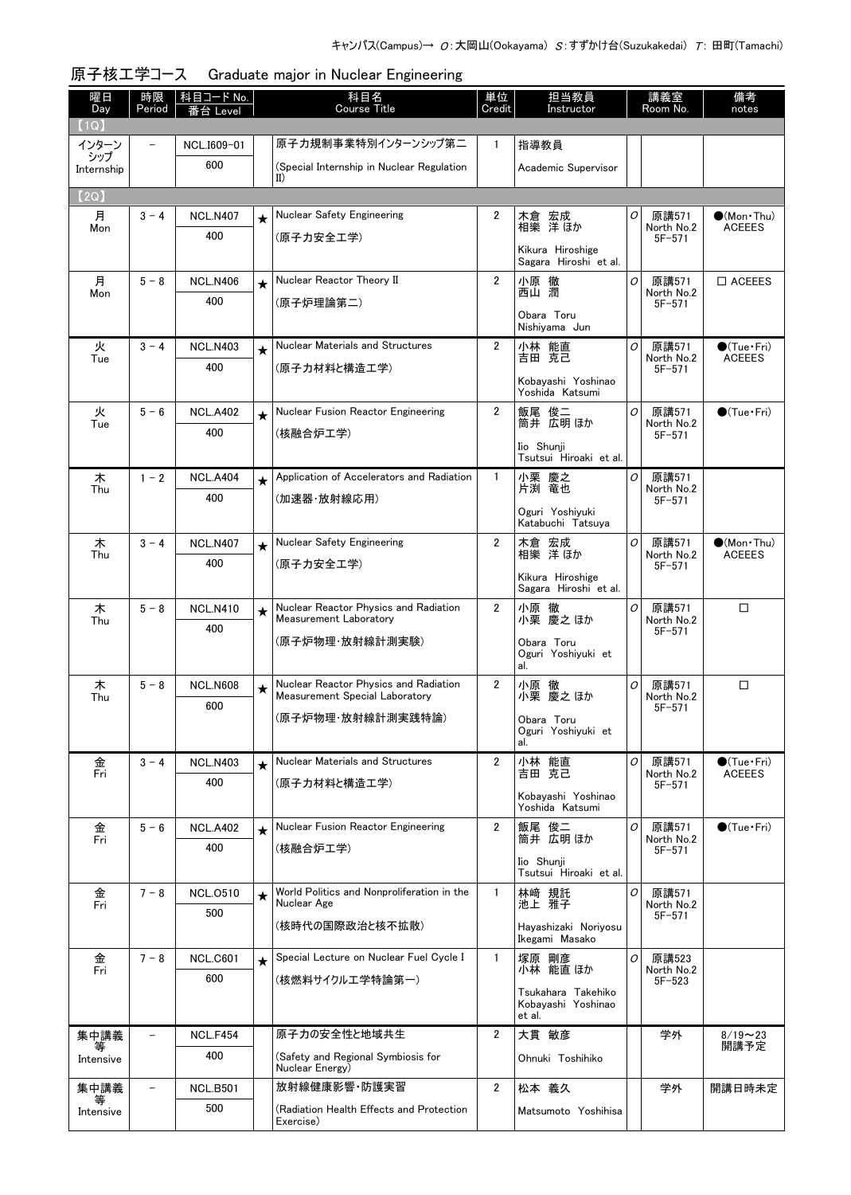キャンパス(Campus)→ *O*：大岡山(Ookayama) *S*：すずかけ台(Suzukakedai) *T*：田町(Tamachi)

## 原子核工学コース Graduate major in Nuclear Engineering

| 曜日 Day | 時限 Period | 科目コード No. 番台 Level | | 科目名 Course Title | 単位 Credit | 担当教員 Instructor | | 講義室 Room No. | 備考 notes |
|---|---|---|---|---|---|---|---|---|---|
| 【1Q】 | | | | | | | | | |
| インターンシップ Internship | － | NCL.I609-01 600 | | 原子力規制事業特別インターンシップ第二 (Special Internship in Nuclear Regulation II) | 1 | 指導教員 Academic Supervisor | | | |
| 【2Q】 | | | | | | | | | |
| 月 Mon | 3－4 | NCL.N407 400 | ★ | Nuclear Safety Engineering (原子力安全工学) | 2 | 木倉 宏成 相樂 洋 ほか Kikura Hiroshige Sagara Hiroshi et al. | O | 原講571 North No.2 5F-571 | ●(Mon・Thu) ACEEES |
| 月 Mon | 5－8 | NCL.N406 400 | ★ | Nuclear Reactor Theory II (原子炉理論第二) | 2 | 小原 徹 西山 潤 Obara Toru Nishiyama Jun | O | 原講571 North No.2 5F-571 | □ ACEEES |
| 火 Tue | 3－4 | NCL.N403 400 | ★ | Nuclear Materials and Structures (原子力材料と構造工学) | 2 | 小林 能直 吉田 克己 Kobayashi Yoshinao Yoshida Katsumi | O | 原講571 North No.2 5F-571 | ●(Tue・Fri) ACEEES |
| 火 Tue | 5－6 | NCL.A402 400 | ★ | Nuclear Fusion Reactor Engineering (核融合炉工学) | 2 | 飯尾 俊二 筒井 広明 ほか Iio Shunji Tsutsui Hiroaki et al. | O | 原講571 North No.2 5F-571 | ●(Tue・Fri) |
| 木 Thu | 1－2 | NCL.A404 400 | ★ | Application of Accelerators and Radiation (加速器・放射線応用) | 1 | 小栗 慶之 片渕 竜也 Oguri Yoshiyuki Katabuchi Tatsuya | O | 原講571 North No.2 5F-571 | |
| 木 Thu | 3－4 | NCL.N407 400 | ★ | Nuclear Safety Engineering (原子力安全工学) | 2 | 木倉 宏成 相樂 洋 ほか Kikura Hiroshige Sagara Hiroshi et al. | O | 原講571 North No.2 5F-571 | ●(Mon・Thu) ACEEES |
| 木 Thu | 5－8 | NCL.N410 400 | ★ | Nuclear Reactor Physics and Radiation Measurement Laboratory (原子炉物理・放射線計測実験) | 2 | 小原 徹 小栗 慶之 ほか Obara Toru Oguri Yoshiyuki et al. | O | 原講571 North No.2 5F-571 | □ |
| 木 Thu | 5－8 | NCL.N608 600 | ★ | Nuclear Reactor Physics and Radiation Measurement Special Laboratory (原子炉物理・放射線計測実践特論) | 2 | 小原 徹 小栗 慶之 ほか Obara Toru Oguri Yoshiyuki et al. | O | 原講571 North No.2 5F-571 | □ |
| 金 Fri | 3－4 | NCL.N403 400 | ★ | Nuclear Materials and Structures (原子力材料と構造工学) | 2 | 小林 能直 吉田 克己 Kobayashi Yoshinao Yoshida Katsumi | O | 原講571 North No.2 5F-571 | ●(Tue・Fri) ACEEES |
| 金 Fri | 5－6 | NCL.A402 400 | ★ | Nuclear Fusion Reactor Engineering (核融合炉工学) | 2 | 飯尾 俊二 筒井 広明 ほか Iio Shunji Tsutsui Hiroaki et al. | O | 原講571 North No.2 5F-571 | ●(Tue・Fri) |
| 金 Fri | 7－8 | NCL.O510 500 | ★ | World Politics and Nonproliferation in the Nuclear Age (核時代の国際政治と核不拡散) | 1 | 林﨑 規託 池上 雅子 Hayashizaki Noriyosu Ikegami Masako | O | 原講571 North No.2 5F-571 | |
| 金 Fri | 7－8 | NCL.C601 600 | ★ | Special Lecture on Nuclear Fuel Cycle I (核燃料サイクル工学特論第一) | 1 | 塚原 剛彦 小林 能直 ほか Tsukahara Takehiko Kobayashi Yoshinao et al. | O | 原講523 North No.2 5F-523 | |
| 集中講義等 Intensive | － | NCL.F454 400 | | 原子力の安全性と地域共生 (Safety and Regional Symbiosis for Nuclear Energy) | 2 | 大貫 敏彦 Ohnuki Toshihiko | | 学外 | 8/19～23 開講予定 |
| 集中講義等 Intensive | － | NCL.B501 500 | | 放射線健康影響・防護実習 (Radiation Health Effects and Protection Exercise) | 2 | 松本 義久 Matsumoto Yoshihisa | | 学外 | 開講日時未定 |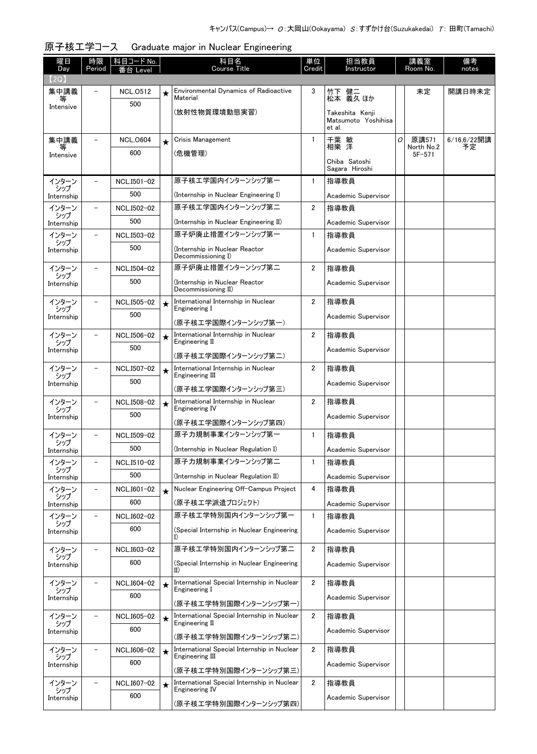キャンパス(Campus)→ O:大岡山(Ookayama) S:すずかけ台(Suzukakedai) T: 田町(Tamachi)

## 原子核工学コース　Graduate major in Nuclear Engineering

| 曜日 Day | 時限 Period | 科目コード No. 番台 Level | | 科目名 Course Title | 単位 Credit | 担当教員 Instructor | | 講義室 Room No. | 備考 notes |
|---|---|---|---|---|---|---|---|---|---|
| 【2Q】 | | | | | | | | | |
| 集中講義等 Intensive | – | NCL.O512 500 | ★ | Environmental Dynamics of Radioactive Material (放射性物質環境動態実習) | 3 | 竹下 健二 松本 義久 ほか Takeshita Kenji Matsumoto Yoshihisa et al. | | 未定 | 開講日時未定 |
| 集中講義等 Intensive | – | NCL.O604 600 | ★ | Crisis Management (危機管理) | 1 | 千葉 敏 相樂 洋 Chiba Satoshi Sagara Hiroshi | O | 原講571 North No.2 5F-571 | 6/16,6/22開講予定 |
| インターンシップ Internship | – | NCL.I501-02 500 | | 原子核工学国内インターンシップ第一 (Internship in Nuclear Engineering I) | 1 | 指導教員 Academic Supervisor | | | |
| インターンシップ Internship | – | NCL.I502-02 500 | | 原子核工学国内インターンシップ第二 (Internship in Nuclear Engineering II) | 2 | 指導教員 Academic Supervisor | | | |
| インターンシップ Internship | – | NCL.I503-02 500 | | 原子炉廃止措置インターンシップ第一 (Internship in Nuclear Reactor Decommissioning I) | 1 | 指導教員 Academic Supervisor | | | |
| インターンシップ Internship | – | NCL.I504-02 500 | | 原子炉廃止措置インターンシップ第二 (Internship in Nuclear Reactor Decommissioning II) | 2 | 指導教員 Academic Supervisor | | | |
| インターンシップ Internship | – | NCL.I505-02 500 | ★ | International Internship in Nuclear Engineering I (原子核工学国際インターンシップ第一) | 2 | 指導教員 Academic Supervisor | | | |
| インターンシップ Internship | – | NCL.I506-02 500 | ★ | International Internship in Nuclear Engineering II (原子核工学国際インターンシップ第二) | 2 | 指導教員 Academic Supervisor | | | |
| インターンシップ Internship | – | NCL.I507-02 500 | ★ | International Internship in Nuclear Engineering III (原子核工学国際インターンシップ第三) | 2 | 指導教員 Academic Supervisor | | | |
| インターンシップ Internship | – | NCL.I508-02 500 | ★ | International Internship in Nuclear Engineering IV (原子核工学国際インターンシップ第四) | 2 | 指導教員 Academic Supervisor | | | |
| インターンシップ Internship | – | NCL.I509-02 500 | | 原子力規制事業インターンシップ第一 (Internship in Nuclear Regulation I) | 1 | 指導教員 Academic Supervisor | | | |
| インターンシップ Internship | – | NCL.I510-02 500 | | 原子力規制事業インターンシップ第二 (Internship in Nuclear Regulation II) | 1 | 指導教員 Academic Supervisor | | | |
| インターンシップ Internship | – | NCL.I601-02 600 | ★ | Nuclear Engineering Off-Campus Project (原子核工学派遣プロジェクト) | 4 | 指導教員 Academic Supervisor | | | |
| インターンシップ Internship | – | NCL.I602-02 600 | | 原子核工学特別国内インターンシップ第一 (Special Internship in Nuclear Engineering I) | 1 | 指導教員 Academic Supervisor | | | |
| インターンシップ Internship | – | NCL.I603-02 600 | | 原子核工学特別国内インターンシップ第二 (Special Internship in Nuclear Engineering II) | 2 | 指導教員 Academic Supervisor | | | |
| インターンシップ Internship | – | NCL.I604-02 600 | ★ | International Special Internship in Nuclear Engineering I (原子核工学特別国際インターンシップ第一) | 2 | 指導教員 Academic Supervisor | | | |
| インターンシップ Internship | – | NCL.I605-02 600 | ★ | International Special Internship in Nuclear Engineering II (原子核工学特別国際インターンシップ第二) | 2 | 指導教員 Academic Supervisor | | | |
| インターンシップ Internship | – | NCL.I606-02 600 | ★ | International Special Internship in Nuclear Engineering III (原子核工学特別国際インターンシップ第三) | 2 | 指導教員 Academic Supervisor | | | |
| インターンシップ Internship | – | NCL.I607-02 600 | ★ | International Special Internship in Nuclear Engineering IV (原子核工学特別国際インターンシップ第四) | 2 | 指導教員 Academic Supervisor | | | |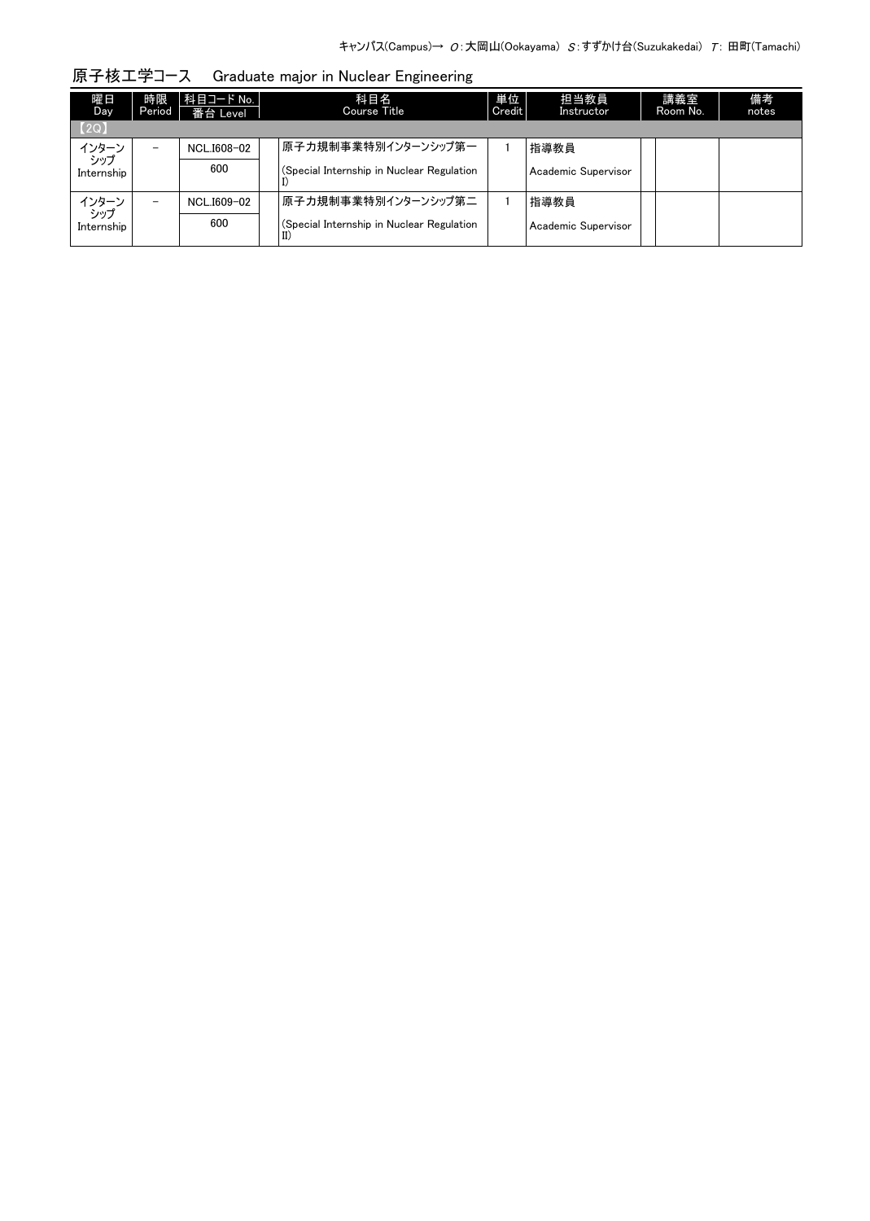キャンパス(Campus)→ O：大岡山(Ookayama) S：すずかけ台(Suzukakedai) T：田町(Tamachi)

## 原子核工学コース　Graduate major in Nuclear Engineering

| 曜日 Day | 時限 Period | 科目コード No. 番台 Level | | 科目名 Course Title | 単位 Credit | 担当教員 Instructor | | 講義室 Room No. | 備考 notes |
|---|---|---|---|---|---|---|---|---|---|
| 【2Q】 | | | | | | | | | |
| インターンシップ Internship | － | NCL.I608-02 600 | | 原子力規制事業特別インターンシップ第一 (Special Internship in Nuclear Regulation I) | 1 | 指導教員 Academic Supervisor | | | |
| インターンシップ Internship | － | NCL.I609-02 600 | | 原子力規制事業特別インターンシップ第二 (Special Internship in Nuclear Regulation II) | 1 | 指導教員 Academic Supervisor | | | |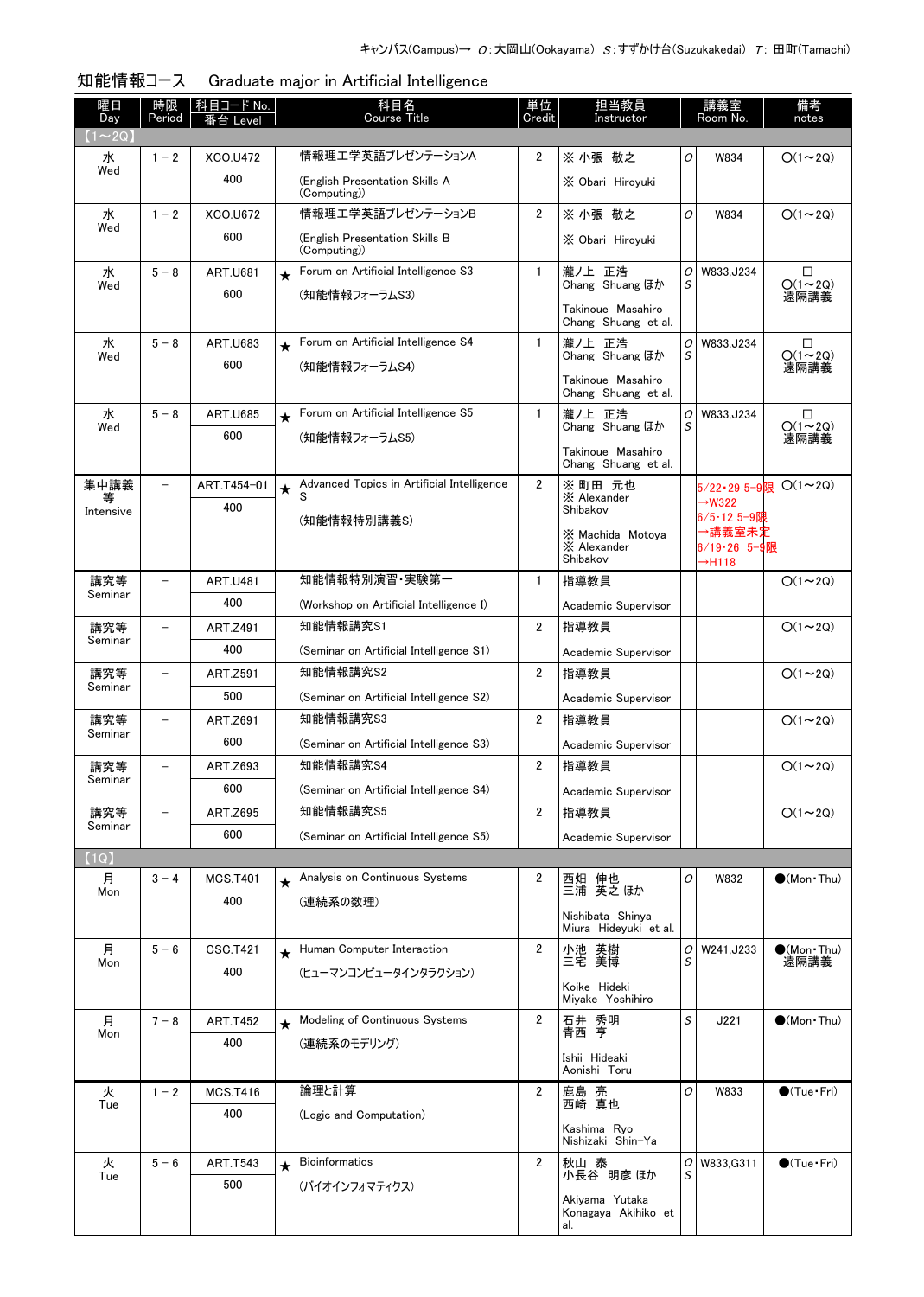キャンパス(Campus)→ O:大岡山(Ookayama) S:すずかけ台(Suzukakedai) T: 田町(Tamachi)

## 知能情報コース　Graduate major in Artificial Intelligence

| 曜日 Day | 時限 Period | 科目コード No. 番台 Level | | 科目名 Course Title | 単位 Credit | 担当教員 Instructor | | 講義室 Room No. | 備考 notes |
|---|---|---|---|---|---|---|---|---|---|
| 【1～2Q】 | | | | | | | | | |
| 水 Wed | 1－2 | XCO.U472 400 | | 情報理工学英語プレゼンテーションA (English Presentation Skills A (Computing)) | 2 | ※ 小張　敬之 ※ Obari　Hiroyuki | O | W834 | O(1～2Q) |
| 水 Wed | 1－2 | XCO.U672 600 | | 情報理工学英語プレゼンテーションB (English Presentation Skills B (Computing)) | 2 | ※ 小張　敬之 ※ Obari　Hiroyuki | O | W834 | O(1～2Q) |
| 水 Wed | 5－8 | ART.U681 600 | ★ | Forum on Artificial Intelligence S3 (知能情報フォーラムS3) | 1 | 瀧ノ上　正浩 Chang　Shuang ほか Takinoue　Masahiro Chang　Shuang　et al. | O S | W833,J234 | □ O(1～2Q) 遠隔講義 |
| 水 Wed | 5－8 | ART.U683 600 | ★ | Forum on Artificial Intelligence S4 (知能情報フォーラムS4) | 1 | 瀧ノ上　正浩 Chang　Shuang ほか Takinoue　Masahiro Chang　Shuang　et al. | O S | W833,J234 | □ O(1～2Q) 遠隔講義 |
| 水 Wed | 5－8 | ART.U685 600 | ★ | Forum on Artificial Intelligence S5 (知能情報フォーラムS5) | 1 | 瀧ノ上　正浩 Chang　Shuang ほか Takinoue　Masahiro Chang　Shuang　et al. | O S | W833,J234 | □ O(1～2Q) 遠隔講義 |
| 集中講義等 Intensive | － | ART.T454-01 400 | ★ | Advanced Topics in Artificial Intelligence S (知能情報特別講義S) | 2 | ※ 町田　元也 ※ Alexander Shibakov ※ Machida　Motoya ※ Alexander Shibakov | | 5/22・29 5-9限 →W322 6/5・12 5-9限 →講義室未定 6/19・26 5-9限 →H118 | O(1～2Q) |
| 講究等 Seminar | － | ART.U481 400 | | 知能情報特別演習・実験第一 (Workshop on Artificial Intelligence I) | 1 | 指導教員 Academic Supervisor | | | O(1～2Q) |
| 講究等 Seminar | － | ART.Z491 400 | | 知能情報講究S1 (Seminar on Artificial Intelligence S1) | 2 | 指導教員 Academic Supervisor | | | O(1～2Q) |
| 講究等 Seminar | － | ART.Z591 500 | | 知能情報講究S2 (Seminar on Artificial Intelligence S2) | 2 | 指導教員 Academic Supervisor | | | O(1～2Q) |
| 講究等 Seminar | － | ART.Z691 600 | | 知能情報講究S3 (Seminar on Artificial Intelligence S3) | 2 | 指導教員 Academic Supervisor | | | O(1～2Q) |
| 講究等 Seminar | － | ART.Z693 600 | | 知能情報講究S4 (Seminar on Artificial Intelligence S4) | 2 | 指導教員 Academic Supervisor | | | O(1～2Q) |
| 講究等 Seminar | － | ART.Z695 600 | | 知能情報講究S5 (Seminar on Artificial Intelligence S5) | 2 | 指導教員 Academic Supervisor | | | O(1～2Q) |
| 【1Q】 | | | | | | | | | |
| 月 Mon | 3－4 | MCS.T401 400 | ★ | Analysis on Continuous Systems (連続系の数理) | 2 | 西畑　伸也 三浦　英之 ほか Nishibata　Shinya Miura　Hideyuki　et al. | O | W832 | ●(Mon・Thu) |
| 月 Mon | 5－6 | CSC.T421 400 | ★ | Human Computer Interaction (ヒューマンコンピュータインタラクション) | 2 | 小池　英樹 三宅　美博 Koike　Hideki Miyake　Yoshihiro | O S | W241,J233 | ●(Mon・Thu) 遠隔講義 |
| 月 Mon | 7－8 | ART.T452 400 | ★ | Modeling of Continuous Systems (連続系のモデリング) | 2 | 石井　秀明 青西　亨 Ishii　Hideaki Aonishi　Toru | S | J221 | ●(Mon・Thu) |
| 火 Tue | 1－2 | MCS.T416 400 | | 論理と計算 (Logic and Computation) | 2 | 鹿島　亮 西崎　真也 Kashima　Ryo Nishizaki　Shin-Ya | O | W833 | ●(Tue・Fri) |
| 火 Tue | 5－6 | ART.T543 500 | ★ | Bioinformatics (バイオインフォマティクス) | 2 | 秋山　泰 小長谷　明彦 ほか Akiyama　Yutaka Konagaya　Akihiko　et al. | O S | W833,G311 | ●(Tue・Fri) |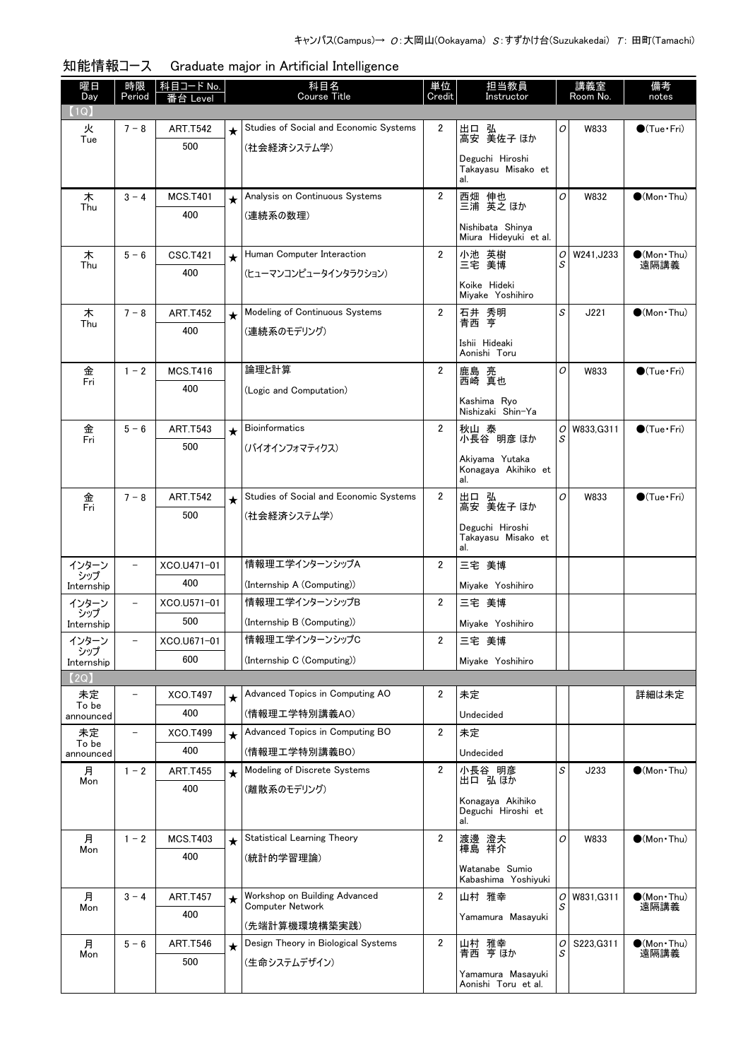キャンパス(Campus)→ O：大岡山(Ookayama) S：すずかけ台(Suzukakedai) T：田町(Tamachi)

## 知能情報コース　Graduate major in Artificial Intelligence

| 曜日 Day | 時限 Period | 科目コード No. 番台 Level | | 科目名 Course Title | 単位 Credit | 担当教員 Instructor | | 講義室 Room No. | 備考 notes |
|---|---|---|---|---|---|---|---|---|---|
| 【1Q】 | | | | | | | | | |
| 火 Tue | 7－8 | ART.T542 500 | ★ | Studies of Social and Economic Systems (社会経済システム学) | 2 | 出口 弘 高安 美佐子 ほか Deguchi Hiroshi Takayasu Misako et al. | O | W833 | ●(Tue・Fri) |
| 木 Thu | 3－4 | MCS.T401 400 | ★ | Analysis on Continuous Systems (連続系の数理) | 2 | 西畑 伸也 三浦 英之 ほか Nishibata Shinya Miura Hideyuki et al. | O | W832 | ●(Mon・Thu) |
| 木 Thu | 5－6 | CSC.T421 400 | ★ | Human Computer Interaction (ヒューマンコンピュータインタラクション) | 2 | 小池 英樹 三宅 美博 Koike Hideki Miyake Yoshihiro | O S | W241,J233 | ●(Mon・Thu) 遠隔講義 |
| 木 Thu | 7－8 | ART.T452 400 | ★ | Modeling of Continuous Systems (連続系のモデリング) | 2 | 石井 秀明 青西 亨 Ishii Hideaki Aonishi Toru | S | J221 | ●(Mon・Thu) |
| 金 Fri | 1－2 | MCS.T416 400 | | 論理と計算 (Logic and Computation) | 2 | 鹿島 亮 西崎 真也 Kashima Ryo Nishizaki Shin-Ya | O | W833 | ●(Tue・Fri) |
| 金 Fri | 5－6 | ART.T543 500 | ★ | Bioinformatics (バイオインフォマティクス) | 2 | 秋山 泰 小長谷 明彦 ほか Akiyama Yutaka Konagaya Akihiko et al. | O S | W833,G311 | ●(Tue・Fri) |
| 金 Fri | 7－8 | ART.T542 500 | ★ | Studies of Social and Economic Systems (社会経済システム学) | 2 | 出口 弘 高安 美佐子 ほか Deguchi Hiroshi Takayasu Misako et al. | O | W833 | ●(Tue・Fri) |
| インターンシップ Internship | － | XCO.U471-01 400 | | 情報理工学インターンシップA (Internship A (Computing)) | 2 | 三宅 美博 Miyake Yoshihiro | | | |
| インターンシップ Internship | － | XCO.U571-01 500 | | 情報理工学インターンシップB (Internship B (Computing)) | 2 | 三宅 美博 Miyake Yoshihiro | | | |
| インターンシップ Internship | － | XCO.U671-01 600 | | 情報理工学インターンシップC (Internship C (Computing)) | 2 | 三宅 美博 Miyake Yoshihiro | | | |
| 【2Q】 | | | | | | | | | |
| 未定 To be announced | － | XCO.T497 400 | ★ | Advanced Topics in Computing AO (情報理工学特別講義AO) | 2 | 未定 Undecided | | | 詳細は未定 |
| 未定 To be announced | － | XCO.T499 400 | ★ | Advanced Topics in Computing BO (情報理工学特別講義BO) | 2 | 未定 Undecided | | | |
| 月 Mon | 1－2 | ART.T455 400 | ★ | Modeling of Discrete Systems (離散系のモデリング) | 2 | 小長谷 明彦 出口 弘 ほか Konagaya Akihiko Deguchi Hiroshi et al. | S | J233 | ●(Mon・Thu) |
| 月 Mon | 1－2 | MCS.T403 400 | ★ | Statistical Learning Theory (統計的学習理論) | 2 | 渡邊 澄夫 樺島 祥介 Watanabe Sumio Kabashima Yoshiyuki | O | W833 | ●(Mon・Thu) |
| 月 Mon | 3－4 | ART.T457 400 | ★ | Workshop on Building Advanced Computer Network (先端計算機環境構築実践) | 2 | 山村 雅幸 Yamamura Masayuki | O S | W831,G311 | ●(Mon・Thu) 遠隔講義 |
| 月 Mon | 5－6 | ART.T546 500 | ★ | Design Theory in Biological Systems (生命システムデザイン) | 2 | 山村 雅幸 青西 亨 ほか Yamamura Masayuki Aonishi Toru et al. | O S | S223,G311 | ●(Mon・Thu) 遠隔講義 |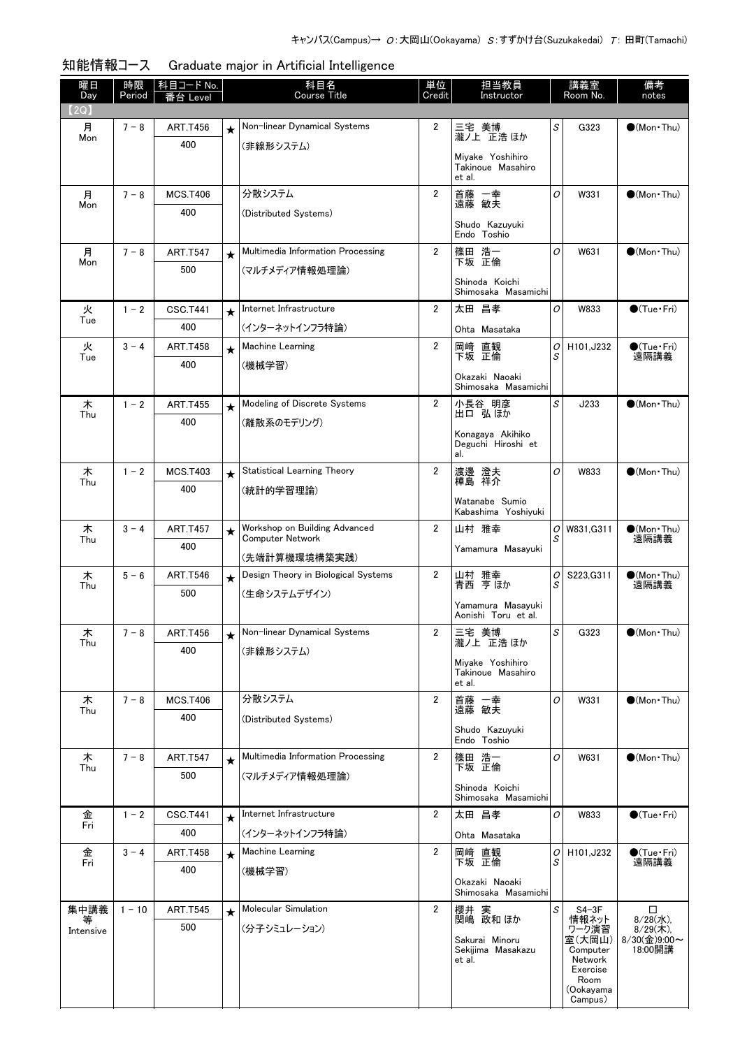キャンパス(Campus)→ O:大岡山(Ookayama) S:すずかけ台(Suzukakedai) T: 田町(Tamachi)

## 知能情報コース　Graduate major in Artificial Intelligence

| 曜日 Day | 時限 Period | 科目コード No. 番台 Level | | 科目名 Course Title | 単位 Credit | 担当教員 Instructor | | 講義室 Room No. | 備考 notes |
|---|---|---|---|---|---|---|---|---|---|
| 【2Q】 | | | | | | | | | |
| 月 Mon | 7－8 | ART.T456 400 | ★ | Non-linear Dynamical Systems (非線形システム) | 2 | 三宅 美博 瀧ノ上 正浩 ほか Miyake Yoshihiro Takinoue Masahiro et al. | S | G323 | ●(Mon・Thu) |
| 月 Mon | 7－8 | MCS.T406 400 | | 分散システム (Distributed Systems) | 2 | 首藤 一幸 遠藤 敏夫 Shudo Kazuyuki Endo Toshio | O | W331 | ●(Mon・Thu) |
| 月 Mon | 7－8 | ART.T547 500 | ★ | Multimedia Information Processing (マルチメディア情報処理論) | 2 | 篠田 浩一 下坂 正倫 Shinoda Koichi Shimosaka Masamichi | O | W631 | ●(Mon・Thu) |
| 火 Tue | 1－2 | CSC.T441 400 | ★ | Internet Infrastructure (インターネットインフラ特論) | 2 | 太田 昌孝 Ohta Masataka | O | W833 | ●(Tue・Fri) |
| 火 Tue | 3－4 | ART.T458 400 | ★ | Machine Learning (機械学習) | 2 | 岡崎 直観 下坂 正倫 Okazaki Naoaki Shimosaka Masamichi | O S | H101,J232 | ●(Tue・Fri) 遠隔講義 |
| 木 Thu | 1－2 | ART.T455 400 | ★ | Modeling of Discrete Systems (離散系のモデリング) | 2 | 小長谷 明彦 出口 弘 ほか Konagaya Akihiko Deguchi Hiroshi et al. | S | J233 | ●(Mon・Thu) |
| 木 Thu | 1－2 | MCS.T403 400 | ★ | Statistical Learning Theory (統計的学習理論) | 2 | 渡邊 澄夫 樺島 祥介 Watanabe Sumio Kabashima Yoshiyuki | O | W833 | ●(Mon・Thu) |
| 木 Thu | 3－4 | ART.T457 400 | ★ | Workshop on Building Advanced Computer Network (先端計算機環境構築実践) | 2 | 山村 雅幸 Yamamura Masayuki | O S | W831,G311 | ●(Mon・Thu) 遠隔講義 |
| 木 Thu | 5－6 | ART.T546 500 | ★ | Design Theory in Biological Systems (生命システムデザイン) | 2 | 山村 雅幸 青西 亨 ほか Yamamura Masayuki Aonishi Toru et al. | O S | S223,G311 | ●(Mon・Thu) 遠隔講義 |
| 木 Thu | 7－8 | ART.T456 400 | ★ | Non-linear Dynamical Systems (非線形システム) | 2 | 三宅 美博 瀧ノ上 正浩 ほか Miyake Yoshihiro Takinoue Masahiro et al. | S | G323 | ●(Mon・Thu) |
| 木 Thu | 7－8 | MCS.T406 400 | | 分散システム (Distributed Systems) | 2 | 首藤 一幸 遠藤 敏夫 Shudo Kazuyuki Endo Toshio | O | W331 | ●(Mon・Thu) |
| 木 Thu | 7－8 | ART.T547 500 | ★ | Multimedia Information Processing (マルチメディア情報処理論) | 2 | 篠田 浩一 下坂 正倫 Shinoda Koichi Shimosaka Masamichi | O | W631 | ●(Mon・Thu) |
| 金 Fri | 1－2 | CSC.T441 400 | ★ | Internet Infrastructure (インターネットインフラ特論) | 2 | 太田 昌孝 Ohta Masataka | O | W833 | ●(Tue・Fri) |
| 金 Fri | 3－4 | ART.T458 400 | ★ | Machine Learning (機械学習) | 2 | 岡崎 直観 下坂 正倫 Okazaki Naoaki Shimosaka Masamichi | O S | H101,J232 | ●(Tue・Fri) 遠隔講義 |
| 集中講義等 Intensive | 1－10 | ART.T545 500 | ★ | Molecular Simulation (分子シミュレーション) | 2 | 櫻井 実 関嶋 政和 ほか Sakurai Minoru Sekijima Masakazu et al. | S | S4-3F 情報ネットワーク演習室(大岡山) Computer Network Exercise Room (Ookayama Campus) | □ 8/28(水), 8/29(木), 8/30(金)9:00～18:00開講 |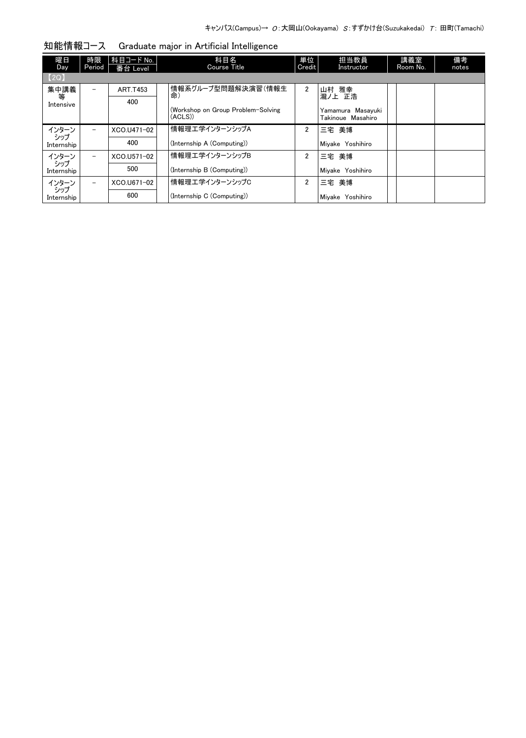キャンパス(Campus)→ O：大岡山(Ookayama) S：すずかけ台(Suzukakedai) T: 田町(Tamachi)

## 知能情報コース　Graduate major in Artificial Intelligence

| 曜日 Day | 時限 Period | 科目コード No. 番台 Level | 科目名 Course Title | 単位 Credit | 担当教員 Instructor | 講義室 Room No. | 備考 notes |
|---|---|---|---|---|---|---|---|
| 【2Q】 | | | | | | | |
| 集中講義等 Intensive | − | ART.T453 400 | 情報系グループ型問題解決演習（情報生命） (Workshop on Group Problem-Solving (ACLS)) | 2 | 山村 雅幸 瀧ノ上 正浩 Yamamura Masayuki Takinoue Masahiro | | |
| インターンシップ Internship | − | XCO.U471-02 400 | 情報理工学インターンシップA (Internship A (Computing)) | 2 | 三宅 美博 Miyake Yoshihiro | | |
| インターンシップ Internship | − | XCO.U571-02 500 | 情報理工学インターンシップB (Internship B (Computing)) | 2 | 三宅 美博 Miyake Yoshihiro | | |
| インターンシップ Internship | − | XCO.U671-02 600 | 情報理工学インターンシップC (Internship C (Computing)) | 2 | 三宅 美博 Miyake Yoshihiro | | |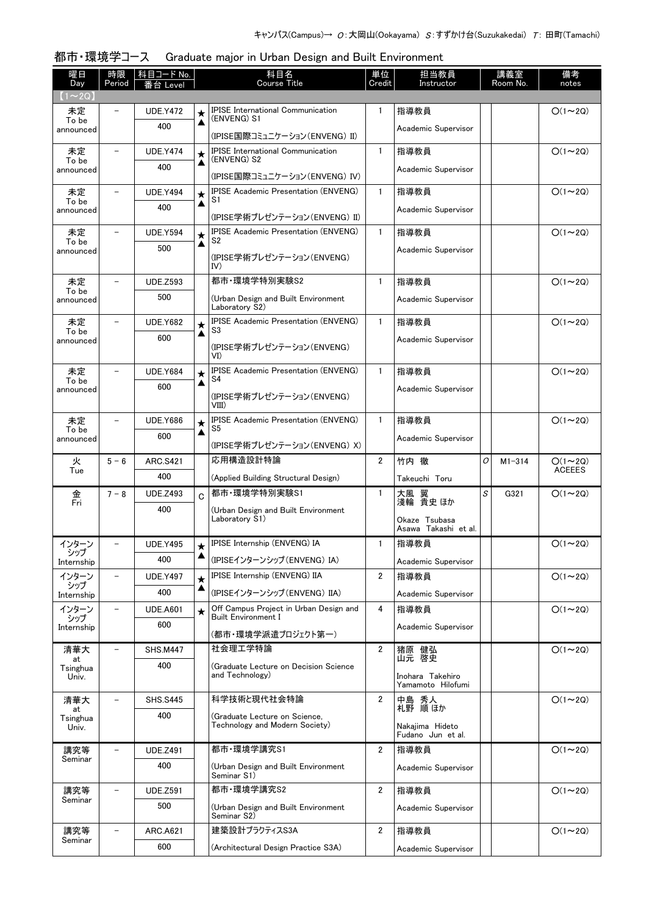キャンパス(Campus)→ O:大岡山(Ookayama) S:すずかけ台(Suzukakedai) T: 田町(Tamachi)

## 都市・環境学コース　Graduate major in Urban Design and Built Environment

| 曜日 Day | 時限 Period | 科目コード No. 番台 Level | | 科目名 Course Title | 単位 Credit | 担当教員 Instructor | 講義室 Room No. | | 備考 notes |
|---|---|---|---|---|---|---|---|---|---|
| 【1～2Q】 | | | | | | | | | |
| 未定 To be announced | － | UDE.Y472 400 | ★▲ | IPISE International Communication (ENVENG) S1 (IPISE国際コミュニケーション(ENVENG) II) | 1 | 指導教員 Academic Supervisor | | | O(1～2Q) |
| 未定 To be announced | － | UDE.Y474 400 | ★▲ | IPISE International Communication (ENVENG) S2 (IPISE国際コミュニケーション(ENVENG) IV) | 1 | 指導教員 Academic Supervisor | | | O(1～2Q) |
| 未定 To be announced | － | UDE.Y494 400 | ★▲ | IPISE Academic Presentation (ENVENG) S1 (IPISE学術プレゼンテーション(ENVENG) II) | 1 | 指導教員 Academic Supervisor | | | O(1～2Q) |
| 未定 To be announced | － | UDE.Y594 500 | ★▲ | IPISE Academic Presentation (ENVENG) S2 (IPISE学術プレゼンテーション(ENVENG) IV) | 1 | 指導教員 Academic Supervisor | | | O(1～2Q) |
| 未定 To be announced | － | UDE.Z593 500 | | 都市・環境学特別実験S2 (Urban Design and Built Environment Laboratory S2) | 1 | 指導教員 Academic Supervisor | | | O(1～2Q) |
| 未定 To be announced | － | UDE.Y682 600 | ★▲ | IPISE Academic Presentation (ENVENG) S3 (IPISE学術プレゼンテーション(ENVENG) VI) | 1 | 指導教員 Academic Supervisor | | | O(1～2Q) |
| 未定 To be announced | － | UDE.Y684 600 | ★▲ | IPISE Academic Presentation (ENVENG) S4 (IPISE学術プレゼンテーション(ENVENG) VIII) | 1 | 指導教員 Academic Supervisor | | | O(1～2Q) |
| 未定 To be announced | － | UDE.Y686 600 | ★▲ | IPISE Academic Presentation (ENVENG) S5 (IPISE学術プレゼンテーション(ENVENG) X) | 1 | 指導教員 Academic Supervisor | | | O(1～2Q) |
| 火 Tue | 5－6 | ARC.S421 400 | | 応用構造設計特論 (Applied Building Structural Design) | 2 | 竹内 徹 Takeuchi Toru | O | M1-314 | O(1～2Q) ACEEES |
| 金 Fri | 7－8 | UDE.Z493 400 | C | 都市・環境学特別実験S1 (Urban Design and Built Environment Laboratory S1) | 1 | 大風 翼 淺輪 貴史 ほか Okaze Tsubasa Asawa Takashi et al. | S | G321 | O(1～2Q) |
| インターンシップ Internship | － | UDE.Y495 400 | ★▲ | IPISE Internship (ENVENG) IA (IPISEインターンシップ(ENVENG) IA) | 1 | 指導教員 Academic Supervisor | | | O(1～2Q) |
| インターンシップ Internship | － | UDE.Y497 400 | ★▲ | IPISE Internship (ENVENG) IIA (IPISEインターンシップ(ENVENG) IIA) | 2 | 指導教員 Academic Supervisor | | | O(1～2Q) |
| インターンシップ Internship | － | UDE.A601 600 | ★ | Off Campus Project in Urban Design and Built Environment I (都市・環境学派遣プロジェクト第一) | 4 | 指導教員 Academic Supervisor | | | O(1～2Q) |
| 清華大 at Tsinghua Univ. | － | SHS.M447 400 | | 社会理工学特論 (Graduate Lecture on Decision Science and Technology) | 2 | 猪原 健弘 山元 啓史 Inohara Takehiro Yamamoto Hilofumi | | | O(1～2Q) |
| 清華大 at Tsinghua Univ. | － | SHS.S445 400 | | 科学技術と現代社会特論 (Graduate Lecture on Science, Technology and Modern Society) | 2 | 中島 秀人 札野 順 ほか Nakajima Hideto Fudano Jun et al. | | | O(1～2Q) |
| 講究等 Seminar | － | UDE.Z491 400 | | 都市・環境学講究S1 (Urban Design and Built Environment Seminar S1) | 2 | 指導教員 Academic Supervisor | | | O(1～2Q) |
| 講究等 Seminar | － | UDE.Z591 500 | | 都市・環境学講究S2 (Urban Design and Built Environment Seminar S2) | 2 | 指導教員 Academic Supervisor | | | O(1～2Q) |
| 講究等 Seminar | － | ARC.A621 600 | | 建築設計プラクティスS3A (Architectural Design Practice S3A) | 2 | 指導教員 Academic Supervisor | | | O(1～2Q) |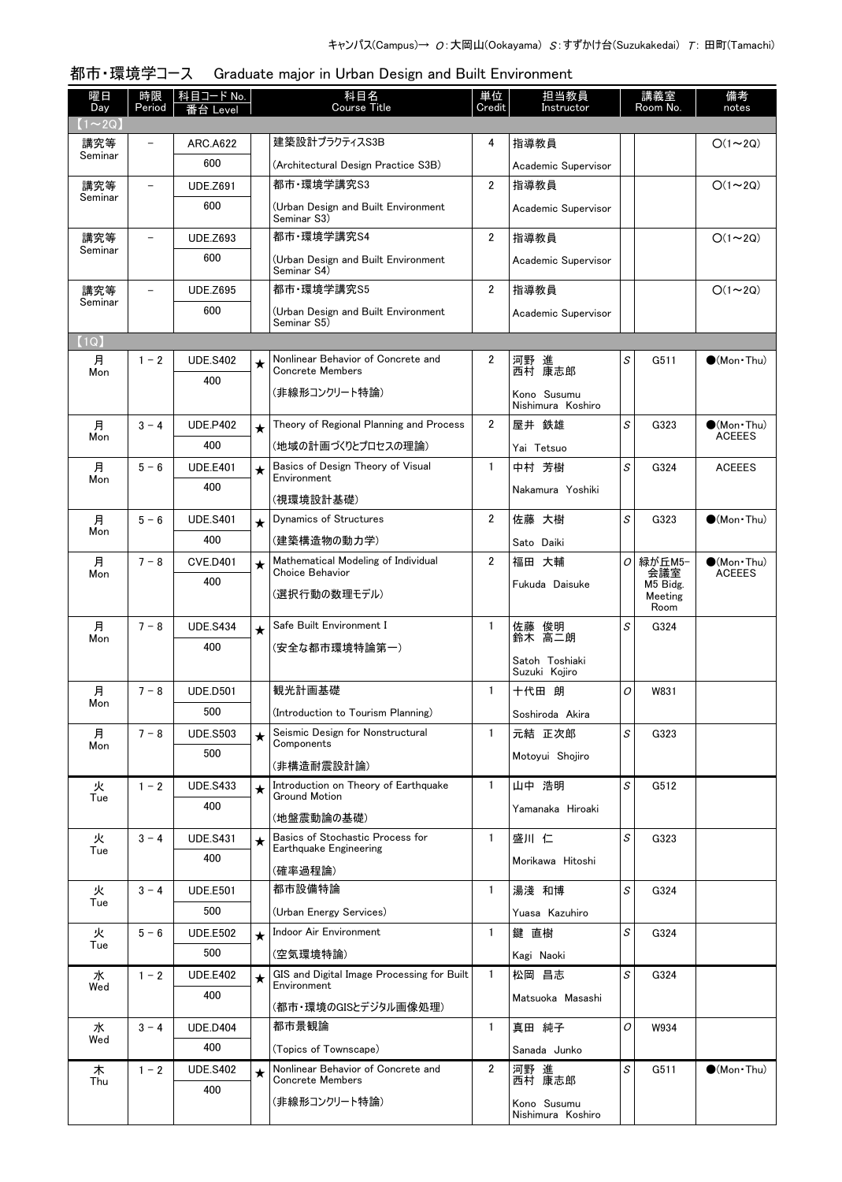キャンパス(Campus)→ O:大岡山(Ookayama) S:すずかけ台(Suzukakedai) T: 田町(Tamachi)

## 都市・環境学コース　Graduate major in Urban Design and Built Environment

| 曜日 Day | 時限 Period | 科目コード No. 番台 Level | | 科目名 Course Title | 単位 Credit | 担当教員 Instructor | 講義室 Room No. | | 備考 notes |
|---|---|---|---|---|---|---|---|---|---|
| 【1～2Q】 | | | | | | | | | |
| 講究等 Seminar | – | ARC.A622<br>600 | | 建築設計プラクティスS3B<br>(Architectural Design Practice S3B) | 4 | 指導教員<br>Academic Supervisor | | | ○(1～2Q) |
| 講究等 Seminar | – | UDE.Z691<br>600 | | 都市・環境学講究S3<br>(Urban Design and Built Environment Seminar S3) | 2 | 指導教員<br>Academic Supervisor | | | ○(1～2Q) |
| 講究等 Seminar | – | UDE.Z693<br>600 | | 都市・環境学講究S4<br>(Urban Design and Built Environment Seminar S4) | 2 | 指導教員<br>Academic Supervisor | | | ○(1～2Q) |
| 講究等 Seminar | – | UDE.Z695<br>600 | | 都市・環境学講究S5<br>(Urban Design and Built Environment Seminar S5) | 2 | 指導教員<br>Academic Supervisor | | | ○(1～2Q) |
| 【1Q】 | | | | | | | | | |
| 月 Mon | 1－2 | UDE.S402<br>400 | ★ | Nonlinear Behavior of Concrete and Concrete Members<br>(非線形コンクリート特論) | 2 | 河野 進<br>西村 康志郎<br>Kono Susumu<br>Nishimura Koshiro | S | G511 | ●(Mon・Thu) |
| 月 Mon | 3－4 | UDE.P402<br>400 | ★ | Theory of Regional Planning and Process<br>(地域の計画づくりとプロセスの理論) | 2 | 屋井 鉄雄<br>Yai Tetsuo | S | G323 | ●(Mon・Thu)<br>ACEEES |
| 月 Mon | 5－6 | UDE.E401<br>400 | ★ | Basics of Design Theory of Visual Environment<br>(視環境設計基礎) | 1 | 中村 芳樹<br>Nakamura Yoshiki | S | G324 | ACEEES |
| 月 Mon | 5－6 | UDE.S401<br>400 | ★ | Dynamics of Structures<br>(建築構造物の動力学) | 2 | 佐藤 大樹<br>Sato Daiki | S | G323 | ●(Mon・Thu) |
| 月 Mon | 7－8 | CVE.D401<br>400 | ★ | Mathematical Modeling of Individual Choice Behavior<br>(選択行動の数理モデル) | 2 | 福田 大輔<br>Fukuda Daisuke | O | 緑が丘M5-会議室<br>M5 Bldg. Meeting Room | ●(Mon・Thu)<br>ACEEES |
| 月 Mon | 7－8 | UDE.S434<br>400 | ★ | Safe Built Environment I<br>(安全な都市環境特論第一) | 1 | 佐藤 俊明<br>鈴木 高二朗<br>Satoh Toshiaki<br>Suzuki Kojiro | S | G324 | |
| 月 Mon | 7－8 | UDE.D501<br>500 | | 観光計画基礎<br>(Introduction to Tourism Planning) | 1 | 十代田 朗<br>Soshiroda Akira | O | W831 | |
| 月 Mon | 7－8 | UDE.S503<br>500 | ★ | Seismic Design for Nonstructural Components<br>(非構造耐震設計論) | 1 | 元結 正次郎<br>Motoyui Shojiro | S | G323 | |
| 火 Tue | 1－2 | UDE.S433<br>400 | ★ | Introduction on Theory of Earthquake Ground Motion<br>(地盤震動論の基礎) | 1 | 山中 浩明<br>Yamanaka Hiroaki | S | G512 | |
| 火 Tue | 3－4 | UDE.S431<br>400 | ★ | Basics of Stochastic Process for Earthquake Engineering<br>(確率過程論) | 1 | 盛川 仁<br>Morikawa Hitoshi | S | G323 | |
| 火 Tue | 3－4 | UDE.E501<br>500 | | 都市設備特論<br>(Urban Energy Services) | 1 | 湯淺 和博<br>Yuasa Kazuhiro | S | G324 | |
| 火 Tue | 5－6 | UDE.E502<br>500 | ★ | Indoor Air Environment<br>(空気環境特論) | 1 | 鍵 直樹<br>Kagi Naoki | S | G324 | |
| 水 Wed | 1－2 | UDE.E402<br>400 | ★ | GIS and Digital Image Processing for Built Environment<br>(都市・環境のGISとデジタル画像処理) | 1 | 松岡 昌志<br>Matsuoka Masashi | S | G324 | |
| 水 Wed | 3－4 | UDE.D404<br>400 | | 都市景観論<br>(Topics of Townscape) | 1 | 真田 純子<br>Sanada Junko | O | W934 | |
| 木 Thu | 1－2 | UDE.S402<br>400 | ★ | Nonlinear Behavior of Concrete and Concrete Members<br>(非線形コンクリート特論) | 2 | 河野 進<br>西村 康志郎<br>Kono Susumu<br>Nishimura Koshiro | S | G511 | ●(Mon・Thu) |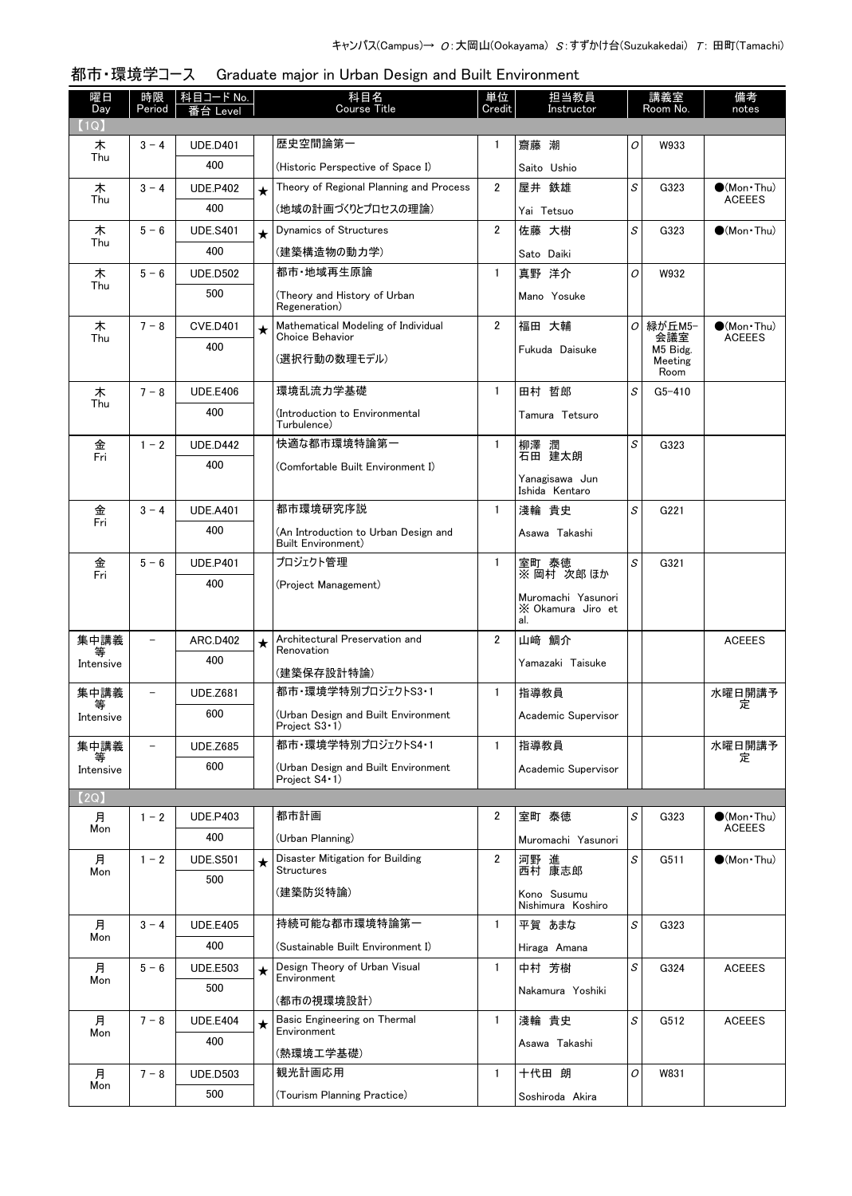キャンパス(Campus)→ O：大岡山(Ookayama) S：すずかけ台(Suzukakedai) T：田町(Tamachi)

## 都市・環境学コース　Graduate major in Urban Design and Built Environment

| 曜日 Day | 時限 Period | 科目コード No. 番台 Level | | 科目名 Course Title | 単位 Credit | 担当教員 Instructor | | 講義室 Room No. | 備考 notes |
|---|---|---|---|---|---|---|---|---|---|
| 【1Q】 | | | | | | | | | |
| 木 Thu | 3－4 | UDE.D401 400 | | 歴史空間論第一 (Historic Perspective of Space I) | 1 | 齋藤 潮 Saito Ushio | O | W933 | |
| 木 Thu | 3－4 | UDE.P402 400 | ★ | Theory of Regional Planning and Process (地域の計画づくりとプロセスの理論) | 2 | 屋井 鉄雄 Yai Tetsuo | S | G323 | ●(Mon・Thu) ACEEES |
| 木 Thu | 5－6 | UDE.S401 400 | ★ | Dynamics of Structures (建築構造物の動力学) | 2 | 佐藤 大樹 Sato Daiki | S | G323 | ●(Mon・Thu) |
| 木 Thu | 5－6 | UDE.D502 500 | | 都市・地域再生原論 (Theory and History of Urban Regeneration) | 1 | 真野 洋介 Mano Yosuke | O | W932 | |
| 木 Thu | 7－8 | CVE.D401 400 | ★ | Mathematical Modeling of Individual Choice Behavior (選択行動の数理モデル) | 2 | 福田 大輔 Fukuda Daisuke | O | 緑が丘M5-会議室 M5 Bidg. Meeting Room | ●(Mon・Thu) ACEEES |
| 木 Thu | 7－8 | UDE.E406 400 | | 環境乱流力学基礎 (Introduction to Environmental Turbulence) | 1 | 田村 哲郎 Tamura Tetsuro | S | G5-410 | |
| 金 Fri | 1－2 | UDE.D442 400 | | 快適な都市環境特論第一 (Comfortable Built Environment I) | 1 | 柳澤 潤 石田 建太朗 Yanagisawa Jun Ishida Kentaro | S | G323 | |
| 金 Fri | 3－4 | UDE.A401 400 | | 都市環境研究序説 (An Introduction to Urban Design and Built Environment) | 1 | 淺輪 貴史 Asawa Takashi | S | G221 | |
| 金 Fri | 5－6 | UDE.P401 400 | | プロジェクト管理 (Project Management) | 1 | 室町 泰徳 ※ 岡村 次郎 ほか Muromachi Yasunori ※ Okamura Jiro et al. | S | G321 | |
| 集中講義等 Intensive | － | ARC.D402 400 | ★ | Architectural Preservation and Renovation (建築保存設計特論) | 2 | 山崎 鯛介 Yamazaki Taisuke | | | ACEEES |
| 集中講義等 Intensive | － | UDE.Z681 600 | | 都市・環境学特別プロジェクトS3・1 (Urban Design and Built Environment Project S3・1) | 1 | 指導教員 Academic Supervisor | | | 水曜日開講予定 |
| 集中講義等 Intensive | － | UDE.Z685 600 | | 都市・環境学特別プロジェクトS4・1 (Urban Design and Built Environment Project S4・1) | 1 | 指導教員 Academic Supervisor | | | 水曜日開講予定 |
| 【2Q】 | | | | | | | | | |
| 月 Mon | 1－2 | UDE.P403 400 | | 都市計画 (Urban Planning) | 2 | 室町 泰徳 Muromachi Yasunori | S | G323 | ●(Mon・Thu) ACEEES |
| 月 Mon | 1－2 | UDE.S501 500 | ★ | Disaster Mitigation for Building Structures (建築防災特論) | 2 | 河野 進 西村 康志郎 Kono Susumu Nishimura Koshiro | S | G511 | ●(Mon・Thu) |
| 月 Mon | 3－4 | UDE.E405 400 | | 持続可能な都市環境特論第一 (Sustainable Built Environment I) | 1 | 平賀 あまな Hiraga Amana | S | G323 | |
| 月 Mon | 5－6 | UDE.E503 500 | ★ | Design Theory of Urban Visual Environment (都市の視環境設計) | 1 | 中村 芳樹 Nakamura Yoshiki | S | G324 | ACEEES |
| 月 Mon | 7－8 | UDE.E404 400 | ★ | Basic Engineering on Thermal Environment (熱環境工学基礎) | 1 | 淺輪 貴史 Asawa Takashi | S | G512 | ACEEES |
| 月 Mon | 7－8 | UDE.D503 500 | | 観光計画応用 (Tourism Planning Practice) | 1 | 十代田 朗 Soshiroda Akira | O | W831 | |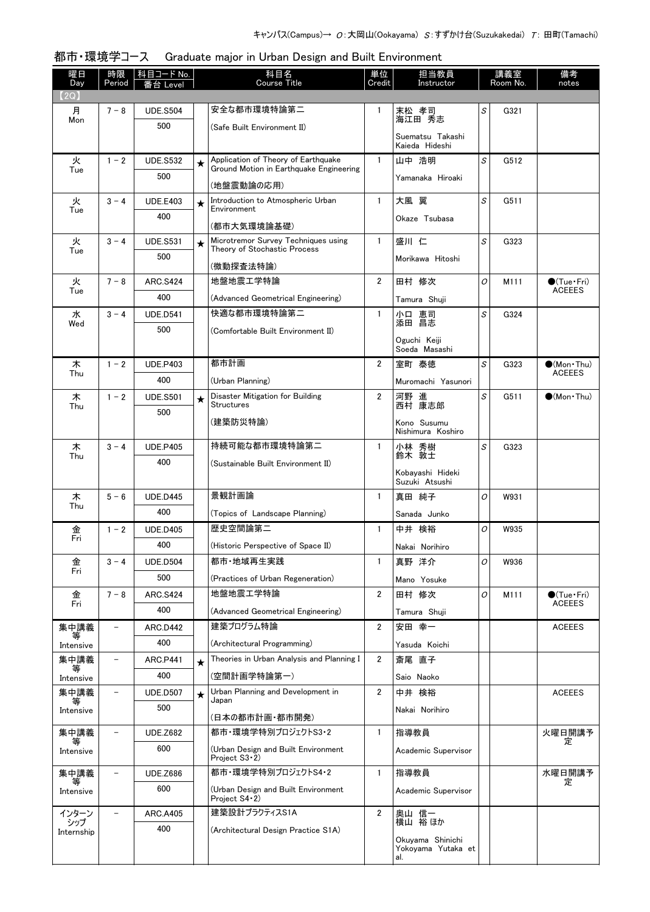キャンパス(Campus)→ O：大岡山(Ookayama) S：すずかけ台(Suzukakedai) T：田町(Tamachi)

## 都市・環境学コース　Graduate major in Urban Design and Built Environment

| 曜日 Day | 時限 Period | 科目コード No. 番台 Level | | 科目名 Course Title | 単位 Credit | 担当教員 Instructor | 講義室 Room No. | | 備考 notes |
|---|---|---|---|---|---|---|---|---|---|
| 【2Q】 | | | | | | | | | |
| 月 Mon | 7－8 | UDE.S504 500 | | 安全な都市環境特論第二 (Safe Built Environment II) | 1 | 末松 孝司 海江田 秀志 Suematsu Takashi Kaieda Hideshi | S | G321 | |
| 火 Tue | 1－2 | UDE.S532 500 | ★ | Application of Theory of Earthquake Ground Motion in Earthquake Engineering (地盤震動論の応用) | 1 | 山中 浩明 Yamanaka Hiroaki | S | G512 | |
| 火 Tue | 3－4 | UDE.E403 400 | ★ | Introduction to Atmospheric Urban Environment (都市大気環境論基礎) | 1 | 大風 翼 Okaze Tsubasa | S | G511 | |
| 火 Tue | 3－4 | UDE.S531 500 | ★ | Microtremor Survey Techniques using Theory of Stochastic Process (微動探査法特論) | 1 | 盛川 仁 Morikawa Hitoshi | S | G323 | |
| 火 Tue | 7－8 | ARC.S424 400 | | 地盤地震工学特論 (Advanced Geometrical Engineering) | 2 | 田村 修次 Tamura Shuji | O | M111 | ●(Tue・Fri) ACEEES |
| 水 Wed | 3－4 | UDE.D541 500 | | 快適な都市環境特論第二 (Comfortable Built Environment II) | 1 | 小口 恵司 添田 昌志 Oguchi Keiji Soeda Masashi | S | G324 | |
| 木 Thu | 1－2 | UDE.P403 400 | | 都市計画 (Urban Planning) | 2 | 室町 泰徳 Muromachi Yasunori | S | G323 | ●(Mon・Thu) ACEEES |
| 木 Thu | 1－2 | UDE.S501 500 | ★ | Disaster Mitigation for Building Structures (建築防災特論) | 2 | 河野 進 西村 康志郎 Kono Susumu Nishimura Koshiro | S | G511 | ●(Mon・Thu) |
| 木 Thu | 3－4 | UDE.P405 400 | | 持続可能な都市環境特論第二 (Sustainable Built Environment II) | 1 | 小林 秀樹 鈴木 敦士 Kobayashi Hideki Suzuki Atsushi | S | G323 | |
| 木 Thu | 5－6 | UDE.D445 400 | | 景観計画論 (Topics of Landscape Planning) | 1 | 真田 純子 Sanada Junko | O | W931 | |
| 金 Fri | 1－2 | UDE.D405 400 | | 歴史空間論第二 (Historic Perspective of Space II) | 1 | 中井 検裕 Nakai Norihiro | O | W935 | |
| 金 Fri | 3－4 | UDE.D504 500 | | 都市・地域再生実践 (Practices of Urban Regeneration) | 1 | 真野 洋介 Mano Yosuke | O | W936 | |
| 金 Fri | 7－8 | ARC.S424 400 | | 地盤地震工学特論 (Advanced Geometrical Engineering) | 2 | 田村 修次 Tamura Shuji | O | M111 | ●(Tue・Fri) ACEEES |
| 集中講義等 Intensive | － | ARC.D442 400 | | 建築プログラム特論 (Architectural Programming) | 2 | 安田 幸一 Yasuda Koichi | | | ACEEES |
| 集中講義等 Intensive | － | ARC.P441 400 | ★ | Theories in Urban Analysis and Planning I (空間計画学特論第一) | 2 | 斎尾 直子 Saio Naoko | | | |
| 集中講義等 Intensive | － | UDE.D507 500 | ★ | Urban Planning and Development in Japan (日本の都市計画・都市開発) | 2 | 中井 検裕 Nakai Norihiro | | | ACEEES |
| 集中講義等 Intensive | － | UDE.Z682 600 | | 都市・環境学特別プロジェクトS3・2 (Urban Design and Built Environment Project S3・2) | 1 | 指導教員 Academic Supervisor | | | 火曜日開講予定 |
| 集中講義等 Intensive | － | UDE.Z686 600 | | 都市・環境学特別プロジェクトS4・2 (Urban Design and Built Environment Project S4・2) | 1 | 指導教員 Academic Supervisor | | | 水曜日開講予定 |
| インターンシップ Internship | － | ARC.A405 400 | | 建築設計プラクティスS1A (Architectural Design Practice S1A) | 2 | 奥山 信一 横山 裕 ほか Okuyama Shinichi Yokoyama Yutaka et al. | | | |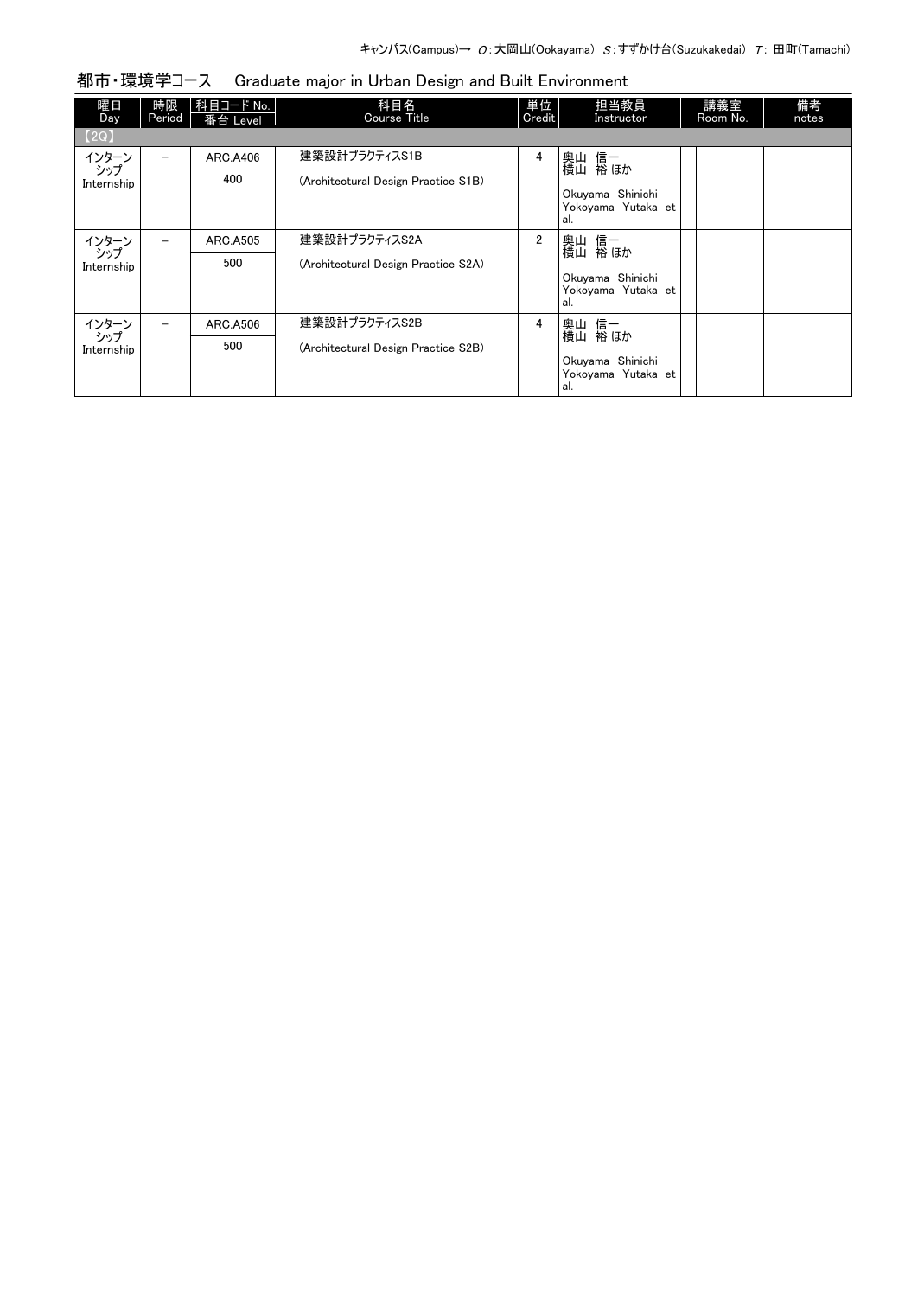キャンパス(Campus)→ O：大岡山(Ookayama) S：すずかけ台(Suzukakedai) T：田町(Tamachi)

## 都市・環境学コース　Graduate major in Urban Design and Built Environment

| 曜日 Day | 時限 Period | 科目コード No. 番台 Level | 科目名 Course Title | 単位 Credit | 担当教員 Instructor | 講義室 Room No. | 備考 notes |
|---|---|---|---|---|---|---|---|
| 【2Q】 | | | | | | | |
| インターンシップ Internship | － | ARC.A406 400 | 建築設計プラクティスS1B (Architectural Design Practice S1B) | 4 | 奥山 信一 横山 裕 ほか Okuyama Shinichi Yokoyama Yutaka et al. | | |
| インターンシップ Internship | － | ARC.A505 500 | 建築設計プラクティスS2A (Architectural Design Practice S2A) | 2 | 奥山 信一 横山 裕 ほか Okuyama Shinichi Yokoyama Yutaka et al. | | |
| インターンシップ Internship | － | ARC.A506 500 | 建築設計プラクティスS2B (Architectural Design Practice S2B) | 4 | 奥山 信一 横山 裕 ほか Okuyama Shinichi Yokoyama Yutaka et al. | | |